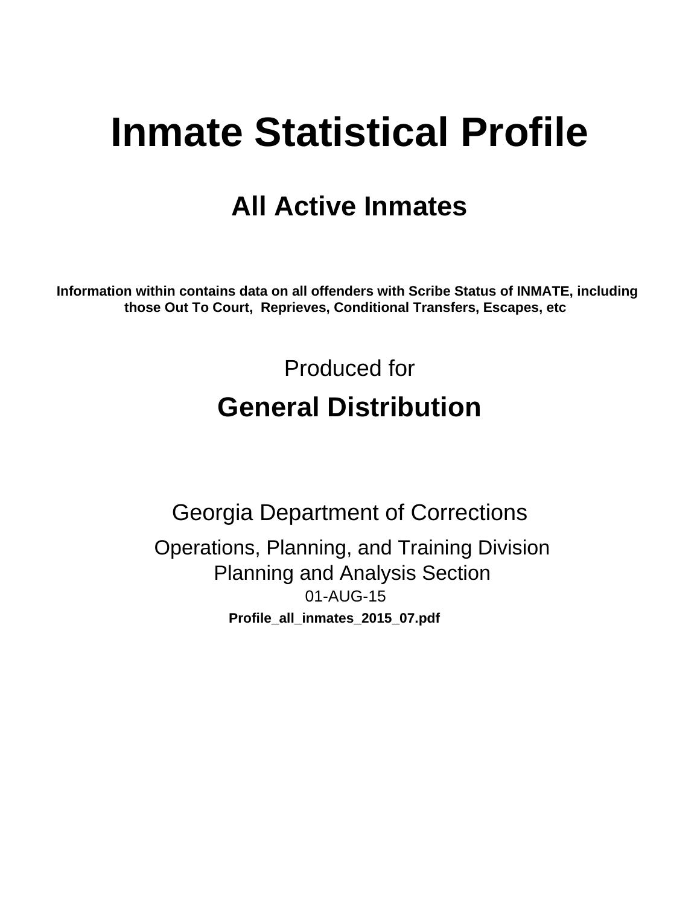# Inmate Statistical Profile

## All Active Inmates

**Information within contains data on all offenders with Scribe Status of INMATE, including those Out To Court, Reprieves, Conditional Transfers, Escapes, etc**

Produced for

## General Distribution

Georgia Department of Corrections

Operations, Planning, and Training Division
Planning and Analysis Section
01-AUG-15

**Profile_all_inmates_2015_07.pdf**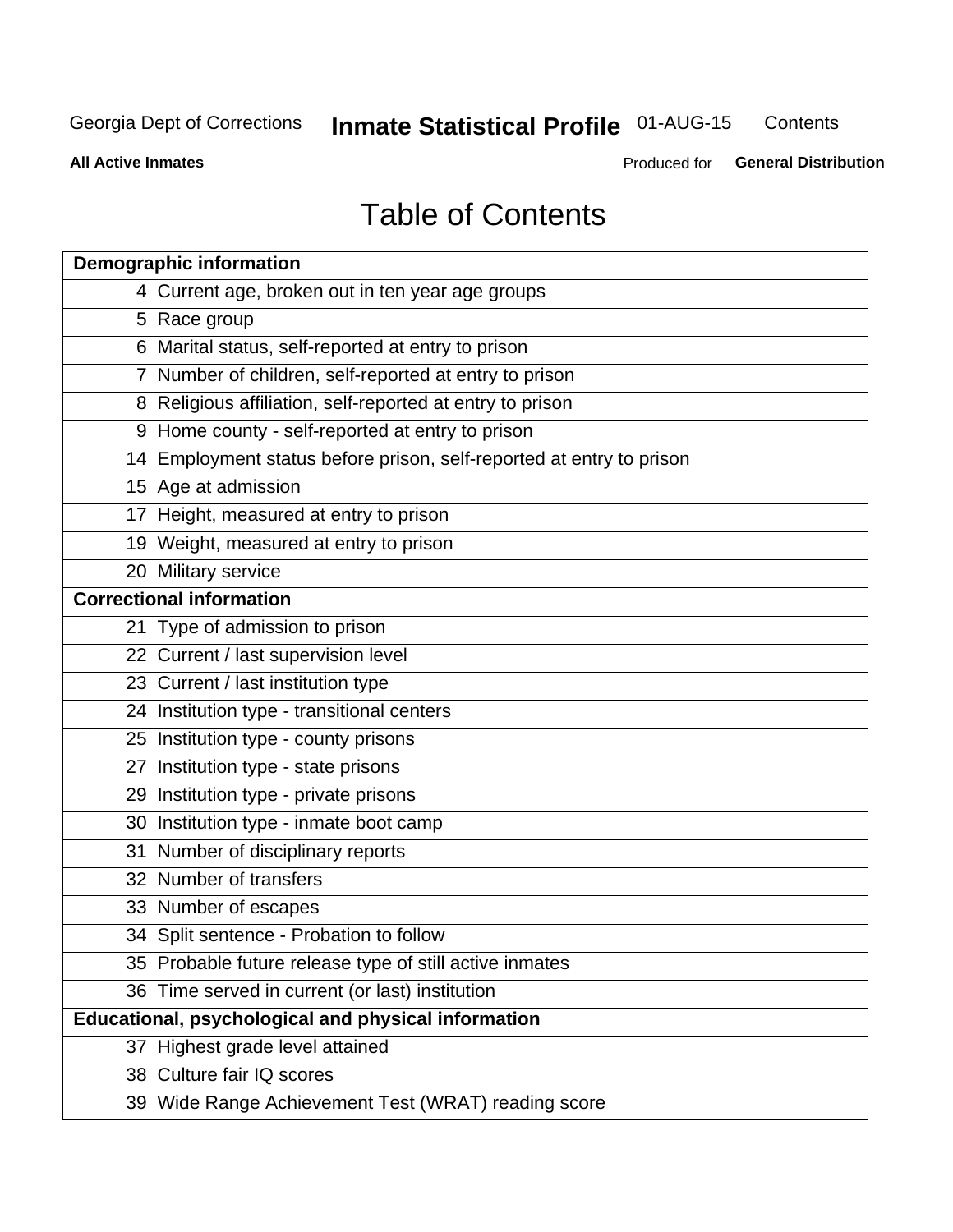# Table of Contents

| Demographic information | |
|---|---|
| 4 | Current age, broken out in ten year age groups |
| 5 | Race group |
| 6 | Marital status, self-reported at entry to prison |
| 7 | Number of children, self-reported at entry to prison |
| 8 | Religious affiliation, self-reported at entry to prison |
| 9 | Home county - self-reported at entry to prison |
| 14 | Employment status before prison, self-reported at entry to prison |
| 15 | Age at admission |
| 17 | Height, measured at entry to prison |
| 19 | Weight, measured at entry to prison |
| 20 | Military service |
| **Correctional information** | |
| 21 | Type of admission to prison |
| 22 | Current / last supervision level |
| 23 | Current / last institution type |
| 24 | Institution type - transitional centers |
| 25 | Institution type - county prisons |
| 27 | Institution type - state prisons |
| 29 | Institution type - private prisons |
| 30 | Institution type - inmate boot camp |
| 31 | Number of disciplinary reports |
| 32 | Number of transfers |
| 33 | Number of escapes |
| 34 | Split sentence - Probation to follow |
| 35 | Probable future release type of still active inmates |
| 36 | Time served in current (or last) institution |
| **Educational, psychological and physical information** | |
| 37 | Highest grade level attained |
| 38 | Culture fair IQ scores |
| 39 | Wide Range Achievement Test (WRAT) reading score |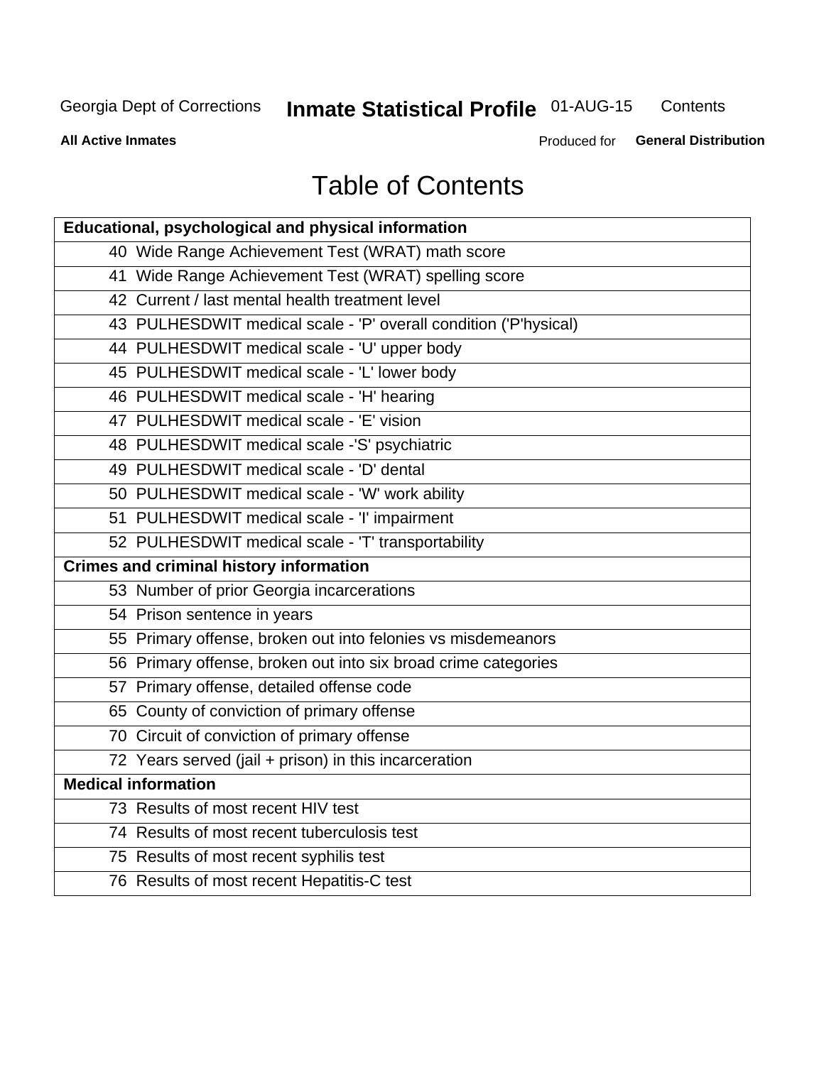# Table of Contents

| Educational, psychological and physical information |
|---|
| 40 Wide Range Achievement Test (WRAT) math score |
| 41 Wide Range Achievement Test (WRAT) spelling score |
| 42 Current / last mental health treatment level |
| 43 PULHESDWIT medical scale - 'P' overall condition ('P'hysical) |
| 44 PULHESDWIT medical scale - 'U' upper body |
| 45 PULHESDWIT medical scale - 'L' lower body |
| 46 PULHESDWIT medical scale - 'H' hearing |
| 47 PULHESDWIT medical scale - 'E' vision |
| 48 PULHESDWIT medical scale -'S' psychiatric |
| 49 PULHESDWIT medical scale - 'D' dental |
| 50 PULHESDWIT medical scale - 'W' work ability |
| 51 PULHESDWIT medical scale - 'I' impairment |
| 52 PULHESDWIT medical scale - 'T' transportability |
| **Crimes and criminal history information** |
| 53 Number of prior Georgia incarcerations |
| 54 Prison sentence in years |
| 55 Primary offense, broken out into felonies vs misdemeanors |
| 56 Primary offense, broken out into six broad crime categories |
| 57 Primary offense, detailed offense code |
| 65 County of conviction of primary offense |
| 70 Circuit of conviction of primary offense |
| 72 Years served (jail + prison) in this incarceration |
| **Medical information** |
| 73 Results of most recent HIV test |
| 74 Results of most recent tuberculosis test |
| 75 Results of most recent syphilis test |
| 76 Results of most recent Hepatitis-C test |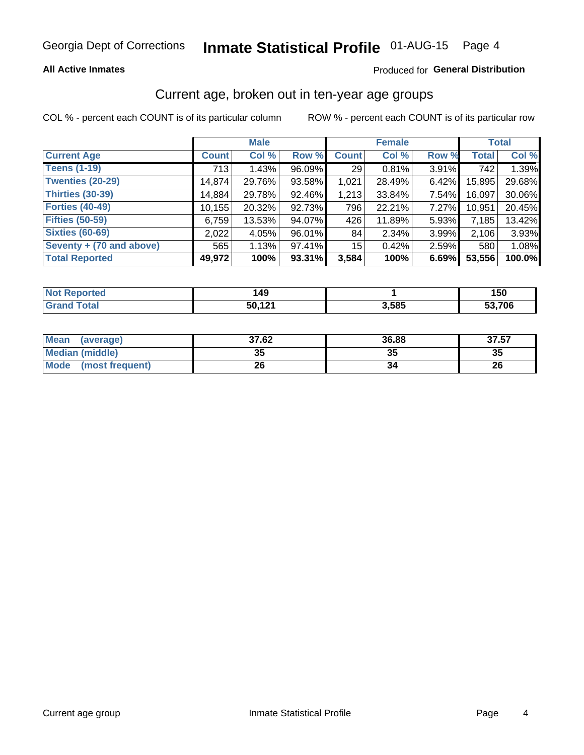Georgia Dept of Corrections **Inmate Statistical Profile** 01-AUG-15

**All Active Inmates**

Produced for **General Distribution**

## Current age, broken out in ten-year age groups

COL % - percent each COUNT is of its particular column ROW % - percent each COUNT is of its particular row

| | Male | | | Female | | | Total | |
|---|---|---|---|---|---|---|---|---|
| **Current Age** | **Count** | **Col %** | **Row %** | **Count** | **Col %** | **Row %** | **Total** | **Col %** |
| **Teens (1-19)** | 713 | 1.43% | 96.09% | 29 | 0.81% | 3.91% | 742 | 1.39% |
| **Twenties (20-29)** | 14,874 | 29.76% | 93.58% | 1,021 | 28.49% | 6.42% | 15,895 | 29.68% |
| **Thirties (30-39)** | 14,884 | 29.78% | 92.46% | 1,213 | 33.84% | 7.54% | 16,097 | 30.06% |
| **Forties (40-49)** | 10,155 | 20.32% | 92.73% | 796 | 22.21% | 7.27% | 10,951 | 20.45% |
| **Fifties (50-59)** | 6,759 | 13.53% | 94.07% | 426 | 11.89% | 5.93% | 7,185 | 13.42% |
| **Sixties (60-69)** | 2,022 | 4.05% | 96.01% | 84 | 2.34% | 3.99% | 2,106 | 3.93% |
| **Seventy + (70 and above)** | 565 | 1.13% | 97.41% | 15 | 0.42% | 2.59% | 580 | 1.08% |
| **Total Reported** | **49,972** | **100%** | **93.31%** | **3,584** | **100%** | **6.69%** | **53,556** | **100.0%** |

| | Male | Female | Total |
|---|---|---|---|
| **Not Reported** | **149** | **1** | **150** |
| **Grand Total** | **50,121** | **3,585** | **53,706** |

| | Male | Female | Total |
|---|---|---|---|
| **Mean (average)** | **37.62** | **36.88** | **37.57** |
| **Median (middle)** | **35** | **35** | **35** |
| **Mode (most frequent)** | **26** | **34** | **26** |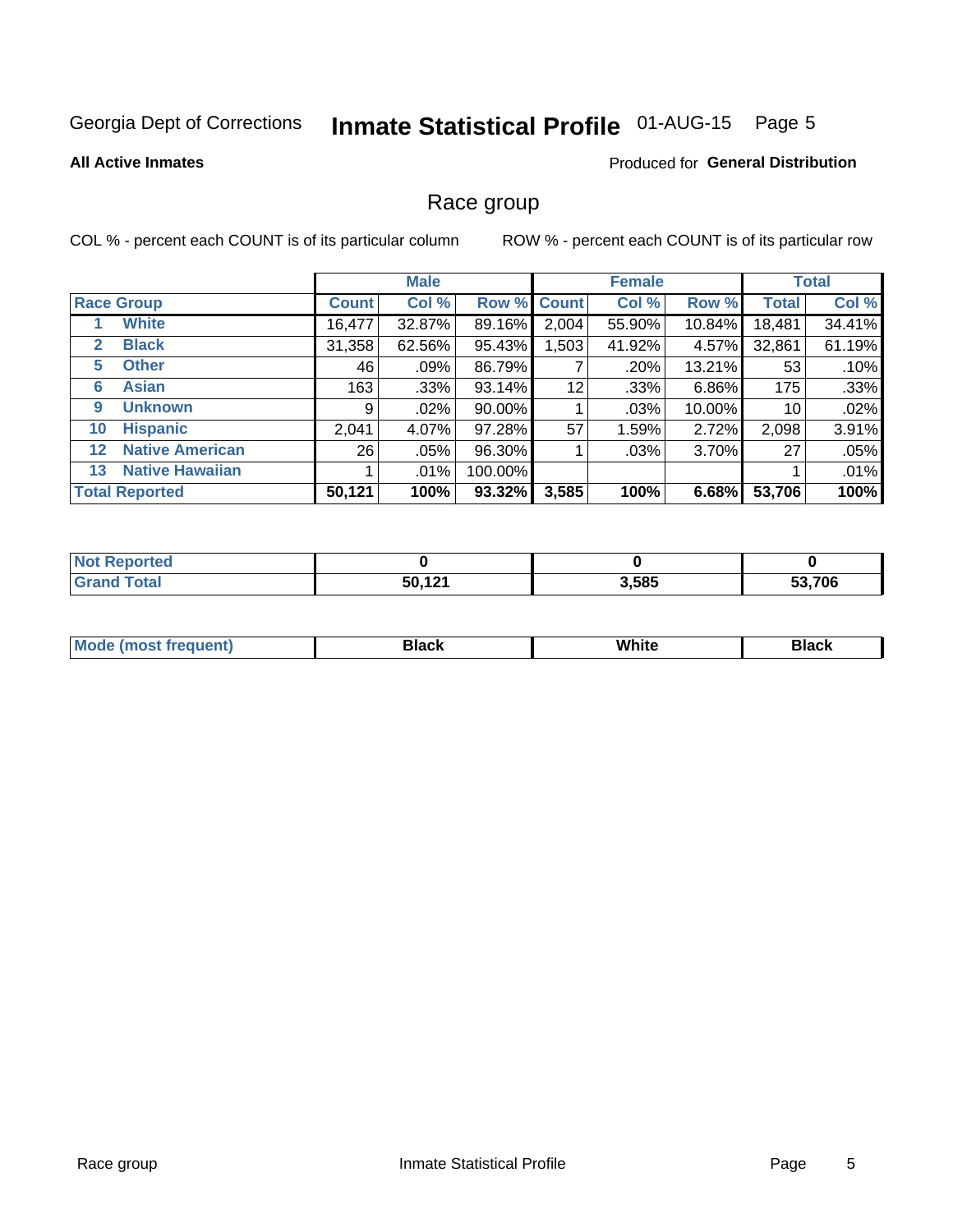Georgia Dept of Corrections **Inmate Statistical Profile** 01-AUG-15

**All Active Inmates**

Produced for **General Distribution**

## Race group

COL % - percent each COUNT is of its particular column

ROW % - percent each COUNT is of its particular row

| | Male | | | Female | | | Total | |
|---|---|---|---|---|---|---|---|---|
| **Race Group** | **Count** | **Col %** | **Row %** | **Count** | **Col %** | **Row %** | **Total** | **Col %** |
| 1 **White** | 16,477 | 32.87% | 89.16% | 2,004 | 55.90% | 10.84% | 18,481 | 34.41% |
| 2 **Black** | 31,358 | 62.56% | 95.43% | 1,503 | 41.92% | 4.57% | 32,861 | 61.19% |
| 5 **Other** | 46 | .09% | 86.79% | 7 | .20% | 13.21% | 53 | .10% |
| 6 **Asian** | 163 | .33% | 93.14% | 12 | .33% | 6.86% | 175 | .33% |
| 9 **Unknown** | 9 | .02% | 90.00% | 1 | .03% | 10.00% | 10 | .02% |
| 10 **Hispanic** | 2,041 | 4.07% | 97.28% | 57 | 1.59% | 2.72% | 2,098 | 3.91% |
| 12 **Native American** | 26 | .05% | 96.30% | 1 | .03% | 3.70% | 27 | .05% |
| 13 **Native Hawaiian** | 1 | .01% | 100.00% | | | | 1 | .01% |
| **Total Reported** | **50,121** | **100%** | **93.32%** | **3,585** | **100%** | **6.68%** | **53,706** | **100%** |

| | Male | Female | Total |
|---|---|---|---|
| **Not Reported** | **0** | **0** | **0** |
| **Grand Total** | **50,121** | **3,585** | **53,706** |

| | Male | Female | Total |
|---|---|---|---|
| **Mode (most frequent)** | **Black** | **White** | **Black** |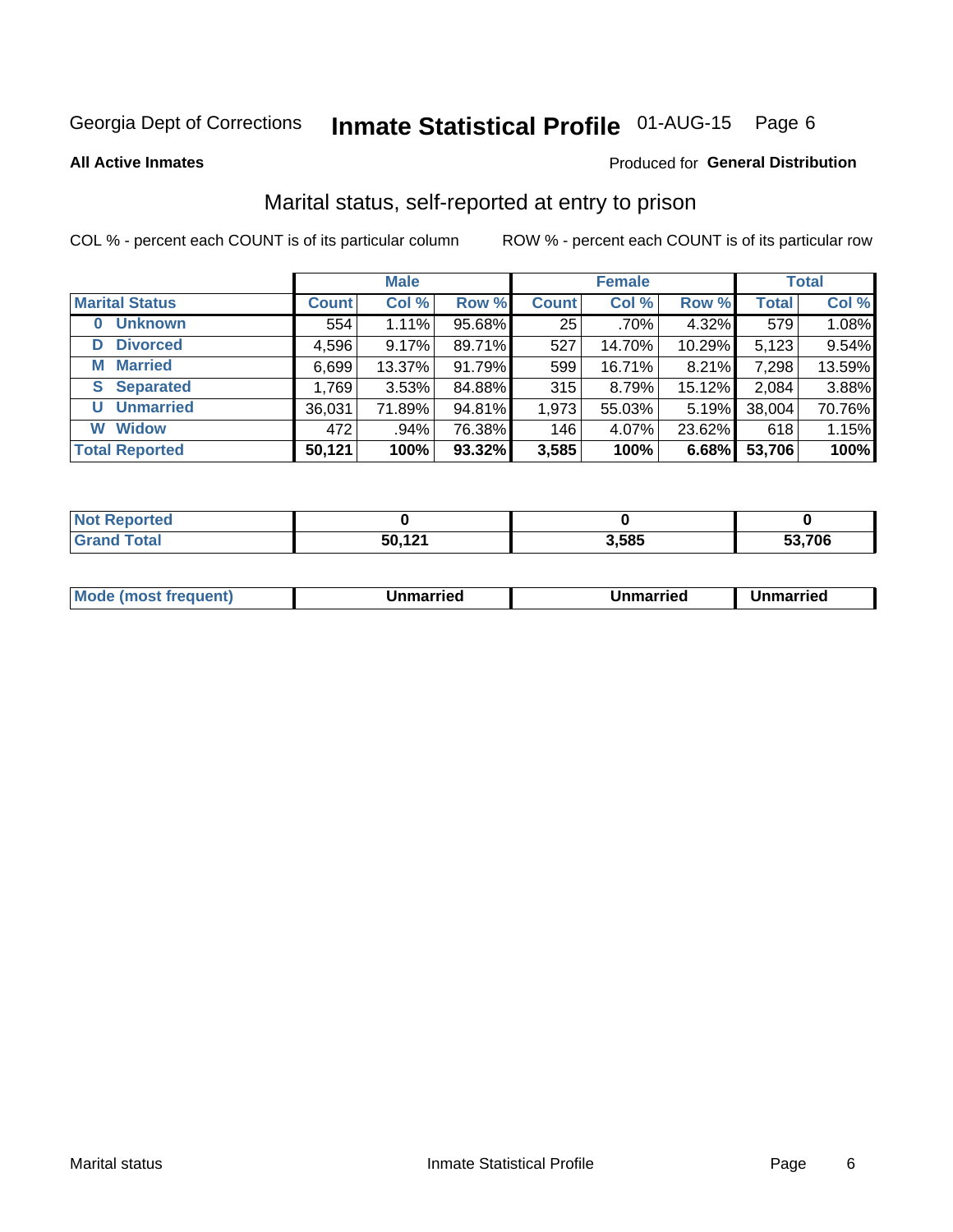Georgia Dept of Corrections **Inmate Statistical Profile** 01-AUG-15

**All Active Inmates** Produced for **General Distribution**

## Marital status, self-reported at entry to prison

COL % - percent each COUNT is of its particular column ROW % - percent each COUNT is of its particular row

| | Male | | | Female | | | Total | |
|---|---|---|---|---|---|---|---|---|
| **Marital Status** | **Count** | **Col %** | **Row %** | **Count** | **Col %** | **Row %** | **Total** | **Col %** |
| 0 Unknown | 554 | 1.11% | 95.68% | 25 | .70% | 4.32% | 579 | 1.08% |
| D Divorced | 4,596 | 9.17% | 89.71% | 527 | 14.70% | 10.29% | 5,123 | 9.54% |
| M Married | 6,699 | 13.37% | 91.79% | 599 | 16.71% | 8.21% | 7,298 | 13.59% |
| S Separated | 1,769 | 3.53% | 84.88% | 315 | 8.79% | 15.12% | 2,084 | 3.88% |
| U Unmarried | 36,031 | 71.89% | 94.81% | 1,973 | 55.03% | 5.19% | 38,004 | 70.76% |
| W Widow | 472 | .94% | 76.38% | 146 | 4.07% | 23.62% | 618 | 1.15% |
| **Total Reported** | **50,121** | **100%** | **93.32%** | **3,585** | **100%** | **6.68%** | **53,706** | **100%** |

| | Male | Female | Total |
|---|---|---|---|
| Not Reported | 0 | 0 | 0 |
| Grand Total | 50,121 | 3,585 | 53,706 |

| | Male | Female | Total |
|---|---|---|---|
| Mode (most frequent) | Unmarried | Unmarried | Unmarried |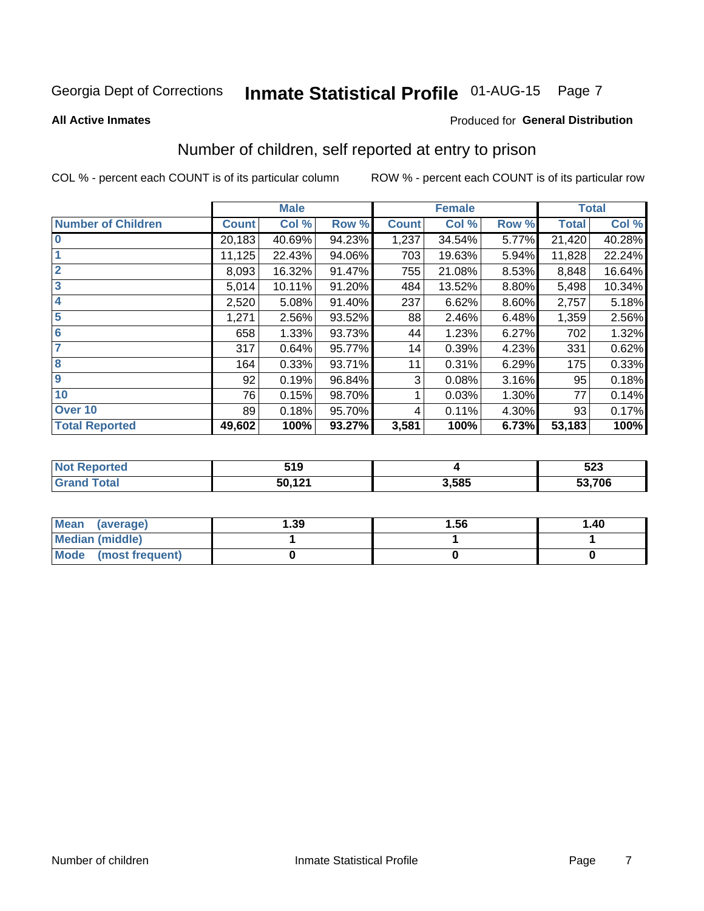Georgia Dept of Corrections **Inmate Statistical Profile** 01-AUG-15

**All Active Inmates**

Produced for **General Distribution**

## Number of children, self reported at entry to prison

COL % - percent each COUNT is of its particular column

ROW % - percent each COUNT is of its particular row

| | Male | | | Female | | | Total | |
|---|---|---|---|---|---|---|---|---|
| Number of Children | Count | Col % | Row % | Count | Col % | Row % | Total | Col % |
| 0 | 20,183 | 40.69% | 94.23% | 1,237 | 34.54% | 5.77% | 21,420 | 40.28% |
| 1 | 11,125 | 22.43% | 94.06% | 703 | 19.63% | 5.94% | 11,828 | 22.24% |
| 2 | 8,093 | 16.32% | 91.47% | 755 | 21.08% | 8.53% | 8,848 | 16.64% |
| 3 | 5,014 | 10.11% | 91.20% | 484 | 13.52% | 8.80% | 5,498 | 10.34% |
| 4 | 2,520 | 5.08% | 91.40% | 237 | 6.62% | 8.60% | 2,757 | 5.18% |
| 5 | 1,271 | 2.56% | 93.52% | 88 | 2.46% | 6.48% | 1,359 | 2.56% |
| 6 | 658 | 1.33% | 93.73% | 44 | 1.23% | 6.27% | 702 | 1.32% |
| 7 | 317 | 0.64% | 95.77% | 14 | 0.39% | 4.23% | 331 | 0.62% |
| 8 | 164 | 0.33% | 93.71% | 11 | 0.31% | 6.29% | 175 | 0.33% |
| 9 | 92 | 0.19% | 96.84% | 3 | 0.08% | 3.16% | 95 | 0.18% |
| 10 | 76 | 0.15% | 98.70% | 1 | 0.03% | 1.30% | 77 | 0.14% |
| Over 10 | 89 | 0.18% | 95.70% | 4 | 0.11% | 4.30% | 93 | 0.17% |
| **Total Reported** | **49,602** | **100%** | **93.27%** | **3,581** | **100%** | **6.73%** | **53,183** | **100%** |

| | Male | Female | Total |
|---|---|---|---|
| Not Reported | **519** | **4** | **523** |
| Grand Total | **50,121** | **3,585** | **53,706** |

| | Male | Female | Total |
|---|---|---|---|
| Mean (average) | **1.39** | **1.56** | **1.40** |
| Median (middle) | **1** | **1** | **1** |
| Mode (most frequent) | **0** | **0** | **0** |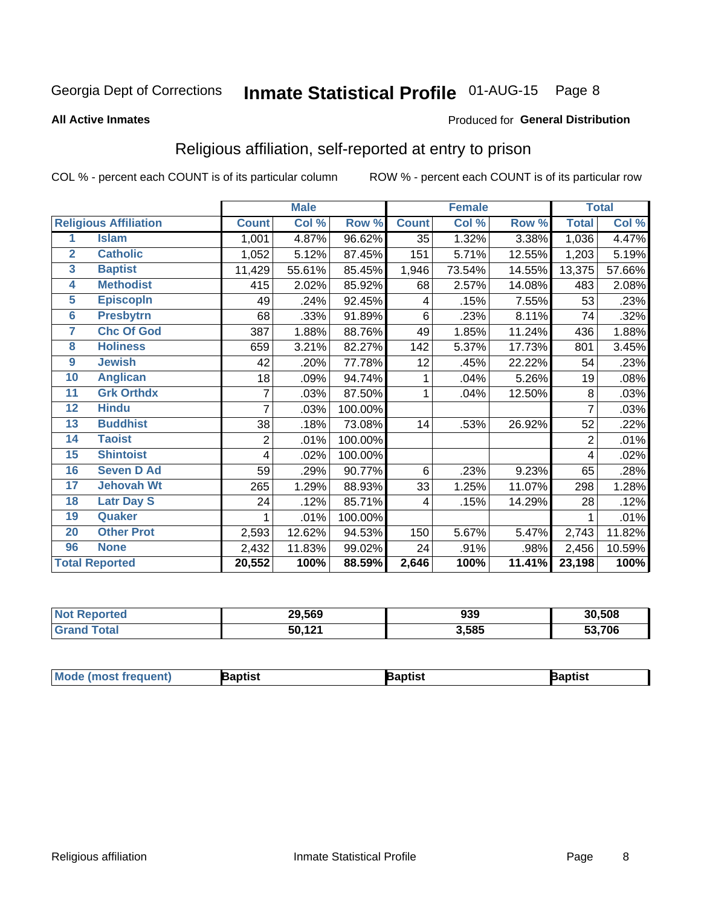Georgia Dept of Corrections **Inmate Statistical Profile** 01-AUG-15 Page 8

**All Active Inmates**

Produced for **General Distribution**

## Religious affiliation, self-reported at entry to prison

COL % - percent each COUNT is of its particular column    ROW % - percent each COUNT is of its particular row

| | | Male | | | Female | | | Total | |
|---|---|---|---|---|---|---|---|---|---|
| **Religious Affiliation** | | **Count** | **Col %** | **Row %** | **Count** | **Col %** | **Row %** | **Total** | **Col %** |
| 1 | Islam | 1,001 | 4.87% | 96.62% | 35 | 1.32% | 3.38% | 1,036 | 4.47% |
| 2 | Catholic | 1,052 | 5.12% | 87.45% | 151 | 5.71% | 12.55% | 1,203 | 5.19% |
| 3 | Baptist | 11,429 | 55.61% | 85.45% | 1,946 | 73.54% | 14.55% | 13,375 | 57.66% |
| 4 | Methodist | 415 | 2.02% | 85.92% | 68 | 2.57% | 14.08% | 483 | 2.08% |
| 5 | Episcopln | 49 | .24% | 92.45% | 4 | .15% | 7.55% | 53 | .23% |
| 6 | Presbytrn | 68 | .33% | 91.89% | 6 | .23% | 8.11% | 74 | .32% |
| 7 | Chc Of God | 387 | 1.88% | 88.76% | 49 | 1.85% | 11.24% | 436 | 1.88% |
| 8 | Holiness | 659 | 3.21% | 82.27% | 142 | 5.37% | 17.73% | 801 | 3.45% |
| 9 | Jewish | 42 | .20% | 77.78% | 12 | .45% | 22.22% | 54 | .23% |
| 10 | Anglican | 18 | .09% | 94.74% | 1 | .04% | 5.26% | 19 | .08% |
| 11 | Grk Orthdx | 7 | .03% | 87.50% | 1 | .04% | 12.50% | 8 | .03% |
| 12 | Hindu | 7 | .03% | 100.00% | | | | 7 | .03% |
| 13 | Buddhist | 38 | .18% | 73.08% | 14 | .53% | 26.92% | 52 | .22% |
| 14 | Taoist | 2 | .01% | 100.00% | | | | 2 | .01% |
| 15 | Shintoist | 4 | .02% | 100.00% | | | | 4 | .02% |
| 16 | Seven D Ad | 59 | .29% | 90.77% | 6 | .23% | 9.23% | 65 | .28% |
| 17 | Jehovah Wt | 265 | 1.29% | 88.93% | 33 | 1.25% | 11.07% | 298 | 1.28% |
| 18 | Latr Day S | 24 | .12% | 85.71% | 4 | .15% | 14.29% | 28 | .12% |
| 19 | Quaker | 1 | .01% | 100.00% | | | | 1 | .01% |
| 20 | Other Prot | 2,593 | 12.62% | 94.53% | 150 | 5.67% | 5.47% | 2,743 | 11.82% |
| 96 | None | 2,432 | 11.83% | 99.02% | 24 | .91% | .98% | 2,456 | 10.59% |
| **Total Reported** | | **20,552** | **100%** | **88.59%** | **2,646** | **100%** | **11.41%** | **23,198** | **100%** |

| | Male | Female | Total |
|---|---|---|---|
| Not Reported | 29,569 | 939 | 30,508 |
| Grand Total | 50,121 | 3,585 | 53,706 |

| | Male | Female | Total |
|---|---|---|---|
| Mode (most frequent) | Baptist | Baptist | Baptist |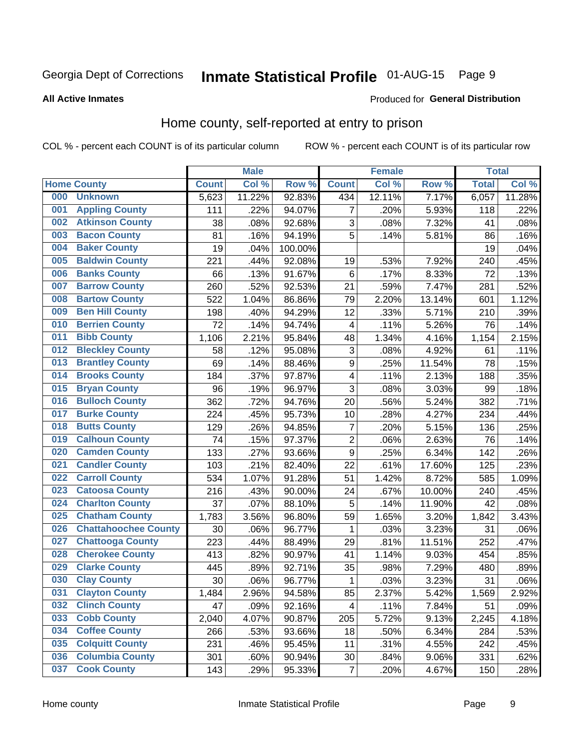Georgia Dept of Corrections **Inmate Statistical Profile** 01-AUG-15

**All Active Inmates**

Produced for **General Distribution**

## Home county, self-reported at entry to prison

COL % - percent each COUNT is of its particular column ROW % - percent each COUNT is of its particular row

| Home County | | Male | | | Female | | | Total | |
|---|---|---|---|---|---|---|---|---|---|
| | | Count | Col % | Row % | Count | Col % | Row % | Total | Col % |
| 000 | Unknown | 5,623 | 11.22% | 92.83% | 434 | 12.11% | 7.17% | 6,057 | 11.28% |
| 001 | Appling County | 111 | .22% | 94.07% | 7 | .20% | 5.93% | 118 | .22% |
| 002 | Atkinson County | 38 | .08% | 92.68% | 3 | .08% | 7.32% | 41 | .08% |
| 003 | Bacon County | 81 | .16% | 94.19% | 5 | .14% | 5.81% | 86 | .16% |
| 004 | Baker County | 19 | .04% | 100.00% | | | | 19 | .04% |
| 005 | Baldwin County | 221 | .44% | 92.08% | 19 | .53% | 7.92% | 240 | .45% |
| 006 | Banks County | 66 | .13% | 91.67% | 6 | .17% | 8.33% | 72 | .13% |
| 007 | Barrow County | 260 | .52% | 92.53% | 21 | .59% | 7.47% | 281 | .52% |
| 008 | Bartow County | 522 | 1.04% | 86.86% | 79 | 2.20% | 13.14% | 601 | 1.12% |
| 009 | Ben Hill County | 198 | .40% | 94.29% | 12 | .33% | 5.71% | 210 | .39% |
| 010 | Berrien County | 72 | .14% | 94.74% | 4 | .11% | 5.26% | 76 | .14% |
| 011 | Bibb County | 1,106 | 2.21% | 95.84% | 48 | 1.34% | 4.16% | 1,154 | 2.15% |
| 012 | Bleckley County | 58 | .12% | 95.08% | 3 | .08% | 4.92% | 61 | .11% |
| 013 | Brantley County | 69 | .14% | 88.46% | 9 | .25% | 11.54% | 78 | .15% |
| 014 | Brooks County | 184 | .37% | 97.87% | 4 | .11% | 2.13% | 188 | .35% |
| 015 | Bryan County | 96 | .19% | 96.97% | 3 | .08% | 3.03% | 99 | .18% |
| 016 | Bulloch County | 362 | .72% | 94.76% | 20 | .56% | 5.24% | 382 | .71% |
| 017 | Burke County | 224 | .45% | 95.73% | 10 | .28% | 4.27% | 234 | .44% |
| 018 | Butts County | 129 | .26% | 94.85% | 7 | .20% | 5.15% | 136 | .25% |
| 019 | Calhoun County | 74 | .15% | 97.37% | 2 | .06% | 2.63% | 76 | .14% |
| 020 | Camden County | 133 | .27% | 93.66% | 9 | .25% | 6.34% | 142 | .26% |
| 021 | Candler County | 103 | .21% | 82.40% | 22 | .61% | 17.60% | 125 | .23% |
| 022 | Carroll County | 534 | 1.07% | 91.28% | 51 | 1.42% | 8.72% | 585 | 1.09% |
| 023 | Catoosa County | 216 | .43% | 90.00% | 24 | .67% | 10.00% | 240 | .45% |
| 024 | Charlton County | 37 | .07% | 88.10% | 5 | .14% | 11.90% | 42 | .08% |
| 025 | Chatham County | 1,783 | 3.56% | 96.80% | 59 | 1.65% | 3.20% | 1,842 | 3.43% |
| 026 | Chattahoochee County | 30 | .06% | 96.77% | 1 | .03% | 3.23% | 31 | .06% |
| 027 | Chattooga County | 223 | .44% | 88.49% | 29 | .81% | 11.51% | 252 | .47% |
| 028 | Cherokee County | 413 | .82% | 90.97% | 41 | 1.14% | 9.03% | 454 | .85% |
| 029 | Clarke County | 445 | .89% | 92.71% | 35 | .98% | 7.29% | 480 | .89% |
| 030 | Clay County | 30 | .06% | 96.77% | 1 | .03% | 3.23% | 31 | .06% |
| 031 | Clayton County | 1,484 | 2.96% | 94.58% | 85 | 2.37% | 5.42% | 1,569 | 2.92% |
| 032 | Clinch County | 47 | .09% | 92.16% | 4 | .11% | 7.84% | 51 | .09% |
| 033 | Cobb County | 2,040 | 4.07% | 90.87% | 205 | 5.72% | 9.13% | 2,245 | 4.18% |
| 034 | Coffee County | 266 | .53% | 93.66% | 18 | .50% | 6.34% | 284 | .53% |
| 035 | Colquitt County | 231 | .46% | 95.45% | 11 | .31% | 4.55% | 242 | .45% |
| 036 | Columbia County | 301 | .60% | 90.94% | 30 | .84% | 9.06% | 331 | .62% |
| 037 | Cook County | 143 | .29% | 95.33% | 7 | .20% | 4.67% | 150 | .28% |

Home county Inmate Statistical Profile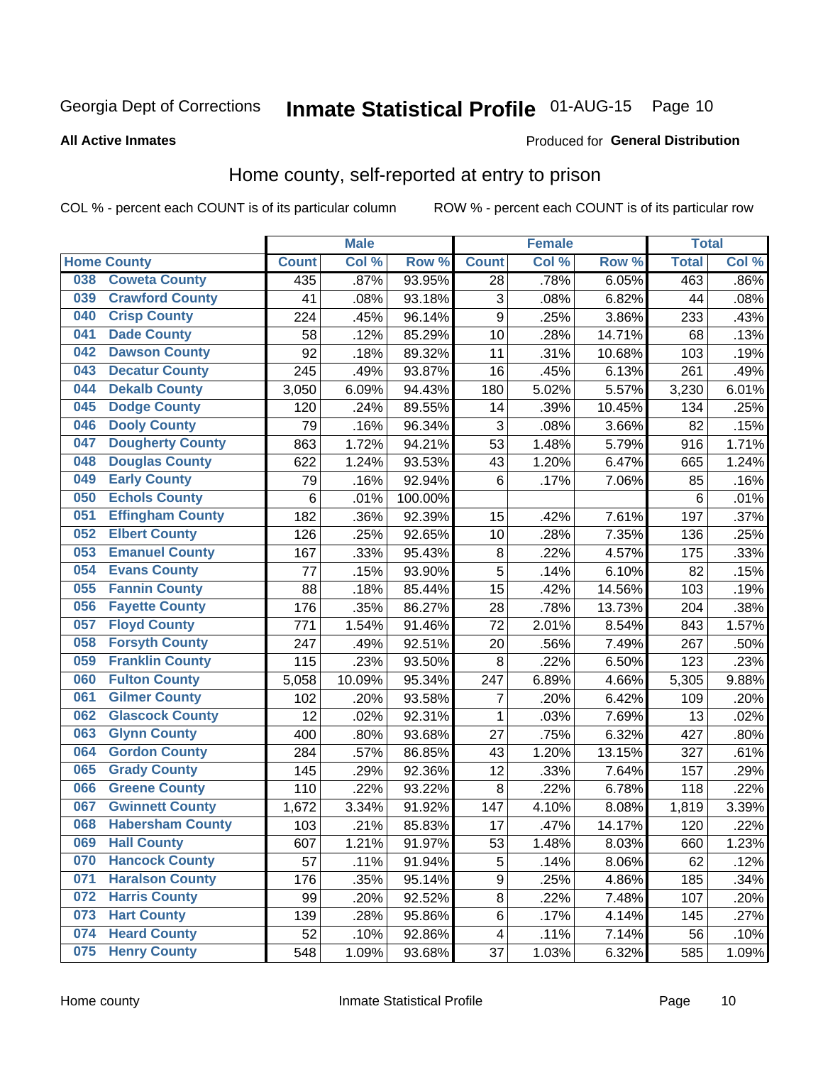Georgia Dept of Corrections **Inmate Statistical Profile** 01-AUG-15 Page 10

**All Active Inmates**

Produced for **General Distribution**

## Home county, self-reported at entry to prison

COL % - percent each COUNT is of its particular column ROW % - percent each COUNT is of its particular row

| Home County | | Male | | | Female | | | Total | |
|---|---|---|---|---|---|---|---|---|---|
| | | Count | Col % | Row % | Count | Col % | Row % | Total | Col % |
| 038 | Coweta County | 435 | .87% | 93.95% | 28 | .78% | 6.05% | 463 | .86% |
| 039 | Crawford County | 41 | .08% | 93.18% | 3 | .08% | 6.82% | 44 | .08% |
| 040 | Crisp County | 224 | .45% | 96.14% | 9 | .25% | 3.86% | 233 | .43% |
| 041 | Dade County | 58 | .12% | 85.29% | 10 | .28% | 14.71% | 68 | .13% |
| 042 | Dawson County | 92 | .18% | 89.32% | 11 | .31% | 10.68% | 103 | .19% |
| 043 | Decatur County | 245 | .49% | 93.87% | 16 | .45% | 6.13% | 261 | .49% |
| 044 | Dekalb County | 3,050 | 6.09% | 94.43% | 180 | 5.02% | 5.57% | 3,230 | 6.01% |
| 045 | Dodge County | 120 | .24% | 89.55% | 14 | .39% | 10.45% | 134 | .25% |
| 046 | Dooly County | 79 | .16% | 96.34% | 3 | .08% | 3.66% | 82 | .15% |
| 047 | Dougherty County | 863 | 1.72% | 94.21% | 53 | 1.48% | 5.79% | 916 | 1.71% |
| 048 | Douglas County | 622 | 1.24% | 93.53% | 43 | 1.20% | 6.47% | 665 | 1.24% |
| 049 | Early County | 79 | .16% | 92.94% | 6 | .17% | 7.06% | 85 | .16% |
| 050 | Echols County | 6 | .01% | 100.00% | | | | 6 | .01% |
| 051 | Effingham County | 182 | .36% | 92.39% | 15 | .42% | 7.61% | 197 | .37% |
| 052 | Elbert County | 126 | .25% | 92.65% | 10 | .28% | 7.35% | 136 | .25% |
| 053 | Emanuel County | 167 | .33% | 95.43% | 8 | .22% | 4.57% | 175 | .33% |
| 054 | Evans County | 77 | .15% | 93.90% | 5 | .14% | 6.10% | 82 | .15% |
| 055 | Fannin County | 88 | .18% | 85.44% | 15 | .42% | 14.56% | 103 | .19% |
| 056 | Fayette County | 176 | .35% | 86.27% | 28 | .78% | 13.73% | 204 | .38% |
| 057 | Floyd County | 771 | 1.54% | 91.46% | 72 | 2.01% | 8.54% | 843 | 1.57% |
| 058 | Forsyth County | 247 | .49% | 92.51% | 20 | .56% | 7.49% | 267 | .50% |
| 059 | Franklin County | 115 | .23% | 93.50% | 8 | .22% | 6.50% | 123 | .23% |
| 060 | Fulton County | 5,058 | 10.09% | 95.34% | 247 | 6.89% | 4.66% | 5,305 | 9.88% |
| 061 | Gilmer County | 102 | .20% | 93.58% | 7 | .20% | 6.42% | 109 | .20% |
| 062 | Glascock County | 12 | .02% | 92.31% | 1 | .03% | 7.69% | 13 | .02% |
| 063 | Glynn County | 400 | .80% | 93.68% | 27 | .75% | 6.32% | 427 | .80% |
| 064 | Gordon County | 284 | .57% | 86.85% | 43 | 1.20% | 13.15% | 327 | .61% |
| 065 | Grady County | 145 | .29% | 92.36% | 12 | .33% | 7.64% | 157 | .29% |
| 066 | Greene County | 110 | .22% | 93.22% | 8 | .22% | 6.78% | 118 | .22% |
| 067 | Gwinnett County | 1,672 | 3.34% | 91.92% | 147 | 4.10% | 8.08% | 1,819 | 3.39% |
| 068 | Habersham County | 103 | .21% | 85.83% | 17 | .47% | 14.17% | 120 | .22% |
| 069 | Hall County | 607 | 1.21% | 91.97% | 53 | 1.48% | 8.03% | 660 | 1.23% |
| 070 | Hancock County | 57 | .11% | 91.94% | 5 | .14% | 8.06% | 62 | .12% |
| 071 | Haralson County | 176 | .35% | 95.14% | 9 | .25% | 4.86% | 185 | .34% |
| 072 | Harris County | 99 | .20% | 92.52% | 8 | .22% | 7.48% | 107 | .20% |
| 073 | Hart County | 139 | .28% | 95.86% | 6 | .17% | 4.14% | 145 | .27% |
| 074 | Heard County | 52 | .10% | 92.86% | 4 | .11% | 7.14% | 56 | .10% |
| 075 | Henry County | 548 | 1.09% | 93.68% | 37 | 1.03% | 6.32% | 585 | 1.09% |

Home county Inmate Statistical Profile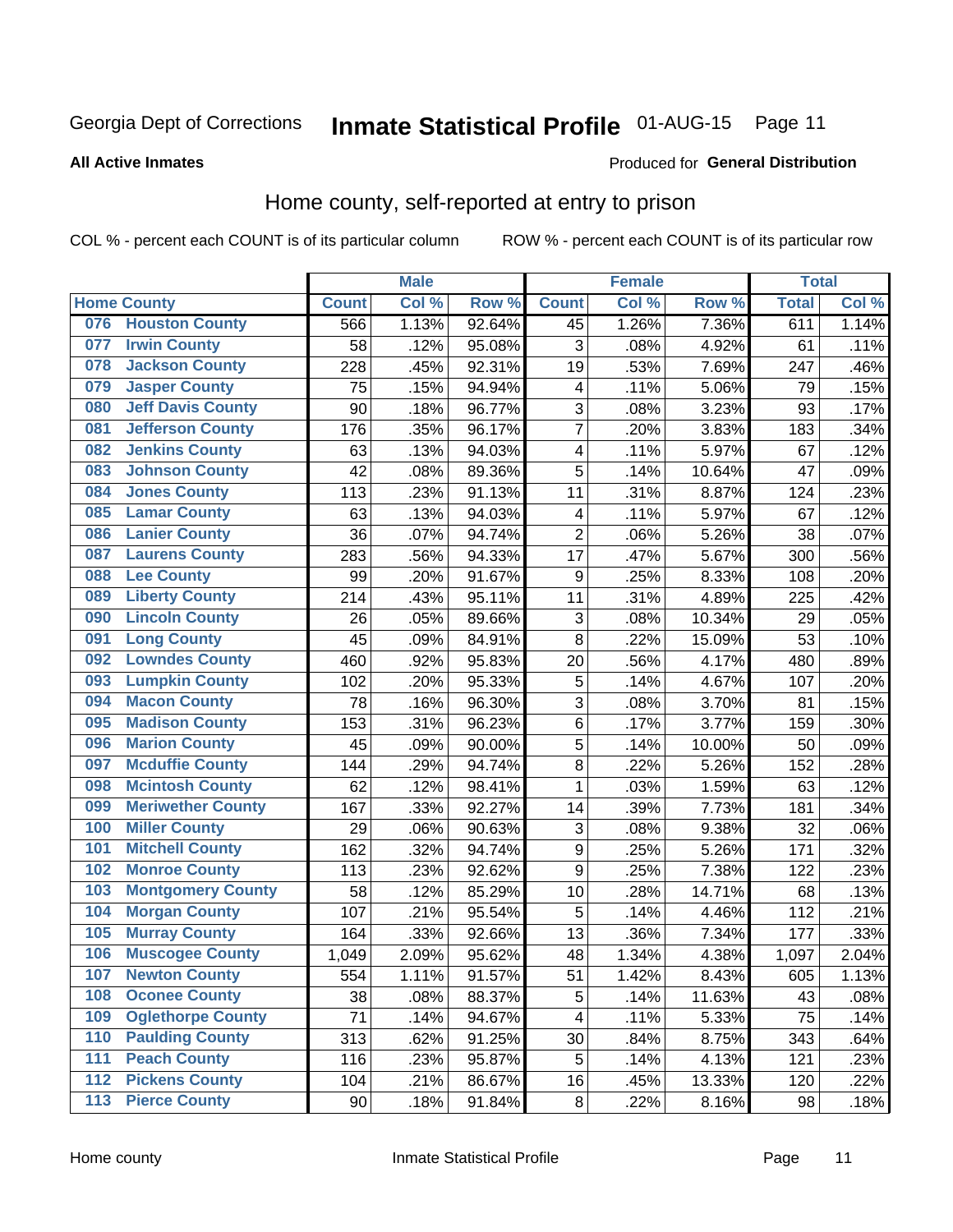Georgia Dept of Corrections **Inmate Statistical Profile** 01-AUG-15

**All Active Inmates**

Produced for **General Distribution**

## Home county, self-reported at entry to prison

COL % - percent each COUNT is of its particular column ROW % - percent each COUNT is of its particular row

| Home County | | Male | | | Female | | | Total | |
|---|---|---|---|---|---|---|---|---|---|
| | | Count | Col % | Row % | Count | Col % | Row % | Total | Col % |
| 076 | Houston County | 566 | 1.13% | 92.64% | 45 | 1.26% | 7.36% | 611 | 1.14% |
| 077 | Irwin County | 58 | .12% | 95.08% | 3 | .08% | 4.92% | 61 | .11% |
| 078 | Jackson County | 228 | .45% | 92.31% | 19 | .53% | 7.69% | 247 | .46% |
| 079 | Jasper County | 75 | .15% | 94.94% | 4 | .11% | 5.06% | 79 | .15% |
| 080 | Jeff Davis County | 90 | .18% | 96.77% | 3 | .08% | 3.23% | 93 | .17% |
| 081 | Jefferson County | 176 | .35% | 96.17% | 7 | .20% | 3.83% | 183 | .34% |
| 082 | Jenkins County | 63 | .13% | 94.03% | 4 | .11% | 5.97% | 67 | .12% |
| 083 | Johnson County | 42 | .08% | 89.36% | 5 | .14% | 10.64% | 47 | .09% |
| 084 | Jones County | 113 | .23% | 91.13% | 11 | .31% | 8.87% | 124 | .23% |
| 085 | Lamar County | 63 | .13% | 94.03% | 4 | .11% | 5.97% | 67 | .12% |
| 086 | Lanier County | 36 | .07% | 94.74% | 2 | .06% | 5.26% | 38 | .07% |
| 087 | Laurens County | 283 | .56% | 94.33% | 17 | .47% | 5.67% | 300 | .56% |
| 088 | Lee County | 99 | .20% | 91.67% | 9 | .25% | 8.33% | 108 | .20% |
| 089 | Liberty County | 214 | .43% | 95.11% | 11 | .31% | 4.89% | 225 | .42% |
| 090 | Lincoln County | 26 | .05% | 89.66% | 3 | .08% | 10.34% | 29 | .05% |
| 091 | Long County | 45 | .09% | 84.91% | 8 | .22% | 15.09% | 53 | .10% |
| 092 | Lowndes County | 460 | .92% | 95.83% | 20 | .56% | 4.17% | 480 | .89% |
| 093 | Lumpkin County | 102 | .20% | 95.33% | 5 | .14% | 4.67% | 107 | .20% |
| 094 | Macon County | 78 | .16% | 96.30% | 3 | .08% | 3.70% | 81 | .15% |
| 095 | Madison County | 153 | .31% | 96.23% | 6 | .17% | 3.77% | 159 | .30% |
| 096 | Marion County | 45 | .09% | 90.00% | 5 | .14% | 10.00% | 50 | .09% |
| 097 | Mcduffie County | 144 | .29% | 94.74% | 8 | .22% | 5.26% | 152 | .28% |
| 098 | Mcintosh County | 62 | .12% | 98.41% | 1 | .03% | 1.59% | 63 | .12% |
| 099 | Meriwether County | 167 | .33% | 92.27% | 14 | .39% | 7.73% | 181 | .34% |
| 100 | Miller County | 29 | .06% | 90.63% | 3 | .08% | 9.38% | 32 | .06% |
| 101 | Mitchell County | 162 | .32% | 94.74% | 9 | .25% | 5.26% | 171 | .32% |
| 102 | Monroe County | 113 | .23% | 92.62% | 9 | .25% | 7.38% | 122 | .23% |
| 103 | Montgomery County | 58 | .12% | 85.29% | 10 | .28% | 14.71% | 68 | .13% |
| 104 | Morgan County | 107 | .21% | 95.54% | 5 | .14% | 4.46% | 112 | .21% |
| 105 | Murray County | 164 | .33% | 92.66% | 13 | .36% | 7.34% | 177 | .33% |
| 106 | Muscogee County | 1,049 | 2.09% | 95.62% | 48 | 1.34% | 4.38% | 1,097 | 2.04% |
| 107 | Newton County | 554 | 1.11% | 91.57% | 51 | 1.42% | 8.43% | 605 | 1.13% |
| 108 | Oconee County | 38 | .08% | 88.37% | 5 | .14% | 11.63% | 43 | .08% |
| 109 | Oglethorpe County | 71 | .14% | 94.67% | 4 | .11% | 5.33% | 75 | .14% |
| 110 | Paulding County | 313 | .62% | 91.25% | 30 | .84% | 8.75% | 343 | .64% |
| 111 | Peach County | 116 | .23% | 95.87% | 5 | .14% | 4.13% | 121 | .23% |
| 112 | Pickens County | 104 | .21% | 86.67% | 16 | .45% | 13.33% | 120 | .22% |
| 113 | Pierce County | 90 | .18% | 91.84% | 8 | .22% | 8.16% | 98 | .18% |

Home county Inmate Statistical Profile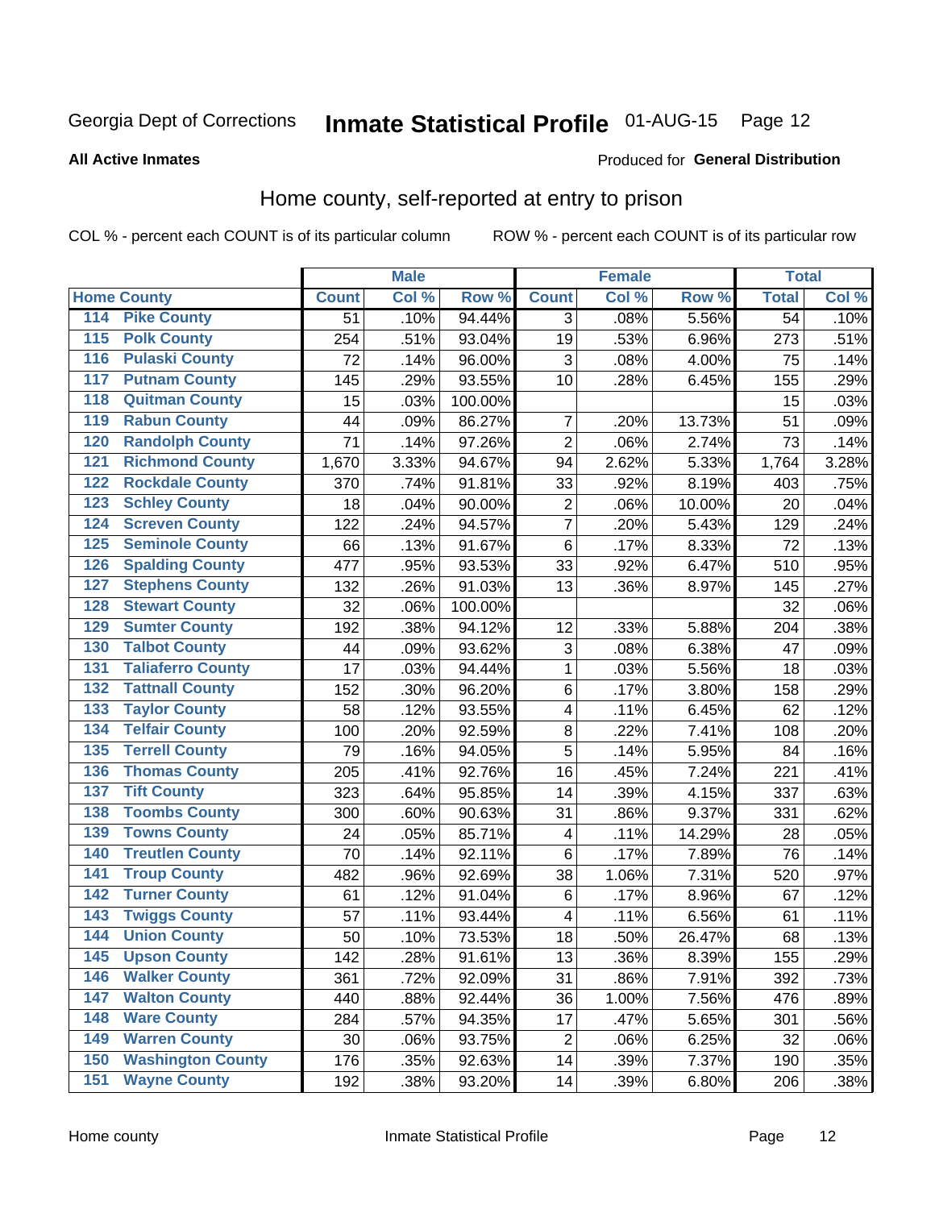Georgia Dept of Corrections **Inmate Statistical Profile** 01-AUG-15

**All Active Inmates**

Produced for **General Distribution**

## Home county, self-reported at entry to prison

COL % - percent each COUNT is of its particular column ROW % - percent each COUNT is of its particular row

| Home County | | Male | | | Female | | | Total | |
|---|---|---|---|---|---|---|---|---|---|
| | | Count | Col % | Row % | Count | Col % | Row % | Total | Col % |
| 114 | Pike County | 51 | .10% | 94.44% | 3 | .08% | 5.56% | 54 | .10% |
| 115 | Polk County | 254 | .51% | 93.04% | 19 | .53% | 6.96% | 273 | .51% |
| 116 | Pulaski County | 72 | .14% | 96.00% | 3 | .08% | 4.00% | 75 | .14% |
| 117 | Putnam County | 145 | .29% | 93.55% | 10 | .28% | 6.45% | 155 | .29% |
| 118 | Quitman County | 15 | .03% | 100.00% | | | | 15 | .03% |
| 119 | Rabun County | 44 | .09% | 86.27% | 7 | .20% | 13.73% | 51 | .09% |
| 120 | Randolph County | 71 | .14% | 97.26% | 2 | .06% | 2.74% | 73 | .14% |
| 121 | Richmond County | 1,670 | 3.33% | 94.67% | 94 | 2.62% | 5.33% | 1,764 | 3.28% |
| 122 | Rockdale County | 370 | .74% | 91.81% | 33 | .92% | 8.19% | 403 | .75% |
| 123 | Schley County | 18 | .04% | 90.00% | 2 | .06% | 10.00% | 20 | .04% |
| 124 | Screven County | 122 | .24% | 94.57% | 7 | .20% | 5.43% | 129 | .24% |
| 125 | Seminole County | 66 | .13% | 91.67% | 6 | .17% | 8.33% | 72 | .13% |
| 126 | Spalding County | 477 | .95% | 93.53% | 33 | .92% | 6.47% | 510 | .95% |
| 127 | Stephens County | 132 | .26% | 91.03% | 13 | .36% | 8.97% | 145 | .27% |
| 128 | Stewart County | 32 | .06% | 100.00% | | | | 32 | .06% |
| 129 | Sumter County | 192 | .38% | 94.12% | 12 | .33% | 5.88% | 204 | .38% |
| 130 | Talbot County | 44 | .09% | 93.62% | 3 | .08% | 6.38% | 47 | .09% |
| 131 | Taliaferro County | 17 | .03% | 94.44% | 1 | .03% | 5.56% | 18 | .03% |
| 132 | Tattnall County | 152 | .30% | 96.20% | 6 | .17% | 3.80% | 158 | .29% |
| 133 | Taylor County | 58 | .12% | 93.55% | 4 | .11% | 6.45% | 62 | .12% |
| 134 | Telfair County | 100 | .20% | 92.59% | 8 | .22% | 7.41% | 108 | .20% |
| 135 | Terrell County | 79 | .16% | 94.05% | 5 | .14% | 5.95% | 84 | .16% |
| 136 | Thomas County | 205 | .41% | 92.76% | 16 | .45% | 7.24% | 221 | .41% |
| 137 | Tift County | 323 | .64% | 95.85% | 14 | .39% | 4.15% | 337 | .63% |
| 138 | Toombs County | 300 | .60% | 90.63% | 31 | .86% | 9.37% | 331 | .62% |
| 139 | Towns County | 24 | .05% | 85.71% | 4 | .11% | 14.29% | 28 | .05% |
| 140 | Treutlen County | 70 | .14% | 92.11% | 6 | .17% | 7.89% | 76 | .14% |
| 141 | Troup County | 482 | .96% | 92.69% | 38 | 1.06% | 7.31% | 520 | .97% |
| 142 | Turner County | 61 | .12% | 91.04% | 6 | .17% | 8.96% | 67 | .12% |
| 143 | Twiggs County | 57 | .11% | 93.44% | 4 | .11% | 6.56% | 61 | .11% |
| 144 | Union County | 50 | .10% | 73.53% | 18 | .50% | 26.47% | 68 | .13% |
| 145 | Upson County | 142 | .28% | 91.61% | 13 | .36% | 8.39% | 155 | .29% |
| 146 | Walker County | 361 | .72% | 92.09% | 31 | .86% | 7.91% | 392 | .73% |
| 147 | Walton County | 440 | .88% | 92.44% | 36 | 1.00% | 7.56% | 476 | .89% |
| 148 | Ware County | 284 | .57% | 94.35% | 17 | .47% | 5.65% | 301 | .56% |
| 149 | Warren County | 30 | .06% | 93.75% | 2 | .06% | 6.25% | 32 | .06% |
| 150 | Washington County | 176 | .35% | 92.63% | 14 | .39% | 7.37% | 190 | .35% |
| 151 | Wayne County | 192 | .38% | 93.20% | 14 | .39% | 6.80% | 206 | .38% |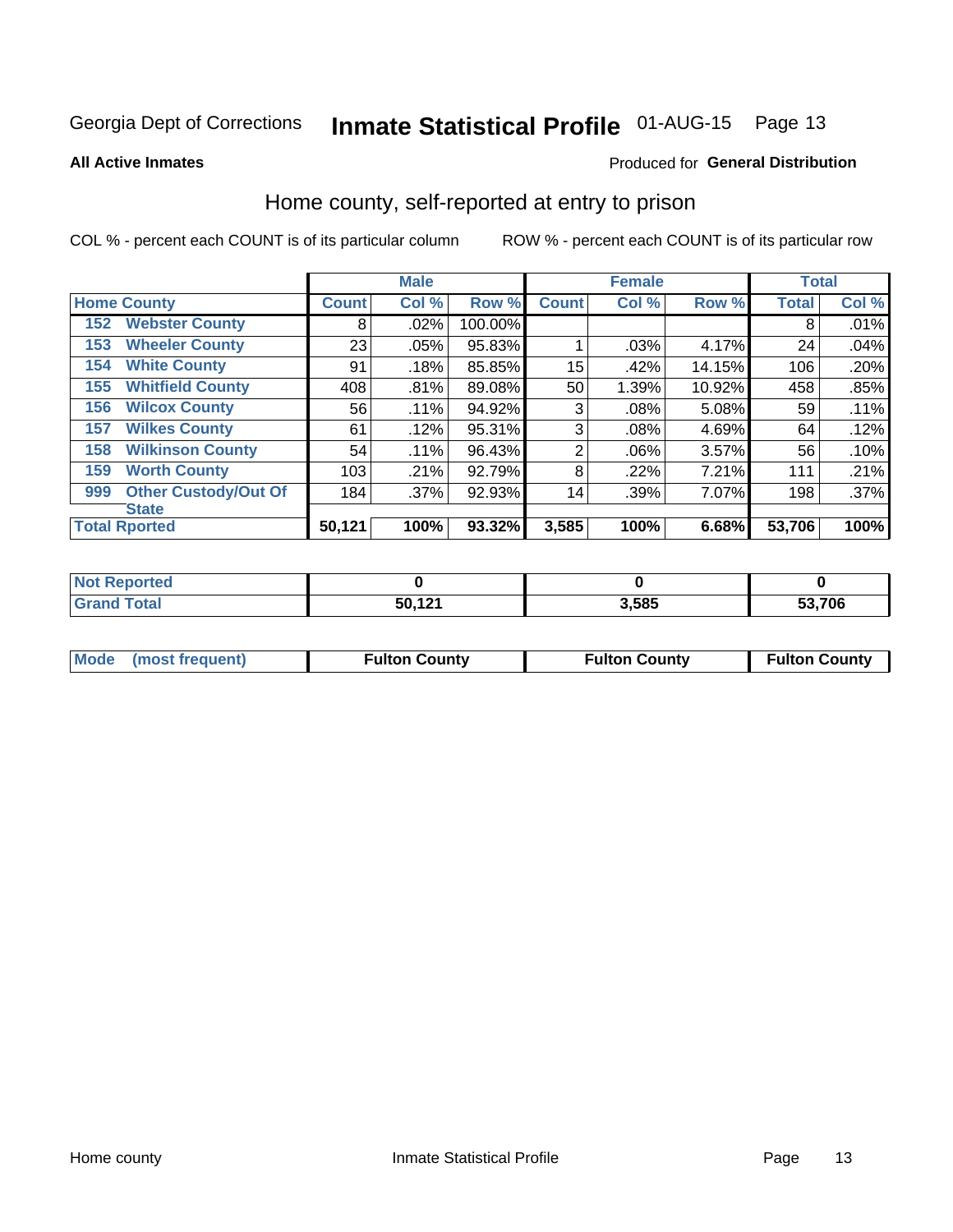Georgia Dept of Corrections **Inmate Statistical Profile** 01-AUG-15 Page 13

**All Active Inmates**

Produced for **General Distribution**

## Home county, self-reported at entry to prison

COL % - percent each COUNT is of its particular column ROW % - percent each COUNT is of its particular row

| Home County | | Male | | | Female | | | Total | |
|---|---|---|---|---|---|---|---|---|---|
| | | Count | Col % | Row % | Count | Col % | Row % | Total | Col % |
| 152 | Webster County | 8 | .02% | 100.00% | | | | 8 | .01% |
| 153 | Wheeler County | 23 | .05% | 95.83% | 1 | .03% | 4.17% | 24 | .04% |
| 154 | White County | 91 | .18% | 85.85% | 15 | .42% | 14.15% | 106 | .20% |
| 155 | Whitfield County | 408 | .81% | 89.08% | 50 | 1.39% | 10.92% | 458 | .85% |
| 156 | Wilcox County | 56 | .11% | 94.92% | 3 | .08% | 5.08% | 59 | .11% |
| 157 | Wilkes County | 61 | .12% | 95.31% | 3 | .08% | 4.69% | 64 | .12% |
| 158 | Wilkinson County | 54 | .11% | 96.43% | 2 | .06% | 3.57% | 56 | .10% |
| 159 | Worth County | 103 | .21% | 92.79% | 8 | .22% | 7.21% | 111 | .21% |
| 999 | Other Custody/Out Of State | 184 | .37% | 92.93% | 14 | .39% | 7.07% | 198 | .37% |
| Total Rported | | 50,121 | 100% | 93.32% | 3,585 | 100% | 6.68% | 53,706 | 100% |

| | Male | Female | Total |
|---|---|---|---|
| Not Reported | 0 | 0 | 0 |
| Grand Total | 50,121 | 3,585 | 53,706 |

| | Male | Female | Total |
|---|---|---|---|
| Mode (most frequent) | Fulton County | Fulton County | Fulton County |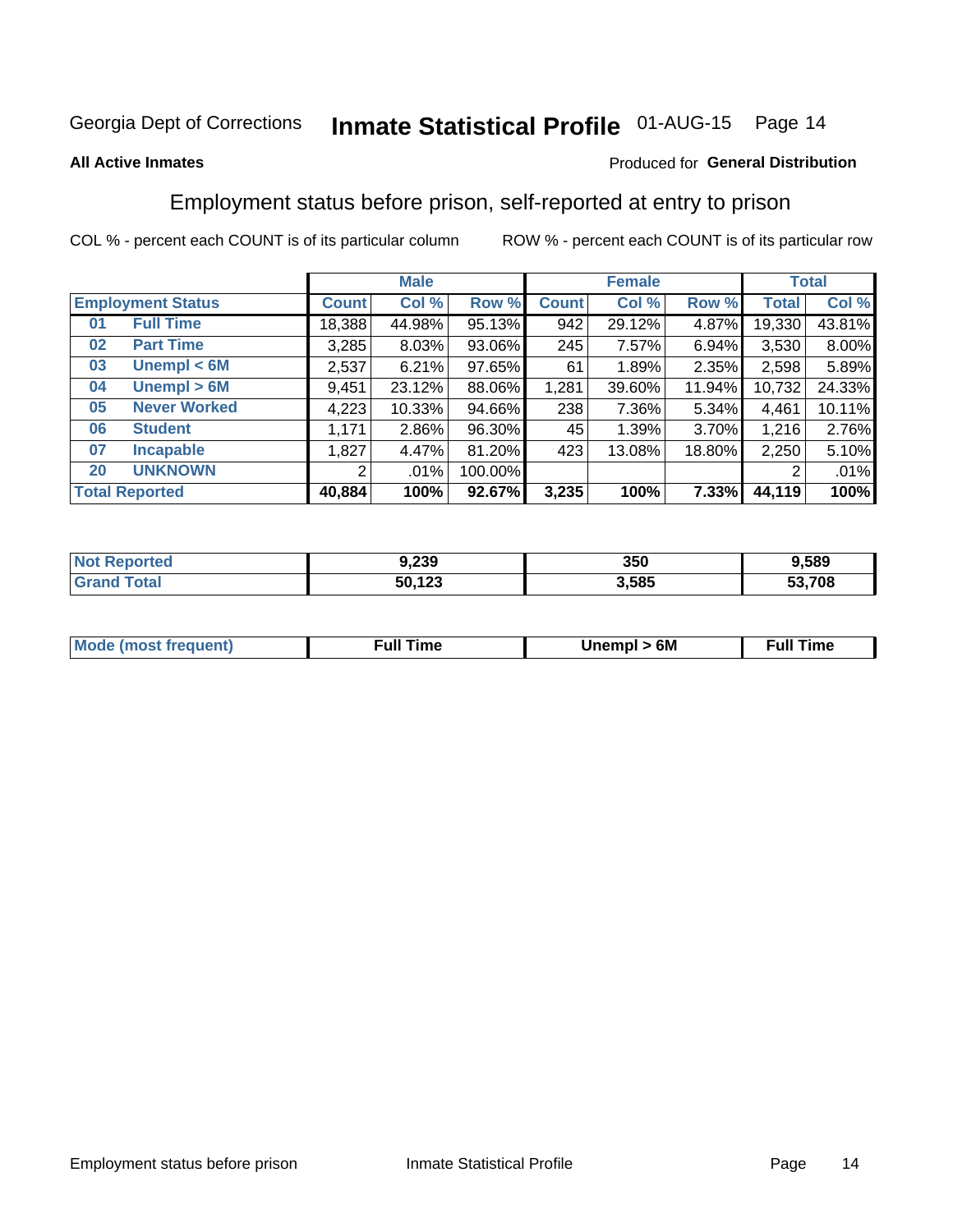Georgia Dept of Corrections **Inmate Statistical Profile** 01-AUG-15

**All Active Inmates**

Produced for **General Distribution**

## Employment status before prison, self-reported at entry to prison

COL % - percent each COUNT is of its particular column ROW % - percent each COUNT is of its particular row

| Employment Status | | Male | | | Female | | | Total | |
|---|---|---|---|---|---|---|---|---|---|
| | | Count | Col % | Row % | Count | Col % | Row % | Total | Col % |
| 01 | Full Time | 18,388 | 44.98% | 95.13% | 942 | 29.12% | 4.87% | 19,330 | 43.81% |
| 02 | Part Time | 3,285 | 8.03% | 93.06% | 245 | 7.57% | 6.94% | 3,530 | 8.00% |
| 03 | Unempl < 6M | 2,537 | 6.21% | 97.65% | 61 | 1.89% | 2.35% | 2,598 | 5.89% |
| 04 | Unempl > 6M | 9,451 | 23.12% | 88.06% | 1,281 | 39.60% | 11.94% | 10,732 | 24.33% |
| 05 | Never Worked | 4,223 | 10.33% | 94.66% | 238 | 7.36% | 5.34% | 4,461 | 10.11% |
| 06 | Student | 1,171 | 2.86% | 96.30% | 45 | 1.39% | 3.70% | 1,216 | 2.76% |
| 07 | Incapable | 1,827 | 4.47% | 81.20% | 423 | 13.08% | 18.80% | 2,250 | 5.10% |
| 20 | UNKNOWN | 2 | .01% | 100.00% | | | | 2 | .01% |
| **Total Reported** | | **40,884** | **100%** | **92.67%** | **3,235** | **100%** | **7.33%** | **44,119** | **100%** |

| | Male | Female | Total |
|---|---|---|---|
| Not Reported | 9,239 | 350 | 9,589 |
| Grand Total | 50,123 | 3,585 | 53,708 |

| | Male | Female | Total |
|---|---|---|---|
| Mode (most frequent) | Full Time | Unempl > 6M | Full Time |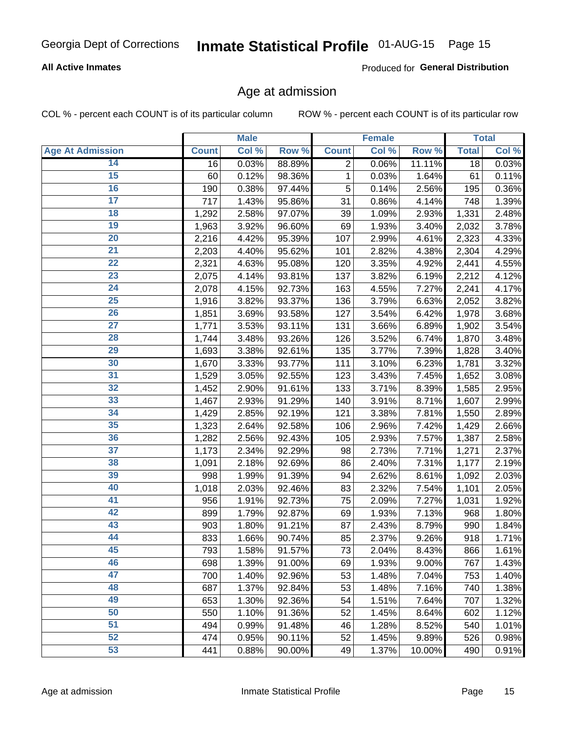Georgia Dept of Corrections **Inmate Statistical Profile** 01-AUG-15

**All Active Inmates**

Produced for **General Distribution**

## Age at admission

COL % - percent each COUNT is of its particular column     ROW % - percent each COUNT is of its particular row

| | Male | | | Female | | | Total | |
|---|---|---|---|---|---|---|---|---|
| **Age At Admission** | **Count** | **Col %** | **Row %** | **Count** | **Col %** | **Row %** | **Total** | **Col %** |
| 14 | 16 | 0.03% | 88.89% | 2 | 0.06% | 11.11% | 18 | 0.03% |
| 15 | 60 | 0.12% | 98.36% | 1 | 0.03% | 1.64% | 61 | 0.11% |
| 16 | 190 | 0.38% | 97.44% | 5 | 0.14% | 2.56% | 195 | 0.36% |
| 17 | 717 | 1.43% | 95.86% | 31 | 0.86% | 4.14% | 748 | 1.39% |
| 18 | 1,292 | 2.58% | 97.07% | 39 | 1.09% | 2.93% | 1,331 | 2.48% |
| 19 | 1,963 | 3.92% | 96.60% | 69 | 1.93% | 3.40% | 2,032 | 3.78% |
| 20 | 2,216 | 4.42% | 95.39% | 107 | 2.99% | 4.61% | 2,323 | 4.33% |
| 21 | 2,203 | 4.40% | 95.62% | 101 | 2.82% | 4.38% | 2,304 | 4.29% |
| 22 | 2,321 | 4.63% | 95.08% | 120 | 3.35% | 4.92% | 2,441 | 4.55% |
| 23 | 2,075 | 4.14% | 93.81% | 137 | 3.82% | 6.19% | 2,212 | 4.12% |
| 24 | 2,078 | 4.15% | 92.73% | 163 | 4.55% | 7.27% | 2,241 | 4.17% |
| 25 | 1,916 | 3.82% | 93.37% | 136 | 3.79% | 6.63% | 2,052 | 3.82% |
| 26 | 1,851 | 3.69% | 93.58% | 127 | 3.54% | 6.42% | 1,978 | 3.68% |
| 27 | 1,771 | 3.53% | 93.11% | 131 | 3.66% | 6.89% | 1,902 | 3.54% |
| 28 | 1,744 | 3.48% | 93.26% | 126 | 3.52% | 6.74% | 1,870 | 3.48% |
| 29 | 1,693 | 3.38% | 92.61% | 135 | 3.77% | 7.39% | 1,828 | 3.40% |
| 30 | 1,670 | 3.33% | 93.77% | 111 | 3.10% | 6.23% | 1,781 | 3.32% |
| 31 | 1,529 | 3.05% | 92.55% | 123 | 3.43% | 7.45% | 1,652 | 3.08% |
| 32 | 1,452 | 2.90% | 91.61% | 133 | 3.71% | 8.39% | 1,585 | 2.95% |
| 33 | 1,467 | 2.93% | 91.29% | 140 | 3.91% | 8.71% | 1,607 | 2.99% |
| 34 | 1,429 | 2.85% | 92.19% | 121 | 3.38% | 7.81% | 1,550 | 2.89% |
| 35 | 1,323 | 2.64% | 92.58% | 106 | 2.96% | 7.42% | 1,429 | 2.66% |
| 36 | 1,282 | 2.56% | 92.43% | 105 | 2.93% | 7.57% | 1,387 | 2.58% |
| 37 | 1,173 | 2.34% | 92.29% | 98 | 2.73% | 7.71% | 1,271 | 2.37% |
| 38 | 1,091 | 2.18% | 92.69% | 86 | 2.40% | 7.31% | 1,177 | 2.19% |
| 39 | 998 | 1.99% | 91.39% | 94 | 2.62% | 8.61% | 1,092 | 2.03% |
| 40 | 1,018 | 2.03% | 92.46% | 83 | 2.32% | 7.54% | 1,101 | 2.05% |
| 41 | 956 | 1.91% | 92.73% | 75 | 2.09% | 7.27% | 1,031 | 1.92% |
| 42 | 899 | 1.79% | 92.87% | 69 | 1.93% | 7.13% | 968 | 1.80% |
| 43 | 903 | 1.80% | 91.21% | 87 | 2.43% | 8.79% | 990 | 1.84% |
| 44 | 833 | 1.66% | 90.74% | 85 | 2.37% | 9.26% | 918 | 1.71% |
| 45 | 793 | 1.58% | 91.57% | 73 | 2.04% | 8.43% | 866 | 1.61% |
| 46 | 698 | 1.39% | 91.00% | 69 | 1.93% | 9.00% | 767 | 1.43% |
| 47 | 700 | 1.40% | 92.96% | 53 | 1.48% | 7.04% | 753 | 1.40% |
| 48 | 687 | 1.37% | 92.84% | 53 | 1.48% | 7.16% | 740 | 1.38% |
| 49 | 653 | 1.30% | 92.36% | 54 | 1.51% | 7.64% | 707 | 1.32% |
| 50 | 550 | 1.10% | 91.36% | 52 | 1.45% | 8.64% | 602 | 1.12% |
| 51 | 494 | 0.99% | 91.48% | 46 | 1.28% | 8.52% | 540 | 1.01% |
| 52 | 474 | 0.95% | 90.11% | 52 | 1.45% | 9.89% | 526 | 0.98% |
| 53 | 441 | 0.88% | 90.00% | 49 | 1.37% | 10.00% | 490 | 0.91% |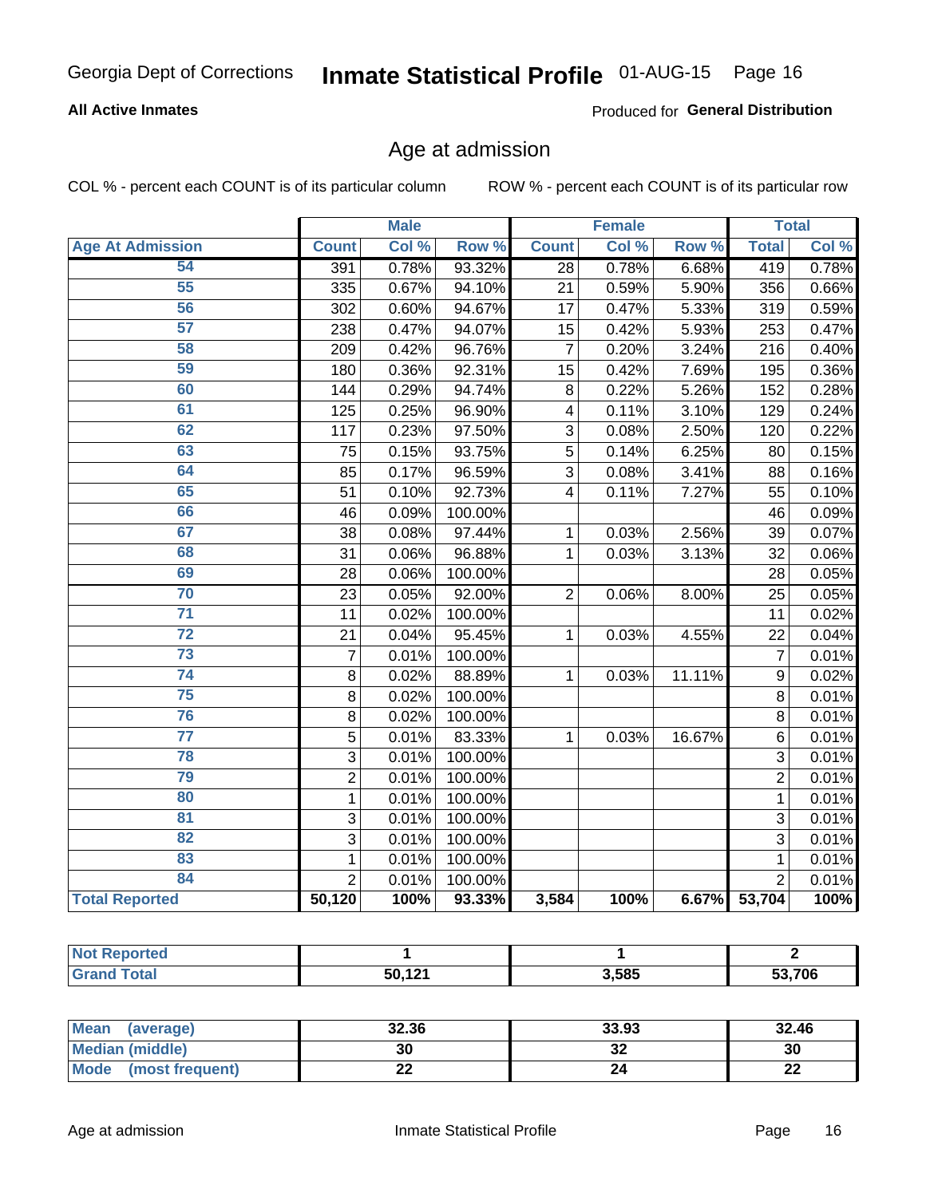# Age at admission

**All Active Inmates** — Produced for **General Distribution**

COL % - percent each COUNT is of its particular column

ROW % - percent each COUNT is of its particular row

| Age At Admission | Male | | | Female | | | Total | |
|---|---|---|---|---|---|---|---|---|
| | Count | Col % | Row % | Count | Col % | Row % | Total | Col % |
| 54 | 391 | 0.78% | 93.32% | 28 | 0.78% | 6.68% | 419 | 0.78% |
| 55 | 335 | 0.67% | 94.10% | 21 | 0.59% | 5.90% | 356 | 0.66% |
| 56 | 302 | 0.60% | 94.67% | 17 | 0.47% | 5.33% | 319 | 0.59% |
| 57 | 238 | 0.47% | 94.07% | 15 | 0.42% | 5.93% | 253 | 0.47% |
| 58 | 209 | 0.42% | 96.76% | 7 | 0.20% | 3.24% | 216 | 0.40% |
| 59 | 180 | 0.36% | 92.31% | 15 | 0.42% | 7.69% | 195 | 0.36% |
| 60 | 144 | 0.29% | 94.74% | 8 | 0.22% | 5.26% | 152 | 0.28% |
| 61 | 125 | 0.25% | 96.90% | 4 | 0.11% | 3.10% | 129 | 0.24% |
| 62 | 117 | 0.23% | 97.50% | 3 | 0.08% | 2.50% | 120 | 0.22% |
| 63 | 75 | 0.15% | 93.75% | 5 | 0.14% | 6.25% | 80 | 0.15% |
| 64 | 85 | 0.17% | 96.59% | 3 | 0.08% | 3.41% | 88 | 0.16% |
| 65 | 51 | 0.10% | 92.73% | 4 | 0.11% | 7.27% | 55 | 0.10% |
| 66 | 46 | 0.09% | 100.00% | | | | 46 | 0.09% |
| 67 | 38 | 0.08% | 97.44% | 1 | 0.03% | 2.56% | 39 | 0.07% |
| 68 | 31 | 0.06% | 96.88% | 1 | 0.03% | 3.13% | 32 | 0.06% |
| 69 | 28 | 0.06% | 100.00% | | | | 28 | 0.05% |
| 70 | 23 | 0.05% | 92.00% | 2 | 0.06% | 8.00% | 25 | 0.05% |
| 71 | 11 | 0.02% | 100.00% | | | | 11 | 0.02% |
| 72 | 21 | 0.04% | 95.45% | 1 | 0.03% | 4.55% | 22 | 0.04% |
| 73 | 7 | 0.01% | 100.00% | | | | 7 | 0.01% |
| 74 | 8 | 0.02% | 88.89% | 1 | 0.03% | 11.11% | 9 | 0.02% |
| 75 | 8 | 0.02% | 100.00% | | | | 8 | 0.01% |
| 76 | 8 | 0.02% | 100.00% | | | | 8 | 0.01% |
| 77 | 5 | 0.01% | 83.33% | 1 | 0.03% | 16.67% | 6 | 0.01% |
| 78 | 3 | 0.01% | 100.00% | | | | 3 | 0.01% |
| 79 | 2 | 0.01% | 100.00% | | | | 2 | 0.01% |
| 80 | 1 | 0.01% | 100.00% | | | | 1 | 0.01% |
| 81 | 3 | 0.01% | 100.00% | | | | 3 | 0.01% |
| 82 | 3 | 0.01% | 100.00% | | | | 3 | 0.01% |
| 83 | 1 | 0.01% | 100.00% | | | | 1 | 0.01% |
| 84 | 2 | 0.01% | 100.00% | | | | 2 | 0.01% |
| **Total Reported** | **50,120** | **100%** | **93.33%** | **3,584** | **100%** | **6.67%** | **53,704** | **100%** |

| | Male | Female | Total |
|---|---|---|---|
| Not Reported | 1 | 1 | 2 |
| Grand Total | 50,121 | 3,585 | 53,706 |

| | Male | Female | Total |
|---|---|---|---|
| Mean (average) | 32.36 | 33.93 | 32.46 |
| Median (middle) | 30 | 32 | 30 |
| Mode (most frequent) | 22 | 24 | 22 |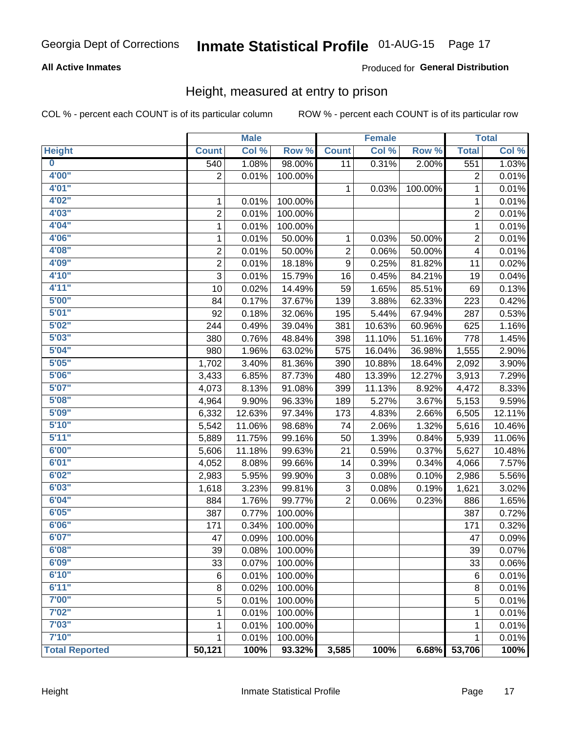Georgia Dept of Corrections **Inmate Statistical Profile** 01-AUG-15

**All Active Inmates**

Produced for **General Distribution**

## Height, measured at entry to prison

COL % - percent each COUNT is of its particular column ROW % - percent each COUNT is of its particular row

| | Male | | | Female | | | Total | |
|---|---|---|---|---|---|---|---|---|
| **Height** | **Count** | **Col %** | **Row %** | **Count** | **Col %** | **Row %** | **Total** | **Col %** |
| 0 | 540 | 1.08% | 98.00% | 11 | 0.31% | 2.00% | 551 | 1.03% |
| 4'00" | 2 | 0.01% | 100.00% | | | | 2 | 0.01% |
| 4'01" | | | | 1 | 0.03% | 100.00% | 1 | 0.01% |
| 4'02" | 1 | 0.01% | 100.00% | | | | 1 | 0.01% |
| 4'03" | 2 | 0.01% | 100.00% | | | | 2 | 0.01% |
| 4'04" | 1 | 0.01% | 100.00% | | | | 1 | 0.01% |
| 4'06" | 1 | 0.01% | 50.00% | 1 | 0.03% | 50.00% | 2 | 0.01% |
| 4'08" | 2 | 0.01% | 50.00% | 2 | 0.06% | 50.00% | 4 | 0.01% |
| 4'09" | 2 | 0.01% | 18.18% | 9 | 0.25% | 81.82% | 11 | 0.02% |
| 4'10" | 3 | 0.01% | 15.79% | 16 | 0.45% | 84.21% | 19 | 0.04% |
| 4'11" | 10 | 0.02% | 14.49% | 59 | 1.65% | 85.51% | 69 | 0.13% |
| 5'00" | 84 | 0.17% | 37.67% | 139 | 3.88% | 62.33% | 223 | 0.42% |
| 5'01" | 92 | 0.18% | 32.06% | 195 | 5.44% | 67.94% | 287 | 0.53% |
| 5'02" | 244 | 0.49% | 39.04% | 381 | 10.63% | 60.96% | 625 | 1.16% |
| 5'03" | 380 | 0.76% | 48.84% | 398 | 11.10% | 51.16% | 778 | 1.45% |
| 5'04" | 980 | 1.96% | 63.02% | 575 | 16.04% | 36.98% | 1,555 | 2.90% |
| 5'05" | 1,702 | 3.40% | 81.36% | 390 | 10.88% | 18.64% | 2,092 | 3.90% |
| 5'06" | 3,433 | 6.85% | 87.73% | 480 | 13.39% | 12.27% | 3,913 | 7.29% |
| 5'07" | 4,073 | 8.13% | 91.08% | 399 | 11.13% | 8.92% | 4,472 | 8.33% |
| 5'08" | 4,964 | 9.90% | 96.33% | 189 | 5.27% | 3.67% | 5,153 | 9.59% |
| 5'09" | 6,332 | 12.63% | 97.34% | 173 | 4.83% | 2.66% | 6,505 | 12.11% |
| 5'10" | 5,542 | 11.06% | 98.68% | 74 | 2.06% | 1.32% | 5,616 | 10.46% |
| 5'11" | 5,889 | 11.75% | 99.16% | 50 | 1.39% | 0.84% | 5,939 | 11.06% |
| 6'00" | 5,606 | 11.18% | 99.63% | 21 | 0.59% | 0.37% | 5,627 | 10.48% |
| 6'01" | 4,052 | 8.08% | 99.66% | 14 | 0.39% | 0.34% | 4,066 | 7.57% |
| 6'02" | 2,983 | 5.95% | 99.90% | 3 | 0.08% | 0.10% | 2,986 | 5.56% |
| 6'03" | 1,618 | 3.23% | 99.81% | 3 | 0.08% | 0.19% | 1,621 | 3.02% |
| 6'04" | 884 | 1.76% | 99.77% | 2 | 0.06% | 0.23% | 886 | 1.65% |
| 6'05" | 387 | 0.77% | 100.00% | | | | 387 | 0.72% |
| 6'06" | 171 | 0.34% | 100.00% | | | | 171 | 0.32% |
| 6'07" | 47 | 0.09% | 100.00% | | | | 47 | 0.09% |
| 6'08" | 39 | 0.08% | 100.00% | | | | 39 | 0.07% |
| 6'09" | 33 | 0.07% | 100.00% | | | | 33 | 0.06% |
| 6'10" | 6 | 0.01% | 100.00% | | | | 6 | 0.01% |
| 6'11" | 8 | 0.02% | 100.00% | | | | 8 | 0.01% |
| 7'00" | 5 | 0.01% | 100.00% | | | | 5 | 0.01% |
| 7'02" | 1 | 0.01% | 100.00% | | | | 1 | 0.01% |
| 7'03" | 1 | 0.01% | 100.00% | | | | 1 | 0.01% |
| 7'10" | 1 | 0.01% | 100.00% | | | | 1 | 0.01% |
| **Total Reported** | **50,121** | **100%** | **93.32%** | **3,585** | **100%** | **6.68%** | **53,706** | **100%** |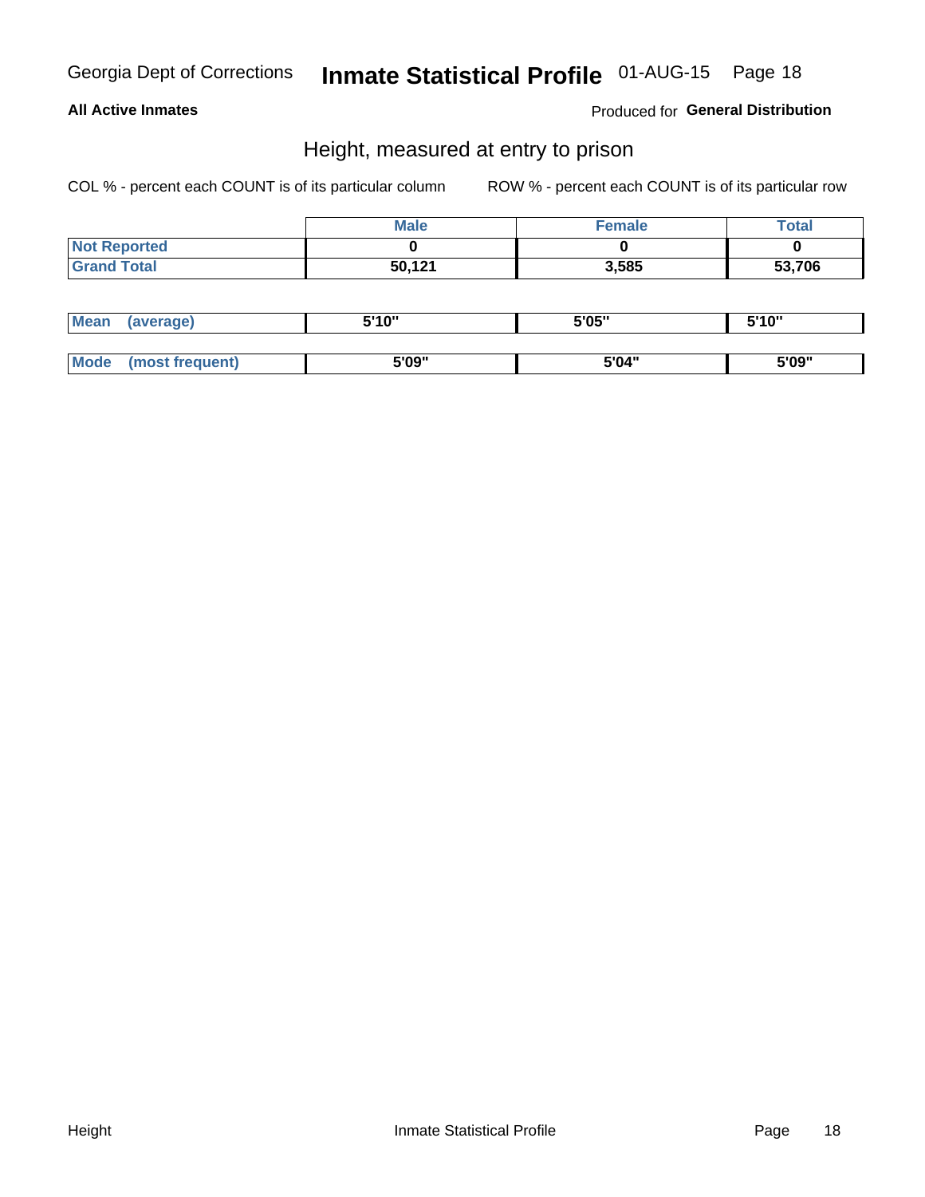**All Active Inmates**

Produced for **General Distribution**

## Height, measured at entry to prison

COL % - percent each COUNT is of its particular column

ROW % - percent each COUNT is of its particular row

| | Male | Female | Total |
|---|---|---|---|
| Not Reported | 0 | 0 | 0 |
| Grand Total | 50,121 | 3,585 | 53,706 |

| | Male | Female | Total |
|---|---|---|---|
| Mean (average) | 5'10" | 5'05" | 5'10" |
| Mode (most frequent) | 5'09" | 5'04" | 5'09" |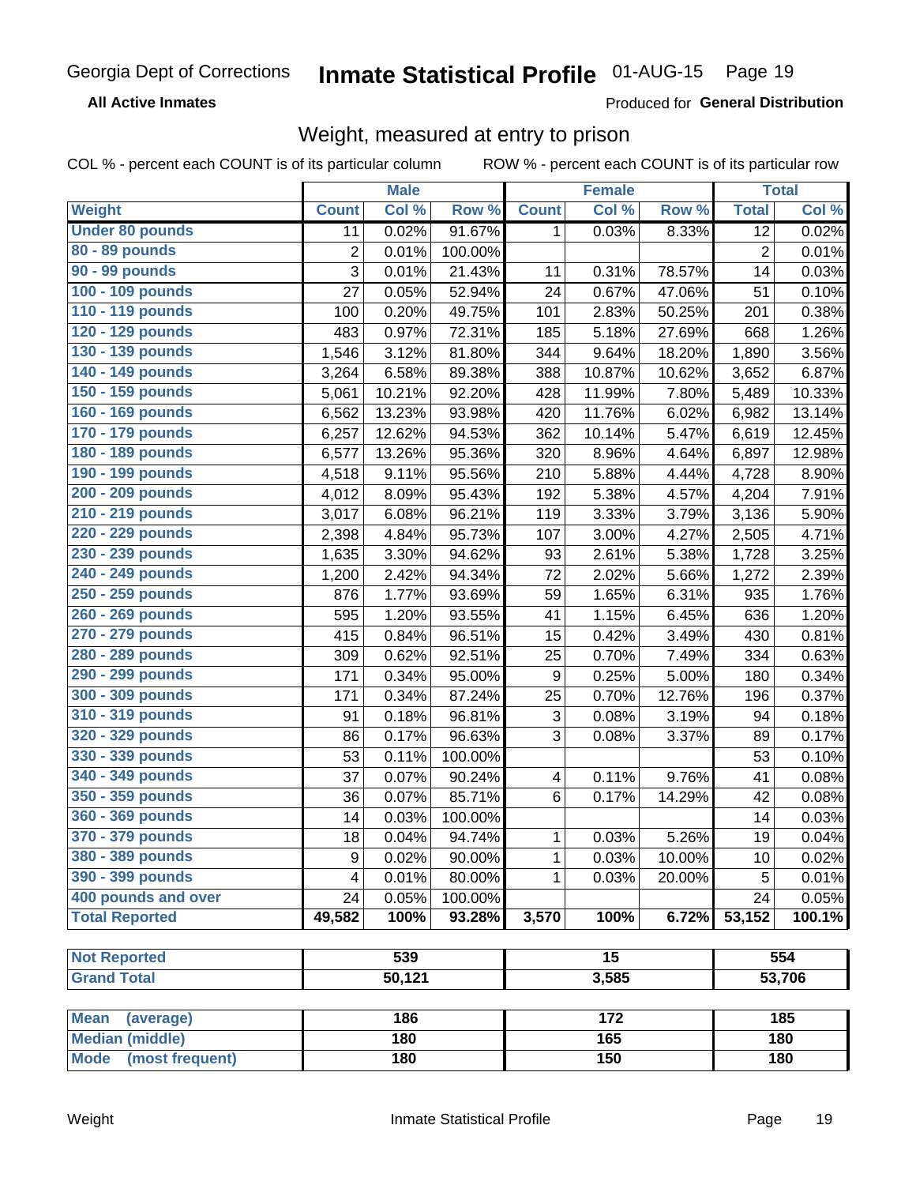Georgia Dept of Corrections **Inmate Statistical Profile** 01-AUG-15

**All Active Inmates**

Produced for **General Distribution**

## Weight, measured at entry to prison

COL % - percent each COUNT is of its particular column    ROW % - percent each COUNT is of its particular row

| | Male | | | Female | | | Total | |
|---|---|---|---|---|---|---|---|---|
| **Weight** | **Count** | **Col %** | **Row %** | **Count** | **Col %** | **Row %** | **Total** | **Col %** |
| Under 80 pounds | 11 | 0.02% | 91.67% | 1 | 0.03% | 8.33% | 12 | 0.02% |
| 80 - 89 pounds | 2 | 0.01% | 100.00% | | | | 2 | 0.01% |
| 90 - 99 pounds | 3 | 0.01% | 21.43% | 11 | 0.31% | 78.57% | 14 | 0.03% |
| 100 - 109 pounds | 27 | 0.05% | 52.94% | 24 | 0.67% | 47.06% | 51 | 0.10% |
| 110 - 119 pounds | 100 | 0.20% | 49.75% | 101 | 2.83% | 50.25% | 201 | 0.38% |
| 120 - 129 pounds | 483 | 0.97% | 72.31% | 185 | 5.18% | 27.69% | 668 | 1.26% |
| 130 - 139 pounds | 1,546 | 3.12% | 81.80% | 344 | 9.64% | 18.20% | 1,890 | 3.56% |
| 140 - 149 pounds | 3,264 | 6.58% | 89.38% | 388 | 10.87% | 10.62% | 3,652 | 6.87% |
| 150 - 159 pounds | 5,061 | 10.21% | 92.20% | 428 | 11.99% | 7.80% | 5,489 | 10.33% |
| 160 - 169 pounds | 6,562 | 13.23% | 93.98% | 420 | 11.76% | 6.02% | 6,982 | 13.14% |
| 170 - 179 pounds | 6,257 | 12.62% | 94.53% | 362 | 10.14% | 5.47% | 6,619 | 12.45% |
| 180 - 189 pounds | 6,577 | 13.26% | 95.36% | 320 | 8.96% | 4.64% | 6,897 | 12.98% |
| 190 - 199 pounds | 4,518 | 9.11% | 95.56% | 210 | 5.88% | 4.44% | 4,728 | 8.90% |
| 200 - 209 pounds | 4,012 | 8.09% | 95.43% | 192 | 5.38% | 4.57% | 4,204 | 7.91% |
| 210 - 219 pounds | 3,017 | 6.08% | 96.21% | 119 | 3.33% | 3.79% | 3,136 | 5.90% |
| 220 - 229 pounds | 2,398 | 4.84% | 95.73% | 107 | 3.00% | 4.27% | 2,505 | 4.71% |
| 230 - 239 pounds | 1,635 | 3.30% | 94.62% | 93 | 2.61% | 5.38% | 1,728 | 3.25% |
| 240 - 249 pounds | 1,200 | 2.42% | 94.34% | 72 | 2.02% | 5.66% | 1,272 | 2.39% |
| 250 - 259 pounds | 876 | 1.77% | 93.69% | 59 | 1.65% | 6.31% | 935 | 1.76% |
| 260 - 269 pounds | 595 | 1.20% | 93.55% | 41 | 1.15% | 6.45% | 636 | 1.20% |
| 270 - 279 pounds | 415 | 0.84% | 96.51% | 15 | 0.42% | 3.49% | 430 | 0.81% |
| 280 - 289 pounds | 309 | 0.62% | 92.51% | 25 | 0.70% | 7.49% | 334 | 0.63% |
| 290 - 299 pounds | 171 | 0.34% | 95.00% | 9 | 0.25% | 5.00% | 180 | 0.34% |
| 300 - 309 pounds | 171 | 0.34% | 87.24% | 25 | 0.70% | 12.76% | 196 | 0.37% |
| 310 - 319 pounds | 91 | 0.18% | 96.81% | 3 | 0.08% | 3.19% | 94 | 0.18% |
| 320 - 329 pounds | 86 | 0.17% | 96.63% | 3 | 0.08% | 3.37% | 89 | 0.17% |
| 330 - 339 pounds | 53 | 0.11% | 100.00% | | | | 53 | 0.10% |
| 340 - 349 pounds | 37 | 0.07% | 90.24% | 4 | 0.11% | 9.76% | 41 | 0.08% |
| 350 - 359 pounds | 36 | 0.07% | 85.71% | 6 | 0.17% | 14.29% | 42 | 0.08% |
| 360 - 369 pounds | 14 | 0.03% | 100.00% | | | | 14 | 0.03% |
| 370 - 379 pounds | 18 | 0.04% | 94.74% | 1 | 0.03% | 5.26% | 19 | 0.04% |
| 380 - 389 pounds | 9 | 0.02% | 90.00% | 1 | 0.03% | 10.00% | 10 | 0.02% |
| 390 - 399 pounds | 4 | 0.01% | 80.00% | 1 | 0.03% | 20.00% | 5 | 0.01% |
| 400 pounds and over | 24 | 0.05% | 100.00% | | | | 24 | 0.05% |
| **Total Reported** | **49,582** | **100%** | **93.28%** | **3,570** | **100%** | **6.72%** | **53,152** | **100.1%** |

| | Male | Female | Total |
|---|---|---|---|
| Not Reported | 539 | 15 | 554 |
| Grand Total | 50,121 | 3,585 | 53,706 |

| | Male | Female | Total |
|---|---|---|---|
| Mean (average) | 186 | 172 | 185 |
| Median (middle) | 180 | 165 | 180 |
| Mode (most frequent) | 180 | 150 | 180 |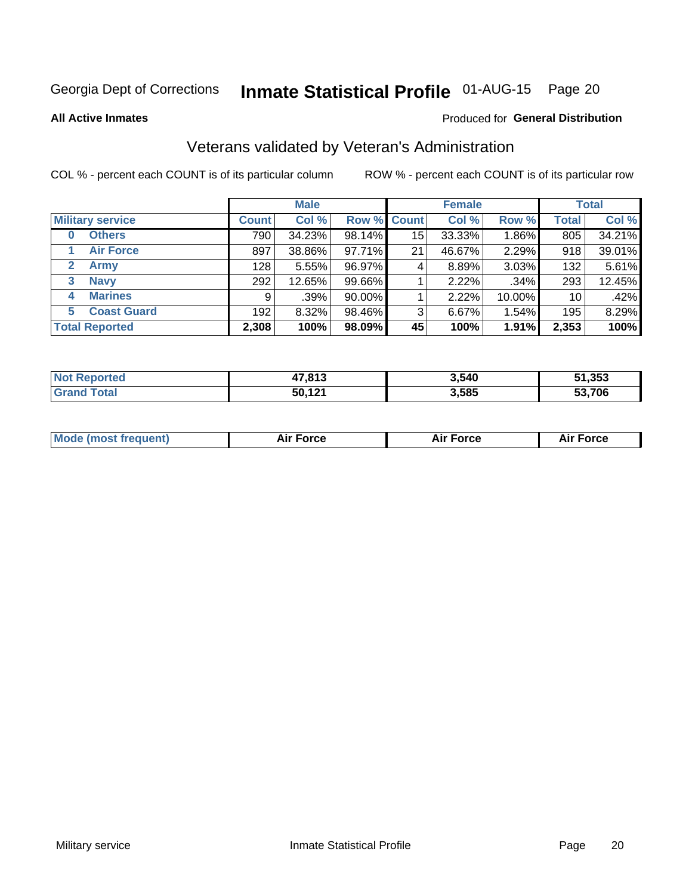Georgia Dept of Corrections **Inmate Statistical Profile** 01-AUG-15 Page 20

**All Active Inmates**

Produced for **General Distribution**

## Veterans validated by Veteran's Administration

COL % - percent each COUNT is of its particular column ROW % - percent each COUNT is of its particular row

| Military service | Male | | | Female | | | Total | |
|---|---|---|---|---|---|---|---|---|
| | Count | Col % | Row % | Count | Col % | Row % | Total | Col % |
| 0 Others | 790 | 34.23% | 98.14% | 15 | 33.33% | 1.86% | 805 | 34.21% |
| 1 Air Force | 897 | 38.86% | 97.71% | 21 | 46.67% | 2.29% | 918 | 39.01% |
| 2 Army | 128 | 5.55% | 96.97% | 4 | 8.89% | 3.03% | 132 | 5.61% |
| 3 Navy | 292 | 12.65% | 99.66% | 1 | 2.22% | .34% | 293 | 12.45% |
| 4 Marines | 9 | .39% | 90.00% | 1 | 2.22% | 10.00% | 10 | .42% |
| 5 Coast Guard | 192 | 8.32% | 98.46% | 3 | 6.67% | 1.54% | 195 | 8.29% |
| **Total Reported** | **2,308** | **100%** | **98.09%** | **45** | **100%** | **1.91%** | **2,353** | **100%** |

| | Male | Female | Total |
|---|---|---|---|
| Not Reported | 47,813 | 3,540 | 51,353 |
| Grand Total | 50,121 | 3,585 | 53,706 |

| | Male | Female | Total |
|---|---|---|---|
| Mode (most frequent) | Air Force | Air Force | Air Force |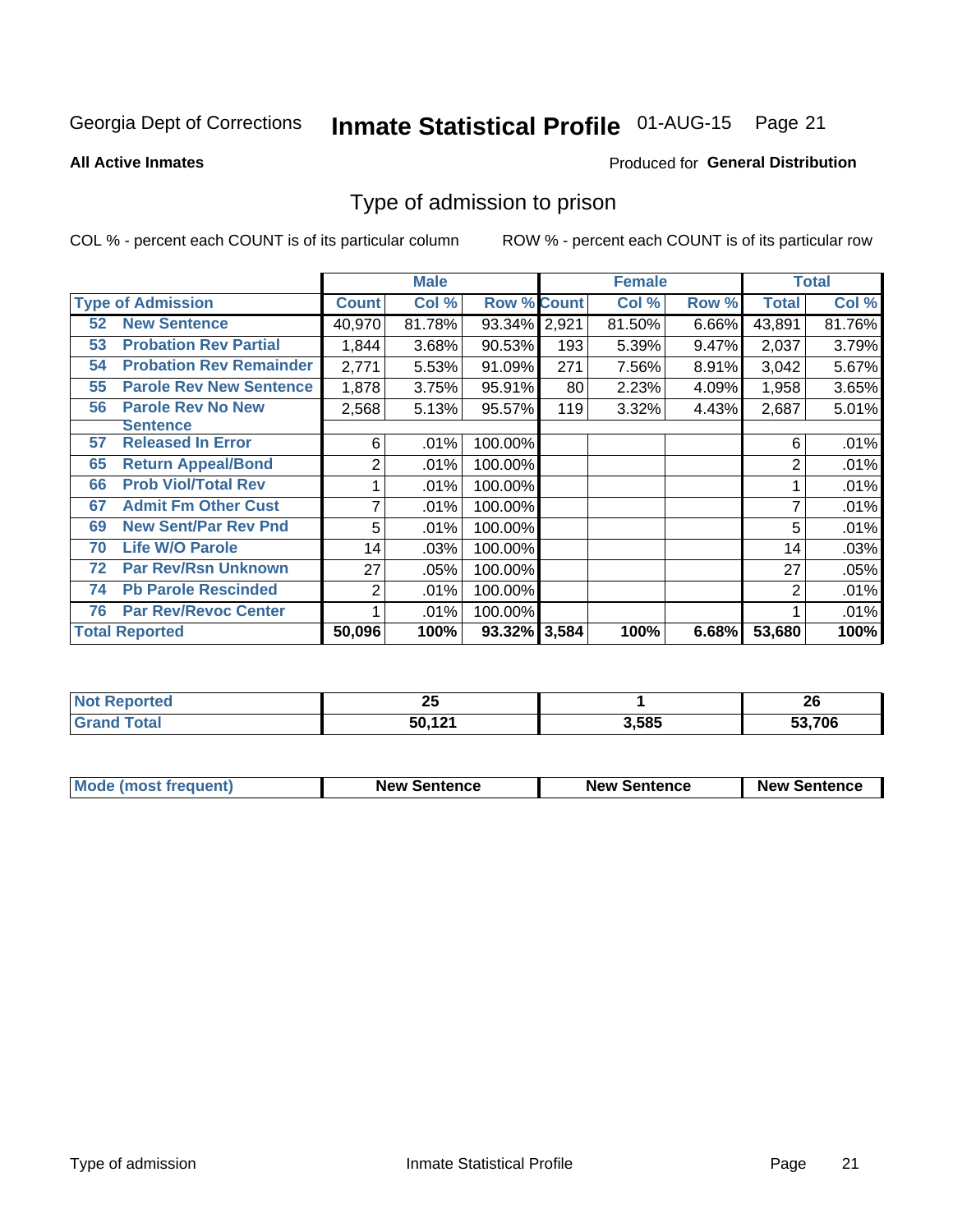Georgia Dept of Corrections **Inmate Statistical Profile** 01-AUG-15

**All Active Inmates**

Produced for **General Distribution**

## Type of admission to prison

COL % - percent each COUNT is of its particular column ROW % - percent each COUNT is of its particular row

| | | Male | | | Female | | | Total | |
|---|---|---|---|---|---|---|---|---|---|
| Type of Admission | | Count | Col % | Row % | Count | Col % | Row % | Total | Col % |
| 52 | New Sentence | 40,970 | 81.78% | 93.34% | 2,921 | 81.50% | 6.66% | 43,891 | 81.76% |
| 53 | Probation Rev Partial | 1,844 | 3.68% | 90.53% | 193 | 5.39% | 9.47% | 2,037 | 3.79% |
| 54 | Probation Rev Remainder | 2,771 | 5.53% | 91.09% | 271 | 7.56% | 8.91% | 3,042 | 5.67% |
| 55 | Parole Rev New Sentence | 1,878 | 3.75% | 95.91% | 80 | 2.23% | 4.09% | 1,958 | 3.65% |
| 56 | Parole Rev No New Sentence | 2,568 | 5.13% | 95.57% | 119 | 3.32% | 4.43% | 2,687 | 5.01% |
| 57 | Released In Error | 6 | .01% | 100.00% | | | | 6 | .01% |
| 65 | Return Appeal/Bond | 2 | .01% | 100.00% | | | | 2 | .01% |
| 66 | Prob Viol/Total Rev | 1 | .01% | 100.00% | | | | 1 | .01% |
| 67 | Admit Fm Other Cust | 7 | .01% | 100.00% | | | | 7 | .01% |
| 69 | New Sent/Par Rev Pnd | 5 | .01% | 100.00% | | | | 5 | .01% |
| 70 | Life W/O Parole | 14 | .03% | 100.00% | | | | 14 | .03% |
| 72 | Par Rev/Rsn Unknown | 27 | .05% | 100.00% | | | | 27 | .05% |
| 74 | Pb Parole Rescinded | 2 | .01% | 100.00% | | | | 2 | .01% |
| 76 | Par Rev/Revoc Center | 1 | .01% | 100.00% | | | | 1 | .01% |
| **Total Reported** | | **50,096** | **100%** | **93.32%** | **3,584** | **100%** | **6.68%** | **53,680** | **100%** |

| | Male | Female | Total |
|---|---|---|---|
| Not Reported | **25** | **1** | **26** |
| Grand Total | **50,121** | **3,585** | **53,706** |

| | Male | Female | Total |
|---|---|---|---|
| Mode (most frequent) | **New Sentence** | **New Sentence** | **New Sentence** |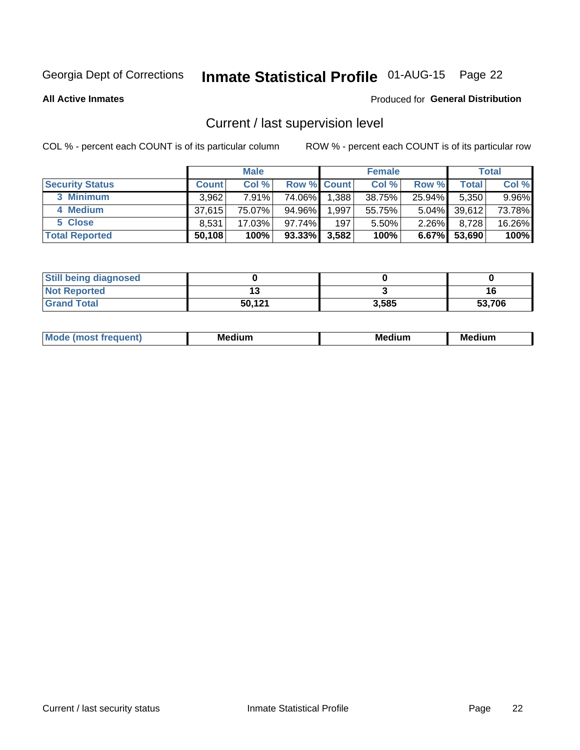Georgia Dept of Corrections **Inmate Statistical Profile** 01-AUG-15 Page 22

**All Active Inmates**

Produced for **General Distribution**

## Current / last supervision level

COL % - percent each COUNT is of its particular column ROW % - percent each COUNT is of its particular row

| | Male | | | Female | | | Total | |
|---|---|---|---|---|---|---|---|---|
| **Security Status** | **Count** | **Col %** | **Row %** | **Count** | **Col %** | **Row %** | **Total** | **Col %** |
| 3 Minimum | 3,962 | 7.91% | 74.06% | 1,388 | 38.75% | 25.94% | 5,350 | 9.96% |
| 4 Medium | 37,615 | 75.07% | 94.96% | 1,997 | 55.75% | 5.04% | 39,612 | 73.78% |
| 5 Close | 8,531 | 17.03% | 97.74% | 197 | 5.50% | 2.26% | 8,728 | 16.26% |
| **Total Reported** | **50,108** | **100%** | **93.33%** | **3,582** | **100%** | **6.67%** | **53,690** | **100%** |

| | Male | Female | Total |
|---|---|---|---|
| **Still being diagnosed** | **0** | **0** | **0** |
| **Not Reported** | **13** | **3** | **16** |
| **Grand Total** | **50,121** | **3,585** | **53,706** |

| | Male | Female | Total |
|---|---|---|---|
| **Mode (most frequent)** | **Medium** | **Medium** | **Medium** |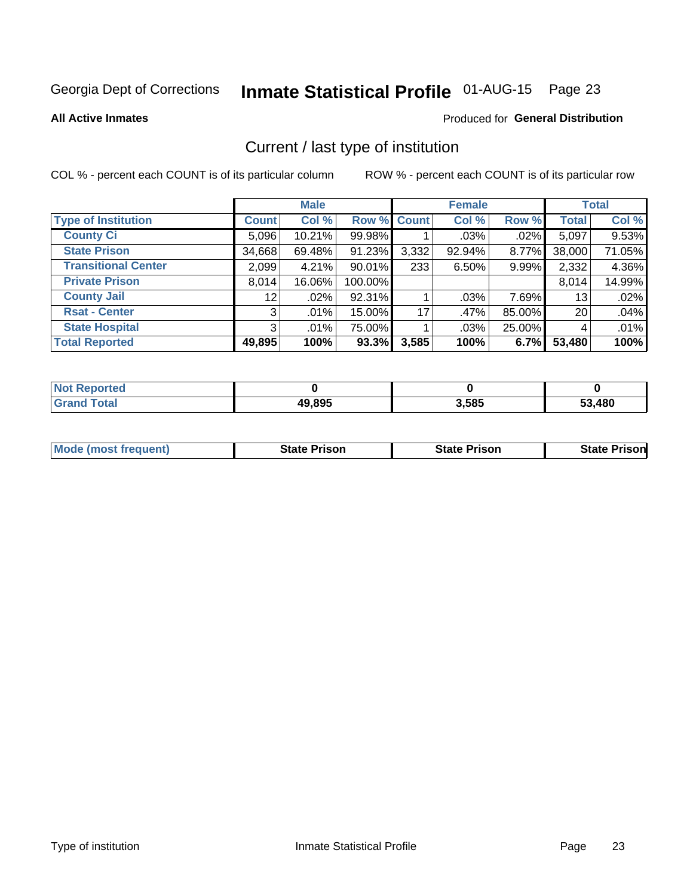Georgia Dept of Corrections **Inmate Statistical Profile** 01-AUG-15

**All Active Inmates**

Produced for **General Distribution**

## Current / last type of institution

COL % - percent each COUNT is of its particular column

ROW % - percent each COUNT is of its particular row

| | Male | | | Female | | | Total | |
|---|---|---|---|---|---|---|---|---|
| **Type of Institution** | **Count** | **Col %** | **Row %** | **Count** | **Col %** | **Row %** | **Total** | **Col %** |
| **County Ci** | 5,096 | 10.21% | 99.98% | 1 | .03% | .02% | 5,097 | 9.53% |
| **State Prison** | 34,668 | 69.48% | 91.23% | 3,332 | 92.94% | 8.77% | 38,000 | 71.05% |
| **Transitional Center** | 2,099 | 4.21% | 90.01% | 233 | 6.50% | 9.99% | 2,332 | 4.36% |
| **Private Prison** | 8,014 | 16.06% | 100.00% | | | | 8,014 | 14.99% |
| **County Jail** | 12 | .02% | 92.31% | 1 | .03% | 7.69% | 13 | .02% |
| **Rsat - Center** | 3 | .01% | 15.00% | 17 | .47% | 85.00% | 20 | .04% |
| **State Hospital** | 3 | .01% | 75.00% | 1 | .03% | 25.00% | 4 | .01% |
| **Total Reported** | **49,895** | **100%** | **93.3%** | **3,585** | **100%** | **6.7%** | **53,480** | **100%** |

| | Male | Female | Total |
|---|---|---|---|
| **Not Reported** | **0** | **0** | **0** |
| **Grand Total** | **49,895** | **3,585** | **53,480** |

| | Male | Female | Total |
|---|---|---|---|
| **Mode (most frequent)** | **State Prison** | **State Prison** | **State Prison** |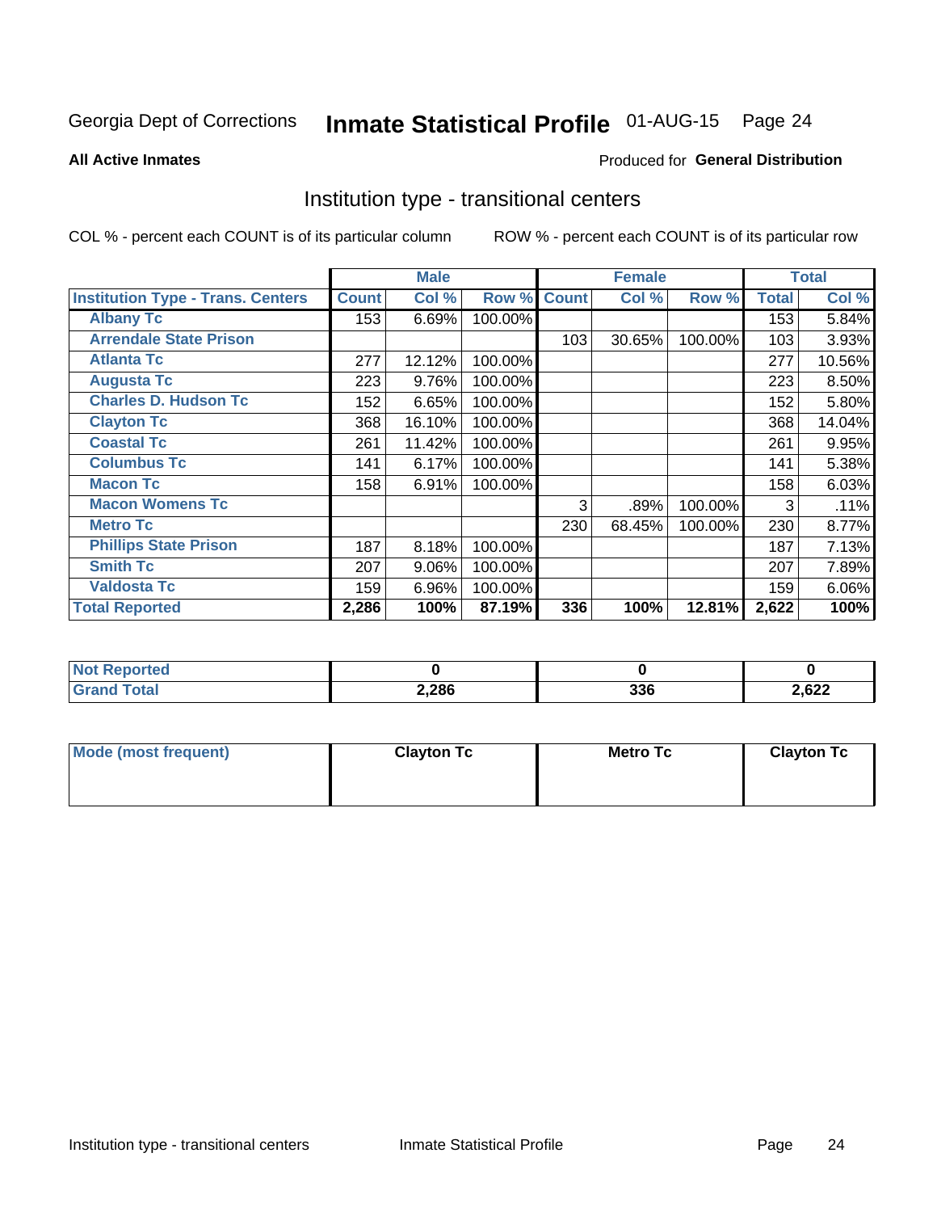Georgia Dept of Corrections **Inmate Statistical Profile** 01-AUG-15 Page 24

**All Active Inmates**

Produced for **General Distribution**

## Institution type - transitional centers

COL % - percent each COUNT is of its particular column

ROW % - percent each COUNT is of its particular row

| | Male | | | Female | | | Total | |
|---|---|---|---|---|---|---|---|---|
| **Institution Type - Trans. Centers** | **Count** | **Col %** | **Row %** | **Count** | **Col %** | **Row %** | **Total** | **Col %** |
| **Albany Tc** | 153 | 6.69% | 100.00% | | | | 153 | 5.84% |
| **Arrendale State Prison** | | | | 103 | 30.65% | 100.00% | 103 | 3.93% |
| **Atlanta Tc** | 277 | 12.12% | 100.00% | | | | 277 | 10.56% |
| **Augusta Tc** | 223 | 9.76% | 100.00% | | | | 223 | 8.50% |
| **Charles D. Hudson Tc** | 152 | 6.65% | 100.00% | | | | 152 | 5.80% |
| **Clayton Tc** | 368 | 16.10% | 100.00% | | | | 368 | 14.04% |
| **Coastal Tc** | 261 | 11.42% | 100.00% | | | | 261 | 9.95% |
| **Columbus Tc** | 141 | 6.17% | 100.00% | | | | 141 | 5.38% |
| **Macon Tc** | 158 | 6.91% | 100.00% | | | | 158 | 6.03% |
| **Macon Womens Tc** | | | | 3 | .89% | 100.00% | 3 | .11% |
| **Metro Tc** | | | | 230 | 68.45% | 100.00% | 230 | 8.77% |
| **Phillips State Prison** | 187 | 8.18% | 100.00% | | | | 187 | 7.13% |
| **Smith Tc** | 207 | 9.06% | 100.00% | | | | 207 | 7.89% |
| **Valdosta Tc** | 159 | 6.96% | 100.00% | | | | 159 | 6.06% |
| **Total Reported** | **2,286** | **100%** | **87.19%** | **336** | **100%** | **12.81%** | **2,622** | **100%** |

| | Male | Female | Total |
|---|---|---|---|
| **Not Reported** | **0** | **0** | **0** |
| **Grand Total** | **2,286** | **336** | **2,622** |

| | Male | Female | Total |
|---|---|---|---|
| **Mode (most frequent)** | **Clayton Tc** | **Metro Tc** | **Clayton Tc** |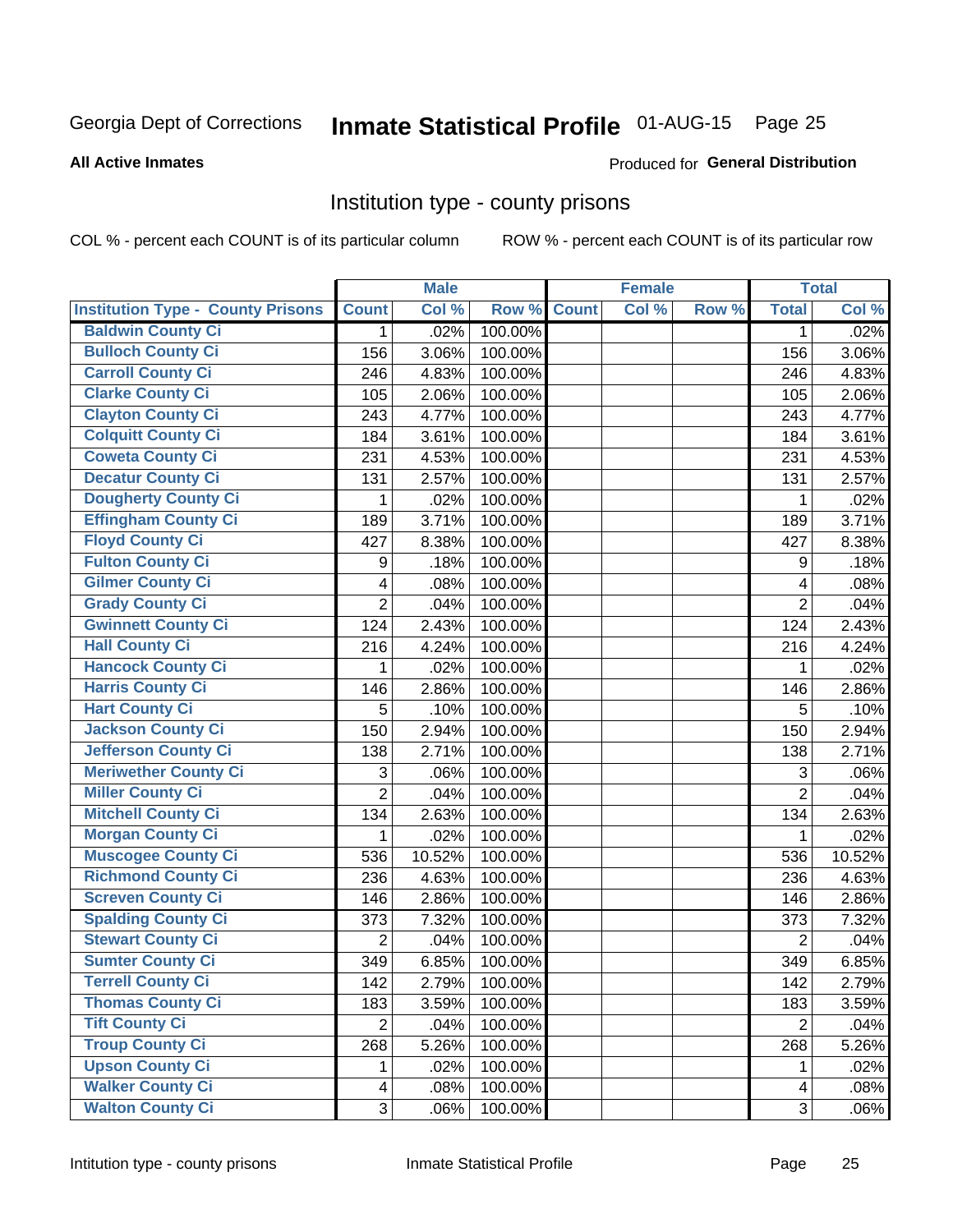Georgia Dept of Corrections **Inmate Statistical Profile** 01-AUG-15

**All Active Inmates**

Produced for **General Distribution**

## Institution type - county prisons

COL % - percent each COUNT is of its particular column

ROW % - percent each COUNT is of its particular row

| | Male | | | Female | | | Total | |
|---|---|---|---|---|---|---|---|---|
| Institution Type - County Prisons | Count | Col % | Row % | Count | Col % | Row % | Total | Col % |
| Baldwin County Ci | 1 | .02% | 100.00% | | | | 1 | .02% |
| Bulloch County Ci | 156 | 3.06% | 100.00% | | | | 156 | 3.06% |
| Carroll County Ci | 246 | 4.83% | 100.00% | | | | 246 | 4.83% |
| Clarke County Ci | 105 | 2.06% | 100.00% | | | | 105 | 2.06% |
| Clayton County Ci | 243 | 4.77% | 100.00% | | | | 243 | 4.77% |
| Colquitt County Ci | 184 | 3.61% | 100.00% | | | | 184 | 3.61% |
| Coweta County Ci | 231 | 4.53% | 100.00% | | | | 231 | 4.53% |
| Decatur County Ci | 131 | 2.57% | 100.00% | | | | 131 | 2.57% |
| Dougherty County Ci | 1 | .02% | 100.00% | | | | 1 | .02% |
| Effingham County Ci | 189 | 3.71% | 100.00% | | | | 189 | 3.71% |
| Floyd County Ci | 427 | 8.38% | 100.00% | | | | 427 | 8.38% |
| Fulton County Ci | 9 | .18% | 100.00% | | | | 9 | .18% |
| Gilmer County Ci | 4 | .08% | 100.00% | | | | 4 | .08% |
| Grady County Ci | 2 | .04% | 100.00% | | | | 2 | .04% |
| Gwinnett County Ci | 124 | 2.43% | 100.00% | | | | 124 | 2.43% |
| Hall County Ci | 216 | 4.24% | 100.00% | | | | 216 | 4.24% |
| Hancock County Ci | 1 | .02% | 100.00% | | | | 1 | .02% |
| Harris County Ci | 146 | 2.86% | 100.00% | | | | 146 | 2.86% |
| Hart County Ci | 5 | .10% | 100.00% | | | | 5 | .10% |
| Jackson County Ci | 150 | 2.94% | 100.00% | | | | 150 | 2.94% |
| Jefferson County Ci | 138 | 2.71% | 100.00% | | | | 138 | 2.71% |
| Meriwether County Ci | 3 | .06% | 100.00% | | | | 3 | .06% |
| Miller County Ci | 2 | .04% | 100.00% | | | | 2 | .04% |
| Mitchell County Ci | 134 | 2.63% | 100.00% | | | | 134 | 2.63% |
| Morgan County Ci | 1 | .02% | 100.00% | | | | 1 | .02% |
| Muscogee County Ci | 536 | 10.52% | 100.00% | | | | 536 | 10.52% |
| Richmond County Ci | 236 | 4.63% | 100.00% | | | | 236 | 4.63% |
| Screven County Ci | 146 | 2.86% | 100.00% | | | | 146 | 2.86% |
| Spalding County Ci | 373 | 7.32% | 100.00% | | | | 373 | 7.32% |
| Stewart County Ci | 2 | .04% | 100.00% | | | | 2 | .04% |
| Sumter County Ci | 349 | 6.85% | 100.00% | | | | 349 | 6.85% |
| Terrell County Ci | 142 | 2.79% | 100.00% | | | | 142 | 2.79% |
| Thomas County Ci | 183 | 3.59% | 100.00% | | | | 183 | 3.59% |
| Tift County Ci | 2 | .04% | 100.00% | | | | 2 | .04% |
| Troup County Ci | 268 | 5.26% | 100.00% | | | | 268 | 5.26% |
| Upson County Ci | 1 | .02% | 100.00% | | | | 1 | .02% |
| Walker County Ci | 4 | .08% | 100.00% | | | | 4 | .08% |
| Walton County Ci | 3 | .06% | 100.00% | | | | 3 | .06% |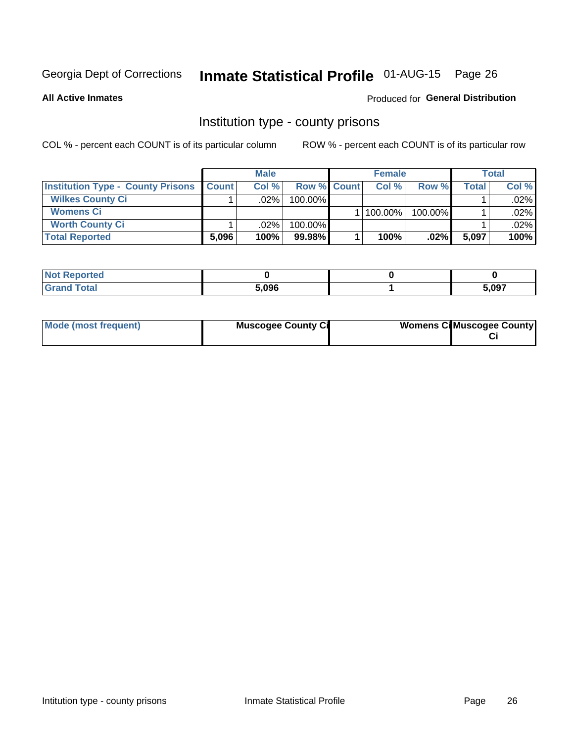Georgia Dept of Corrections **Inmate Statistical Profile** 01-AUG-15

**All Active Inmates**

Produced for **General Distribution**

## Institution type - county prisons

COL % - percent each COUNT is of its particular column

ROW % - percent each COUNT is of its particular row

| | Male | | | Female | | | Total | |
|---|---|---|---|---|---|---|---|---|
| **Institution Type - County Prisons** | **Count** | **Col %** | **Row %** | **Count** | **Col %** | **Row %** | **Total** | **Col %** |
| **Wilkes County Ci** | 1 | .02% | 100.00% | | | | 1 | .02% |
| **Womens Ci** | | | | 1 | 100.00% | 100.00% | 1 | .02% |
| **Worth County Ci** | 1 | .02% | 100.00% | | | | 1 | .02% |
| **Total Reported** | **5,096** | **100%** | **99.98%** | **1** | **100%** | **.02%** | **5,097** | **100%** |

| | Male | Female | Total |
|---|---|---|---|
| **Not Reported** | **0** | **0** | **0** |
| **Grand Total** | **5,096** | **1** | **5,097** |

| | Male | Female | Total |
|---|---|---|---|
| **Mode (most frequent)** | **Muscogee County Ci** | **Womens Ci** | **Muscogee County Ci** |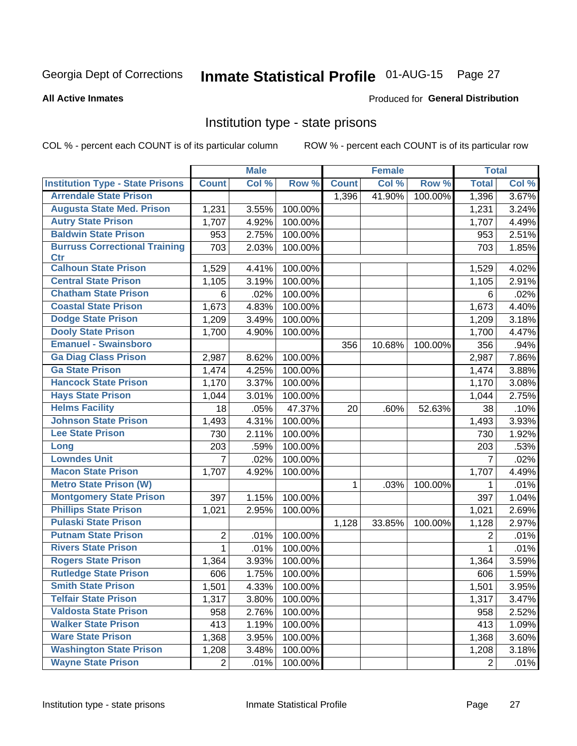Georgia Dept of Corrections **Inmate Statistical Profile** 01-AUG-15 Page 27

**All Active Inmates**

Produced for **General Distribution**

## Institution type - state prisons

COL % - percent each COUNT is of its particular column    ROW % - percent each COUNT is of its particular row

| | Male | | | Female | | | Total | |
|---|---|---|---|---|---|---|---|---|
| **Institution Type - State Prisons** | **Count** | **Col %** | **Row %** | **Count** | **Col %** | **Row %** | **Total** | **Col %** |
| Arrendale State Prison | | | | 1,396 | 41.90% | 100.00% | 1,396 | 3.67% |
| Augusta State Med. Prison | 1,231 | 3.55% | 100.00% | | | | 1,231 | 3.24% |
| Autry State Prison | 1,707 | 4.92% | 100.00% | | | | 1,707 | 4.49% |
| Baldwin State Prison | 953 | 2.75% | 100.00% | | | | 953 | 2.51% |
| Burruss Correctional Training Ctr | 703 | 2.03% | 100.00% | | | | 703 | 1.85% |
| Calhoun State Prison | 1,529 | 4.41% | 100.00% | | | | 1,529 | 4.02% |
| Central State Prison | 1,105 | 3.19% | 100.00% | | | | 1,105 | 2.91% |
| Chatham State Prison | 6 | .02% | 100.00% | | | | 6 | .02% |
| Coastal State Prison | 1,673 | 4.83% | 100.00% | | | | 1,673 | 4.40% |
| Dodge State Prison | 1,209 | 3.49% | 100.00% | | | | 1,209 | 3.18% |
| Dooly State Prison | 1,700 | 4.90% | 100.00% | | | | 1,700 | 4.47% |
| Emanuel - Swainsboro | | | | 356 | 10.68% | 100.00% | 356 | .94% |
| Ga Diag Class Prison | 2,987 | 8.62% | 100.00% | | | | 2,987 | 7.86% |
| Ga State Prison | 1,474 | 4.25% | 100.00% | | | | 1,474 | 3.88% |
| Hancock State Prison | 1,170 | 3.37% | 100.00% | | | | 1,170 | 3.08% |
| Hays State Prison | 1,044 | 3.01% | 100.00% | | | | 1,044 | 2.75% |
| Helms Facility | 18 | .05% | 47.37% | 20 | .60% | 52.63% | 38 | .10% |
| Johnson State Prison | 1,493 | 4.31% | 100.00% | | | | 1,493 | 3.93% |
| Lee State Prison | 730 | 2.11% | 100.00% | | | | 730 | 1.92% |
| Long | 203 | .59% | 100.00% | | | | 203 | .53% |
| Lowndes Unit | 7 | .02% | 100.00% | | | | 7 | .02% |
| Macon State Prison | 1,707 | 4.92% | 100.00% | | | | 1,707 | 4.49% |
| Metro State Prison (W) | | | | 1 | .03% | 100.00% | 1 | .01% |
| Montgomery State Prison | 397 | 1.15% | 100.00% | | | | 397 | 1.04% |
| Phillips State Prison | 1,021 | 2.95% | 100.00% | | | | 1,021 | 2.69% |
| Pulaski State Prison | | | | 1,128 | 33.85% | 100.00% | 1,128 | 2.97% |
| Putnam State Prison | 2 | .01% | 100.00% | | | | 2 | .01% |
| Rivers State Prison | 1 | .01% | 100.00% | | | | 1 | .01% |
| Rogers State Prison | 1,364 | 3.93% | 100.00% | | | | 1,364 | 3.59% |
| Rutledge State Prison | 606 | 1.75% | 100.00% | | | | 606 | 1.59% |
| Smith State Prison | 1,501 | 4.33% | 100.00% | | | | 1,501 | 3.95% |
| Telfair State Prison | 1,317 | 3.80% | 100.00% | | | | 1,317 | 3.47% |
| Valdosta State Prison | 958 | 2.76% | 100.00% | | | | 958 | 2.52% |
| Walker State Prison | 413 | 1.19% | 100.00% | | | | 413 | 1.09% |
| Ware State Prison | 1,368 | 3.95% | 100.00% | | | | 1,368 | 3.60% |
| Washington State Prison | 1,208 | 3.48% | 100.00% | | | | 1,208 | 3.18% |
| Wayne State Prison | 2 | .01% | 100.00% | | | | 2 | .01% |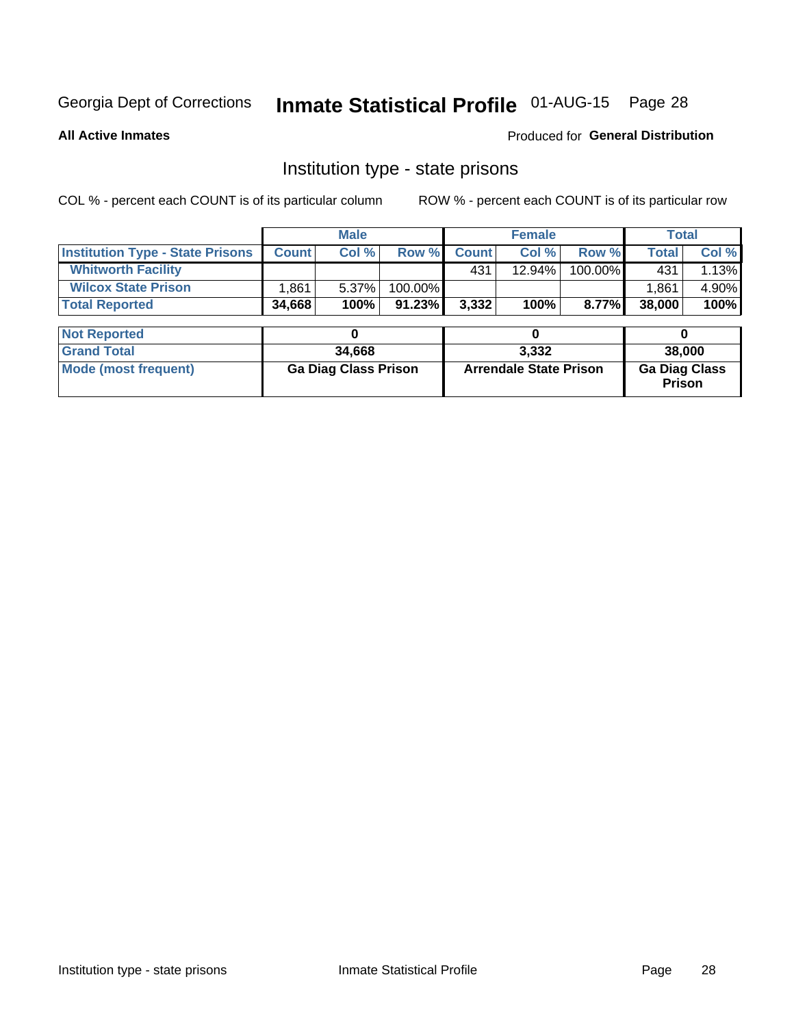Georgia Dept of Corrections **Inmate Statistical Profile** 01-AUG-15 Page 28

**All Active Inmates**

Produced for **General Distribution**

## Institution type - state prisons

COL % - percent each COUNT is of its particular column

ROW % - percent each COUNT is of its particular row

| | Male | | | Female | | | Total | |
|---|---|---|---|---|---|---|---|---|
| **Institution Type - State Prisons** | **Count** | **Col %** | **Row %** | **Count** | **Col %** | **Row %** | **Total** | **Col %** |
| **Whitworth Facility** | | | | 431 | 12.94% | 100.00% | 431 | 1.13% |
| **Wilcox State Prison** | 1,861 | 5.37% | 100.00% | | | | 1,861 | 4.90% |
| **Total Reported** | **34,668** | **100%** | **91.23%** | **3,332** | **100%** | **8.77%** | **38,000** | **100%** |

| | Male | Female | Total |
|---|---|---|---|
| **Not Reported** | **0** | **0** | **0** |
| **Grand Total** | **34,668** | **3,332** | **38,000** |
| **Mode (most frequent)** | **Ga Diag Class Prison** | **Arrendale State Prison** | **Ga Diag Class Prison** |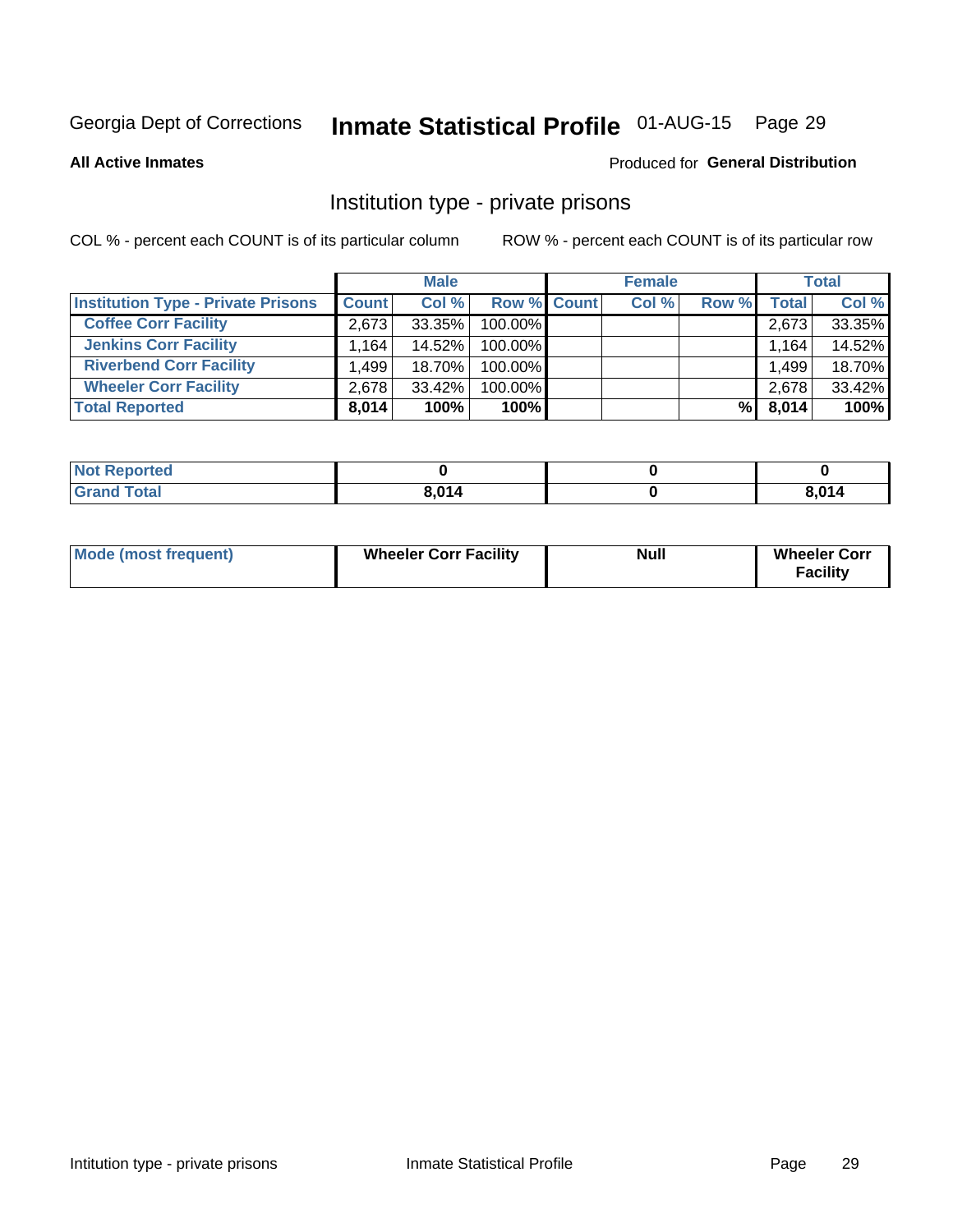Georgia Dept of Corrections **Inmate Statistical Profile** 01-AUG-15 Page 29

**All Active Inmates**

Produced for **General Distribution**

## Institution type - private prisons

COL % - percent each COUNT is of its particular column

ROW % - percent each COUNT is of its particular row

| | Male | | | Female | | | Total | |
|---|---|---|---|---|---|---|---|---|
| **Institution Type - Private Prisons** | **Count** | **Col %** | **Row %** | **Count** | **Col %** | **Row %** | **Total** | **Col %** |
| **Coffee Corr Facility** | 2,673 | 33.35% | 100.00% | | | | 2,673 | 33.35% |
| **Jenkins Corr Facility** | 1,164 | 14.52% | 100.00% | | | | 1,164 | 14.52% |
| **Riverbend Corr Facility** | 1,499 | 18.70% | 100.00% | | | | 1,499 | 18.70% |
| **Wheeler Corr Facility** | 2,678 | 33.42% | 100.00% | | | | 2,678 | 33.42% |
| **Total Reported** | **8,014** | **100%** | **100%** | | | **%** | **8,014** | **100%** |

| | Male | Female | Total |
|---|---|---|---|
| **Not Reported** | **0** | **0** | **0** |
| **Grand Total** | **8,014** | **0** | **8,014** |

| | Male | Female | Total |
|---|---|---|---|
| **Mode (most frequent)** | **Wheeler Corr Facility** | **Null** | **Wheeler Corr Facility** |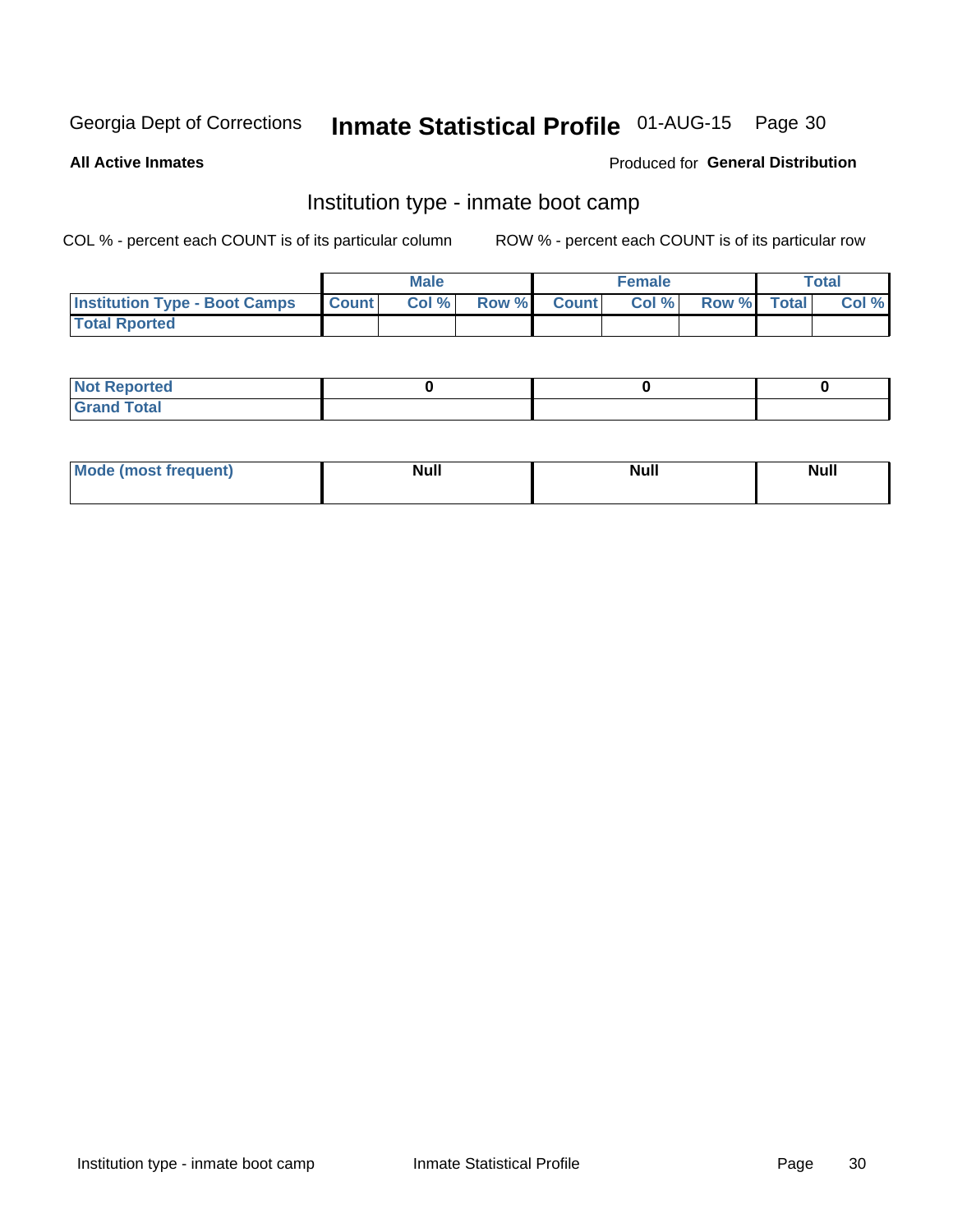Georgia Dept of Corrections **Inmate Statistical Profile** 01-AUG-15

**All Active Inmates**

Produced for **General Distribution**

## Institution type - inmate boot camp

COL % - percent each COUNT is of its particular column

ROW % - percent each COUNT is of its particular row

| | Male | | | Female | | | Total | |
|---|---|---|---|---|---|---|---|---|
| **Institution Type - Boot Camps** | **Count** | **Col %** | **Row %** | **Count** | **Col %** | **Row %** | **Total** | **Col %** |
| **Total Rported** | | | | | | | | |

| | Male | Female | Total |
|---|---|---|---|
| **Not Reported** | 0 | 0 | 0 |
| **Grand Total** | | | |

| | Male | Female | Total |
|---|---|---|---|
| **Mode (most frequent)** | **Null** | **Null** | **Null** |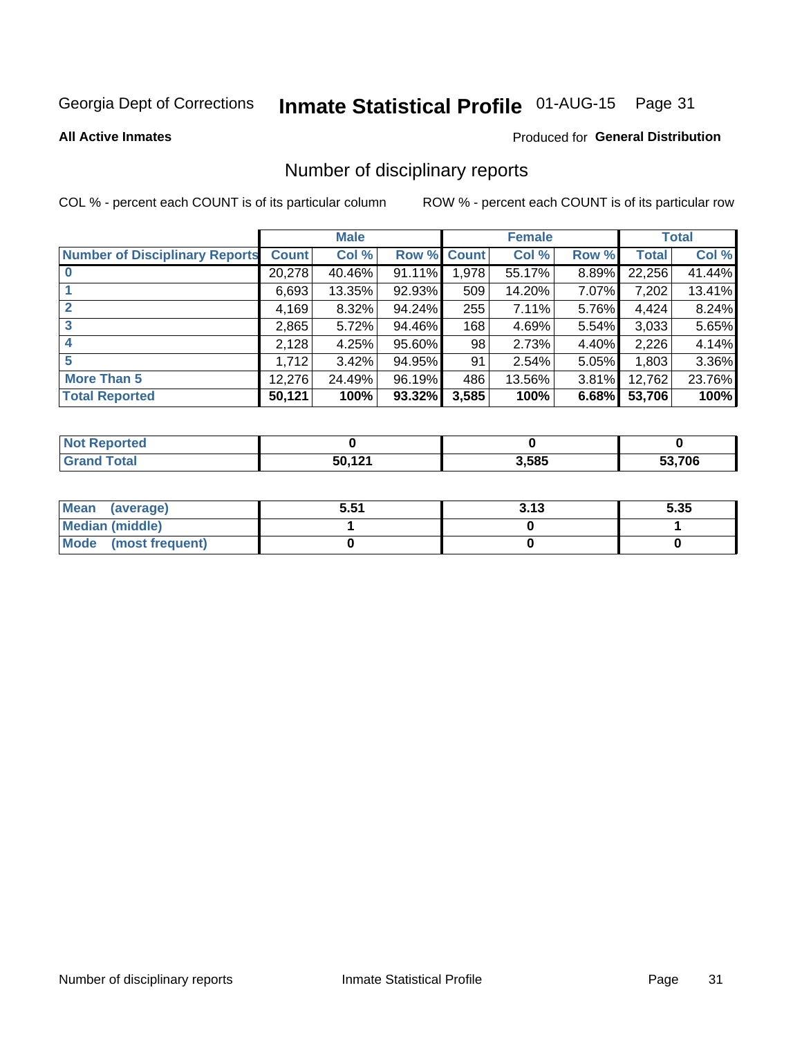Georgia Dept of Corrections **Inmate Statistical Profile** 01-AUG-15

**All Active Inmates**

Produced for **General Distribution**

## Number of disciplinary reports

COL % - percent each COUNT is of its particular column

ROW % - percent each COUNT is of its particular row

| | Male | | | Female | | | Total | |
|---|---|---|---|---|---|---|---|---|
| Number of Disciplinary Reports | Count | Col % | Row % | Count | Col % | Row % | Total | Col % |
| 0 | 20,278 | 40.46% | 91.11% | 1,978 | 55.17% | 8.89% | 22,256 | 41.44% |
| 1 | 6,693 | 13.35% | 92.93% | 509 | 14.20% | 7.07% | 7,202 | 13.41% |
| 2 | 4,169 | 8.32% | 94.24% | 255 | 7.11% | 5.76% | 4,424 | 8.24% |
| 3 | 2,865 | 5.72% | 94.46% | 168 | 4.69% | 5.54% | 3,033 | 5.65% |
| 4 | 2,128 | 4.25% | 95.60% | 98 | 2.73% | 4.40% | 2,226 | 4.14% |
| 5 | 1,712 | 3.42% | 94.95% | 91 | 2.54% | 5.05% | 1,803 | 3.36% |
| More Than 5 | 12,276 | 24.49% | 96.19% | 486 | 13.56% | 3.81% | 12,762 | 23.76% |
| **Total Reported** | **50,121** | **100%** | **93.32%** | **3,585** | **100%** | **6.68%** | **53,706** | **100%** |

| | Male | Female | Total |
|---|---|---|---|
| Not Reported | **0** | **0** | **0** |
| Grand Total | **50,121** | **3,585** | **53,706** |

| | Male | Female | Total |
|---|---|---|---|
| Mean (average) | **5.51** | **3.13** | **5.35** |
| Median (middle) | **1** | **0** | **1** |
| Mode (most frequent) | **0** | **0** | **0** |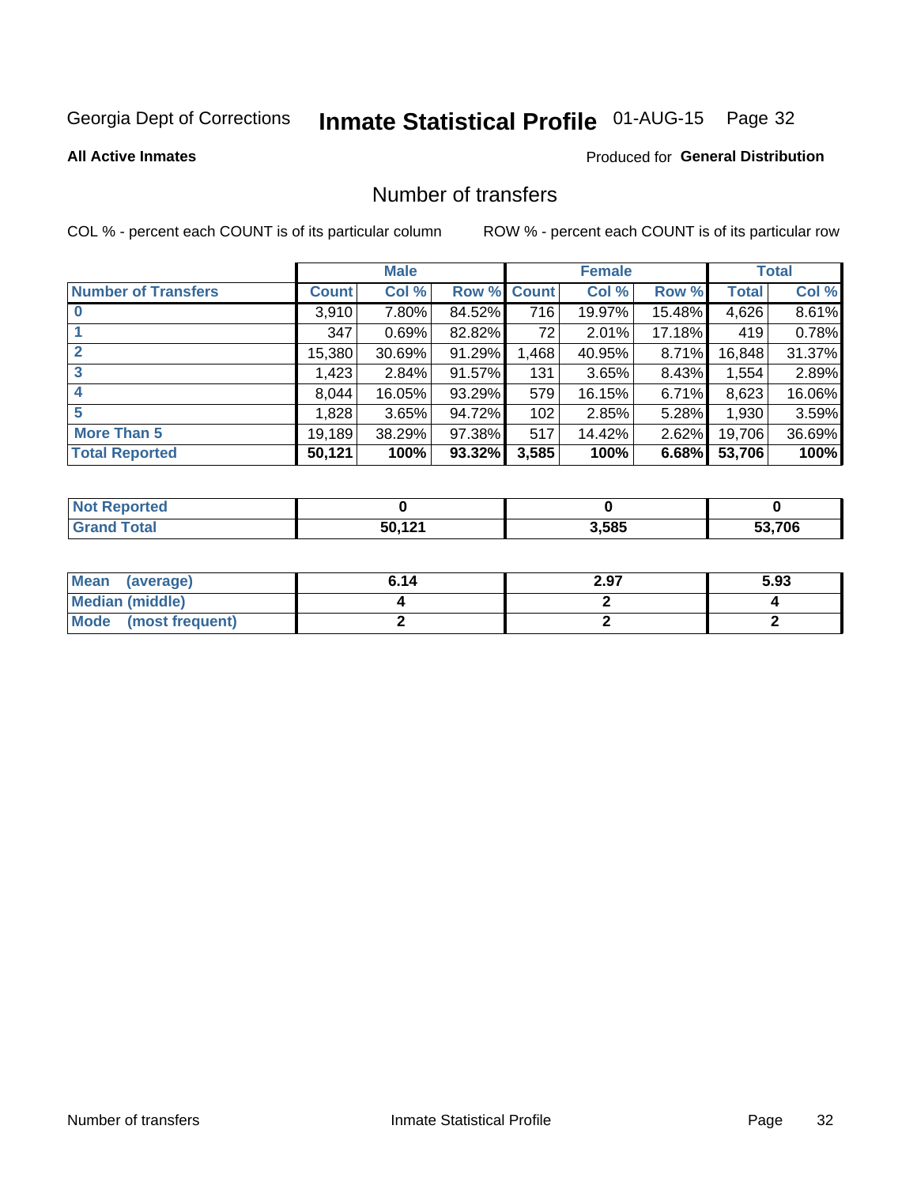Georgia Dept of Corrections **Inmate Statistical Profile** 01-AUG-15

**All Active Inmates**

Produced for **General Distribution**

## Number of transfers

COL % - percent each COUNT is of its particular column ROW % - percent each COUNT is of its particular row

| | Male | | | Female | | | Total | |
|---|---|---|---|---|---|---|---|---|
| **Number of Transfers** | **Count** | **Col %** | **Row %** | **Count** | **Col %** | **Row %** | **Total** | **Col %** |
| **0** | 3,910 | 7.80% | 84.52% | 716 | 19.97% | 15.48% | 4,626 | 8.61% |
| **1** | 347 | 0.69% | 82.82% | 72 | 2.01% | 17.18% | 419 | 0.78% |
| **2** | 15,380 | 30.69% | 91.29% | 1,468 | 40.95% | 8.71% | 16,848 | 31.37% |
| **3** | 1,423 | 2.84% | 91.57% | 131 | 3.65% | 8.43% | 1,554 | 2.89% |
| **4** | 8,044 | 16.05% | 93.29% | 579 | 16.15% | 6.71% | 8,623 | 16.06% |
| **5** | 1,828 | 3.65% | 94.72% | 102 | 2.85% | 5.28% | 1,930 | 3.59% |
| **More Than 5** | 19,189 | 38.29% | 97.38% | 517 | 14.42% | 2.62% | 19,706 | 36.69% |
| **Total Reported** | **50,121** | **100%** | **93.32%** | **3,585** | **100%** | **6.68%** | **53,706** | **100%** |

| | Male | Female | Total |
|---|---|---|---|
| **Not Reported** | **0** | **0** | **0** |
| **Grand Total** | **50,121** | **3,585** | **53,706** |

| | Male | Female | Total |
|---|---|---|---|
| **Mean (average)** | **6.14** | **2.97** | **5.93** |
| **Median (middle)** | **4** | **2** | **4** |
| **Mode (most frequent)** | **2** | **2** | **2** |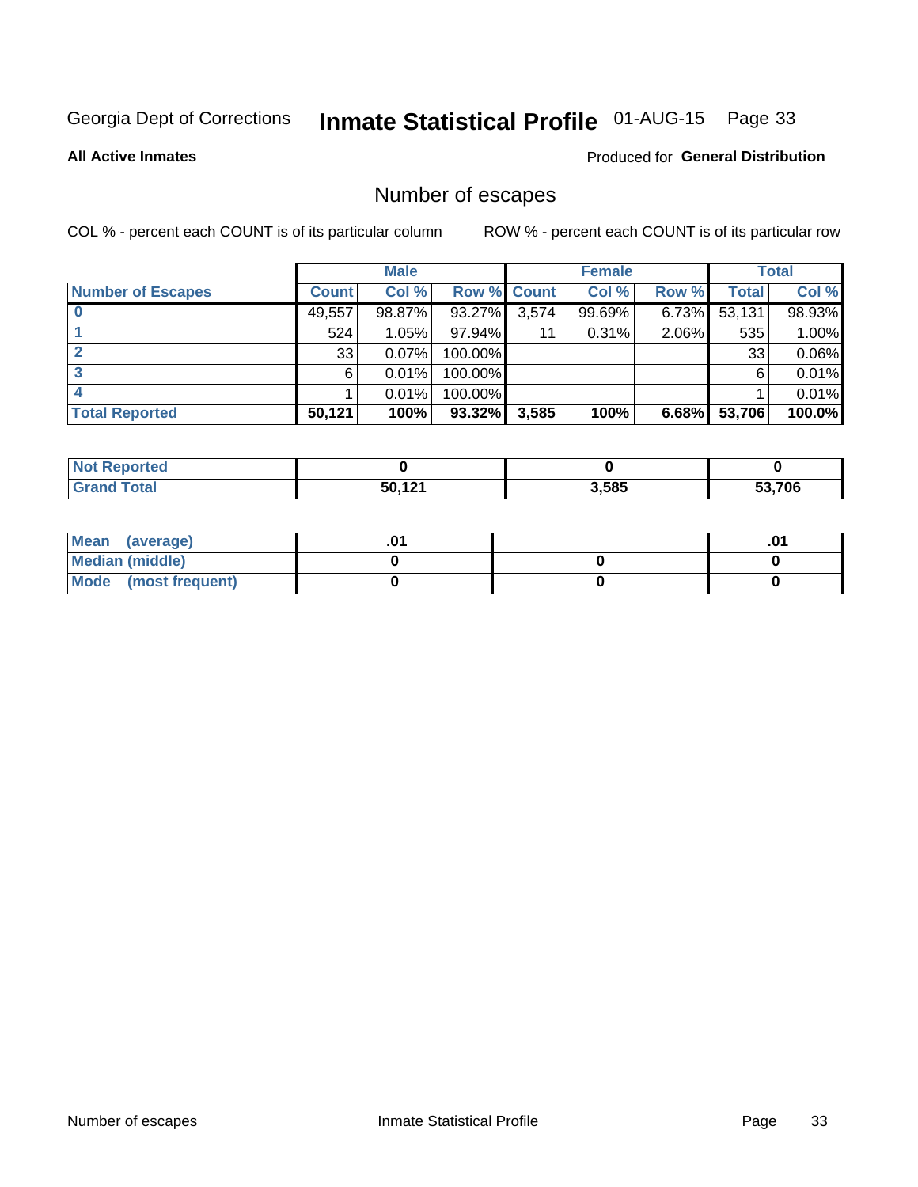Georgia Dept of Corrections **Inmate Statistical Profile** 01-AUG-15

**All Active Inmates**

Produced for **General Distribution**

## Number of escapes

COL % - percent each COUNT is of its particular column

ROW % - percent each COUNT is of its particular row

| | Male | | | Female | | | Total | |
|---|---|---|---|---|---|---|---|---|
| **Number of Escapes** | **Count** | **Col %** | **Row %** | **Count** | **Col %** | **Row %** | **Total** | **Col %** |
| **0** | 49,557 | 98.87% | 93.27% | 3,574 | 99.69% | 6.73% | 53,131 | 98.93% |
| **1** | 524 | 1.05% | 97.94% | 11 | 0.31% | 2.06% | 535 | 1.00% |
| **2** | 33 | 0.07% | 100.00% | | | | 33 | 0.06% |
| **3** | 6 | 0.01% | 100.00% | | | | 6 | 0.01% |
| **4** | 1 | 0.01% | 100.00% | | | | 1 | 0.01% |
| **Total Reported** | **50,121** | **100%** | **93.32%** | **3,585** | **100%** | **6.68%** | **53,706** | **100.0%** |

| | Male | Female | Total |
|---|---|---|---|
| **Not Reported** | **0** | **0** | **0** |
| **Grand Total** | **50,121** | **3,585** | **53,706** |

| | Male | Female | Total |
|---|---|---|---|
| **Mean (average)** | **.01** | | **.01** |
| **Median (middle)** | **0** | **0** | **0** |
| **Mode (most frequent)** | **0** | **0** | **0** |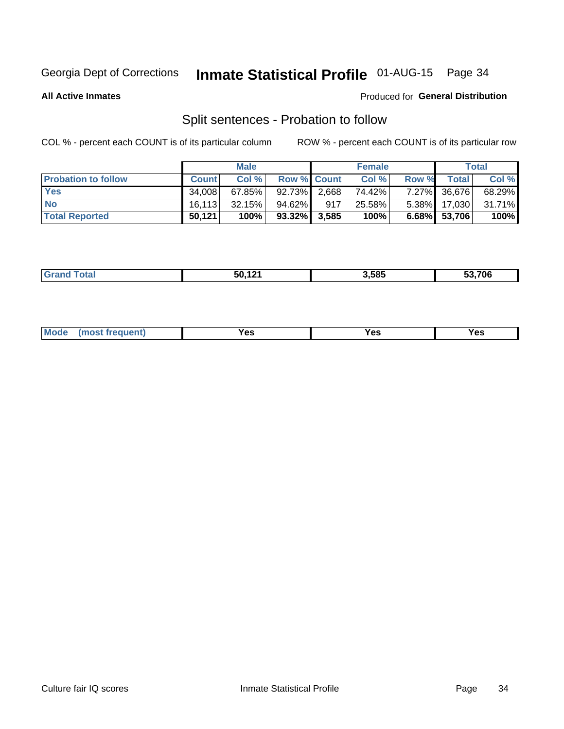Georgia Dept of Corrections **Inmate Statistical Profile** 01-AUG-15

**All Active Inmates**

Produced for **General Distribution**

## Split sentences - Probation to follow

COL % - percent each COUNT is of its particular column

ROW % - percent each COUNT is of its particular row

| | Male | | | Female | | | Total | |
|---|---|---|---|---|---|---|---|---|
| **Probation to follow** | **Count** | **Col %** | **Row %** | **Count** | **Col %** | **Row %** | **Total** | **Col %** |
| **Yes** | 34,008 | 67.85% | 92.73% | 2,668 | 74.42% | 7.27% | 36,676 | 68.29% |
| **No** | 16,113 | 32.15% | 94.62% | 917 | 25.58% | 5.38% | 17,030 | 31.71% |
| **Total Reported** | **50,121** | **100%** | **93.32%** | **3,585** | **100%** | **6.68%** | **53,706** | **100%** |

| | | | |
|---|---|---|---|
| **Grand Total** | **50,121** | **3,585** | **53,706** |

| | | | |
|---|---|---|---|
| **Mode (most frequent)** | **Yes** | **Yes** | **Yes** |

Culture fair IQ scores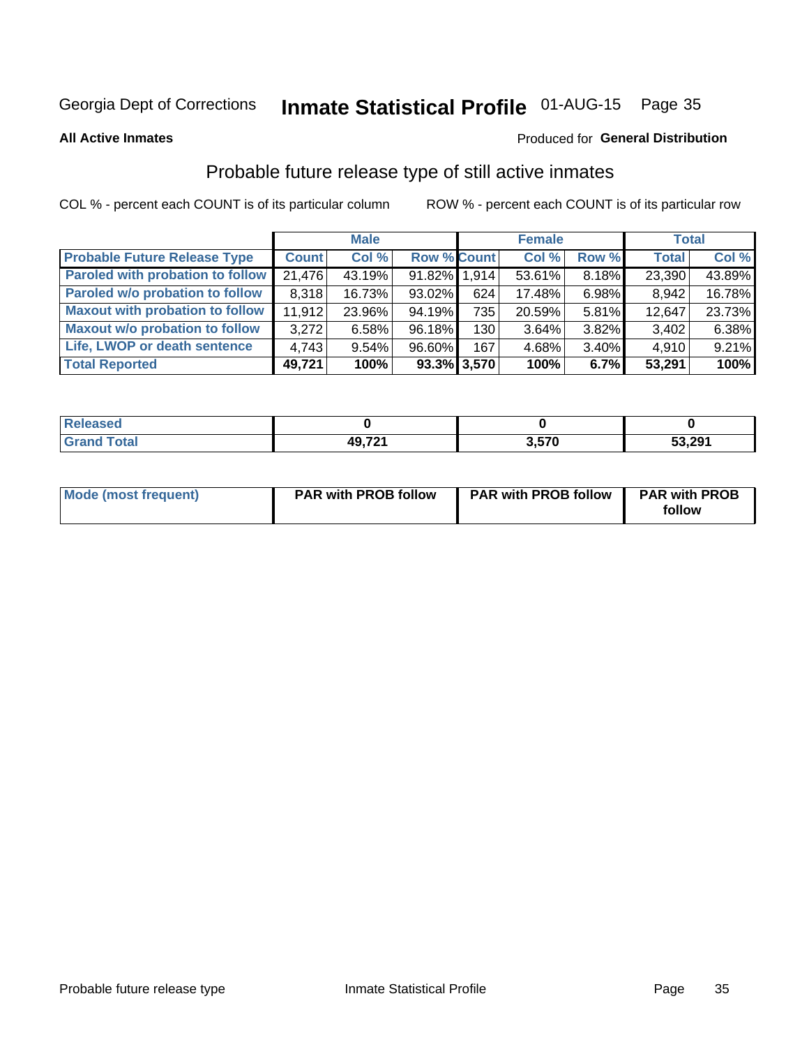Georgia Dept of Corrections **Inmate Statistical Profile** 01-AUG-15

**All Active Inmates**

Produced for **General Distribution**

## Probable future release type of still active inmates

COL % - percent each COUNT is of its particular column

ROW % - percent each COUNT is of its particular row

| | Male | | | Female | | | Total | |
|---|---|---|---|---|---|---|---|---|
| **Probable Future Release Type** | **Count** | **Col %** | **Row %** | **Count** | **Col %** | **Row %** | **Total** | **Col %** |
| Paroled with probation to follow | 21,476 | 43.19% | 91.82% | 1,914 | 53.61% | 8.18% | 23,390 | 43.89% |
| Paroled w/o probation to follow | 8,318 | 16.73% | 93.02% | 624 | 17.48% | 6.98% | 8,942 | 16.78% |
| Maxout with probation to follow | 11,912 | 23.96% | 94.19% | 735 | 20.59% | 5.81% | 12,647 | 23.73% |
| Maxout w/o probation to follow | 3,272 | 6.58% | 96.18% | 130 | 3.64% | 3.82% | 3,402 | 6.38% |
| Life, LWOP or death sentence | 4,743 | 9.54% | 96.60% | 167 | 4.68% | 3.40% | 4,910 | 9.21% |
| **Total Reported** | **49,721** | **100%** | **93.3%** | **3,570** | **100%** | **6.7%** | **53,291** | **100%** |

| | Male | Female | Total |
|---|---|---|---|
| Released | 0 | 0 | 0 |
| Grand Total | 49,721 | 3,570 | 53,291 |

| | Male | Female | Total |
|---|---|---|---|
| Mode (most frequent) | PAR with PROB follow | PAR with PROB follow | PAR with PROB follow |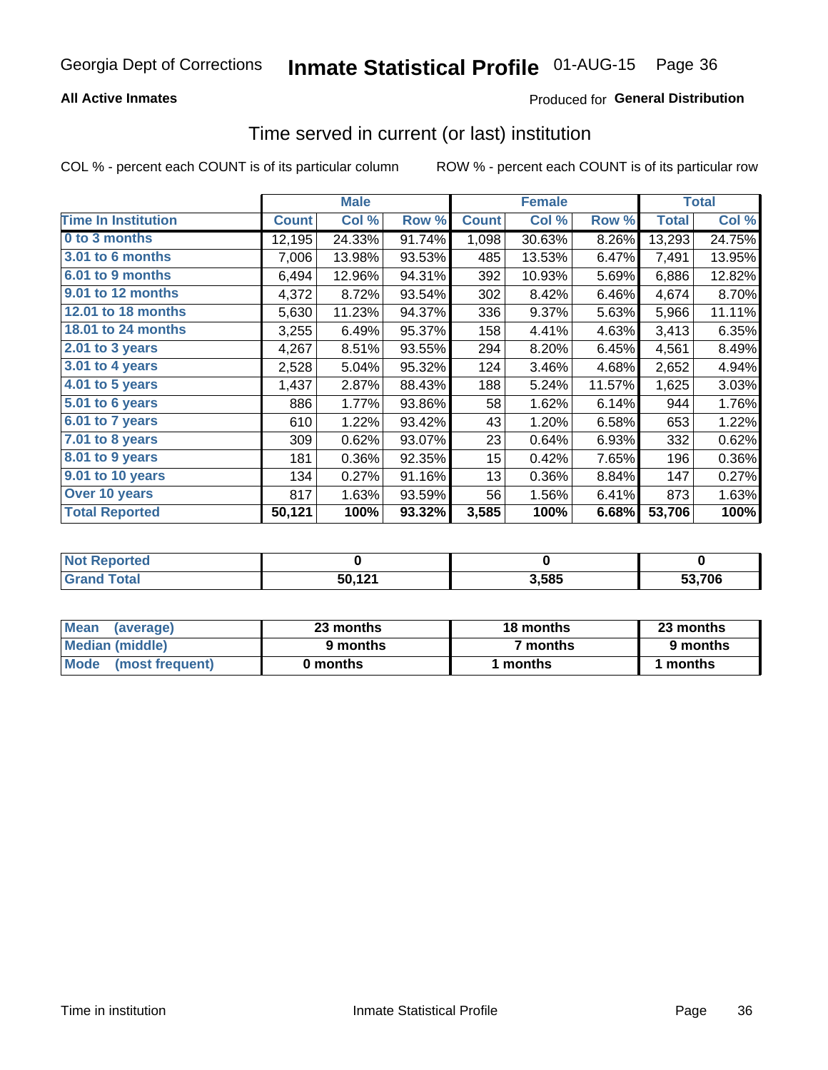Georgia Dept of Corrections **Inmate Statistical Profile** 01-AUG-15

**All Active Inmates**

Produced for **General Distribution**

## Time served in current (or last) institution

COL % - percent each COUNT is of its particular column

ROW % - percent each COUNT is of its particular row

| | Male | | | Female | | | Total | |
|---|---|---|---|---|---|---|---|---|
| **Time In Institution** | **Count** | **Col %** | **Row %** | **Count** | **Col %** | **Row %** | **Total** | **Col %** |
| 0 to 3 months | 12,195 | 24.33% | 91.74% | 1,098 | 30.63% | 8.26% | 13,293 | 24.75% |
| 3.01 to 6 months | 7,006 | 13.98% | 93.53% | 485 | 13.53% | 6.47% | 7,491 | 13.95% |
| 6.01 to 9 months | 6,494 | 12.96% | 94.31% | 392 | 10.93% | 5.69% | 6,886 | 12.82% |
| 9.01 to 12 months | 4,372 | 8.72% | 93.54% | 302 | 8.42% | 6.46% | 4,674 | 8.70% |
| 12.01 to 18 months | 5,630 | 11.23% | 94.37% | 336 | 9.37% | 5.63% | 5,966 | 11.11% |
| 18.01 to 24 months | 3,255 | 6.49% | 95.37% | 158 | 4.41% | 4.63% | 3,413 | 6.35% |
| 2.01 to 3 years | 4,267 | 8.51% | 93.55% | 294 | 8.20% | 6.45% | 4,561 | 8.49% |
| 3.01 to 4 years | 2,528 | 5.04% | 95.32% | 124 | 3.46% | 4.68% | 2,652 | 4.94% |
| 4.01 to 5 years | 1,437 | 2.87% | 88.43% | 188 | 5.24% | 11.57% | 1,625 | 3.03% |
| 5.01 to 6 years | 886 | 1.77% | 93.86% | 58 | 1.62% | 6.14% | 944 | 1.76% |
| 6.01 to 7 years | 610 | 1.22% | 93.42% | 43 | 1.20% | 6.58% | 653 | 1.22% |
| 7.01 to 8 years | 309 | 0.62% | 93.07% | 23 | 0.64% | 6.93% | 332 | 0.62% |
| 8.01 to 9 years | 181 | 0.36% | 92.35% | 15 | 0.42% | 7.65% | 196 | 0.36% |
| 9.01 to 10 years | 134 | 0.27% | 91.16% | 13 | 0.36% | 8.84% | 147 | 0.27% |
| Over 10 years | 817 | 1.63% | 93.59% | 56 | 1.56% | 6.41% | 873 | 1.63% |
| **Total Reported** | **50,121** | **100%** | **93.32%** | **3,585** | **100%** | **6.68%** | **53,706** | **100%** |

| | Male | Female | Total |
|---|---|---|---|
| Not Reported | **0** | **0** | **0** |
| Grand Total | **50,121** | **3,585** | **53,706** |

| | Male | Female | Total |
|---|---|---|---|
| Mean (average) | **23 months** | **18 months** | **23 months** |
| Median (middle) | **9 months** | **7 months** | **9 months** |
| Mode (most frequent) | **0 months** | **1 months** | **1 months** |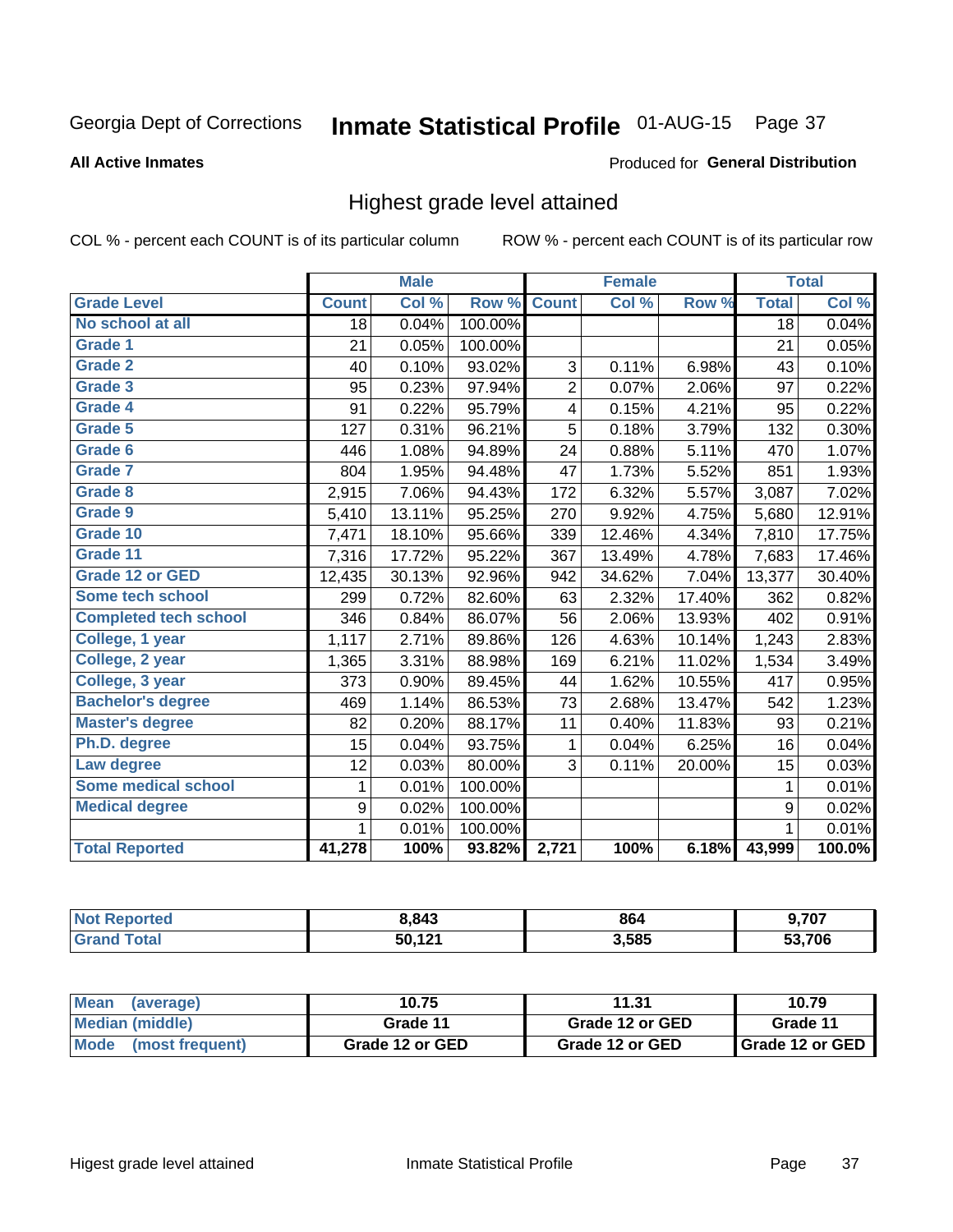Georgia Dept of Corrections **Inmate Statistical Profile** 01-AUG-15

**All Active Inmates**

Produced for **General Distribution**

## Highest grade level attained

COL % - percent each COUNT is of its particular column ROW % - percent each COUNT is of its particular row

| | Male | | | Female | | | Total | |
|---|---|---|---|---|---|---|---|---|
| **Grade Level** | **Count** | **Col %** | **Row %** | **Count** | **Col %** | **Row %** | **Total** | **Col %** |
| No school at all | 18 | 0.04% | 100.00% | | | | 18 | 0.04% |
| Grade 1 | 21 | 0.05% | 100.00% | | | | 21 | 0.05% |
| Grade 2 | 40 | 0.10% | 93.02% | 3 | 0.11% | 6.98% | 43 | 0.10% |
| Grade 3 | 95 | 0.23% | 97.94% | 2 | 0.07% | 2.06% | 97 | 0.22% |
| Grade 4 | 91 | 0.22% | 95.79% | 4 | 0.15% | 4.21% | 95 | 0.22% |
| Grade 5 | 127 | 0.31% | 96.21% | 5 | 0.18% | 3.79% | 132 | 0.30% |
| Grade 6 | 446 | 1.08% | 94.89% | 24 | 0.88% | 5.11% | 470 | 1.07% |
| Grade 7 | 804 | 1.95% | 94.48% | 47 | 1.73% | 5.52% | 851 | 1.93% |
| Grade 8 | 2,915 | 7.06% | 94.43% | 172 | 6.32% | 5.57% | 3,087 | 7.02% |
| Grade 9 | 5,410 | 13.11% | 95.25% | 270 | 9.92% | 4.75% | 5,680 | 12.91% |
| Grade 10 | 7,471 | 18.10% | 95.66% | 339 | 12.46% | 4.34% | 7,810 | 17.75% |
| Grade 11 | 7,316 | 17.72% | 95.22% | 367 | 13.49% | 4.78% | 7,683 | 17.46% |
| Grade 12 or GED | 12,435 | 30.13% | 92.96% | 942 | 34.62% | 7.04% | 13,377 | 30.40% |
| Some tech school | 299 | 0.72% | 82.60% | 63 | 2.32% | 17.40% | 362 | 0.82% |
| Completed tech school | 346 | 0.84% | 86.07% | 56 | 2.06% | 13.93% | 402 | 0.91% |
| College, 1 year | 1,117 | 2.71% | 89.86% | 126 | 4.63% | 10.14% | 1,243 | 2.83% |
| College, 2 year | 1,365 | 3.31% | 88.98% | 169 | 6.21% | 11.02% | 1,534 | 3.49% |
| College, 3 year | 373 | 0.90% | 89.45% | 44 | 1.62% | 10.55% | 417 | 0.95% |
| Bachelor's degree | 469 | 1.14% | 86.53% | 73 | 2.68% | 13.47% | 542 | 1.23% |
| Master's degree | 82 | 0.20% | 88.17% | 11 | 0.40% | 11.83% | 93 | 0.21% |
| Ph.D. degree | 15 | 0.04% | 93.75% | 1 | 0.04% | 6.25% | 16 | 0.04% |
| Law degree | 12 | 0.03% | 80.00% | 3 | 0.11% | 20.00% | 15 | 0.03% |
| Some medical school | 1 | 0.01% | 100.00% | | | | 1 | 0.01% |
| Medical degree | 9 | 0.02% | 100.00% | | | | 9 | 0.02% |
| | 1 | 0.01% | 100.00% | | | | 1 | 0.01% |
| **Total Reported** | **41,278** | **100%** | **93.82%** | **2,721** | **100%** | **6.18%** | **43,999** | **100.0%** |

| | Male | Female | Total |
|---|---|---|---|
| Not Reported | 8,843 | 864 | 9,707 |
| Grand Total | 50,121 | 3,585 | 53,706 |

| | Male | Female | Total |
|---|---|---|---|
| Mean (average) | 10.75 | 11.31 | 10.79 |
| Median (middle) | Grade 11 | Grade 12 or GED | Grade 11 |
| Mode (most frequent) | Grade 12 or GED | Grade 12 or GED | Grade 12 or GED |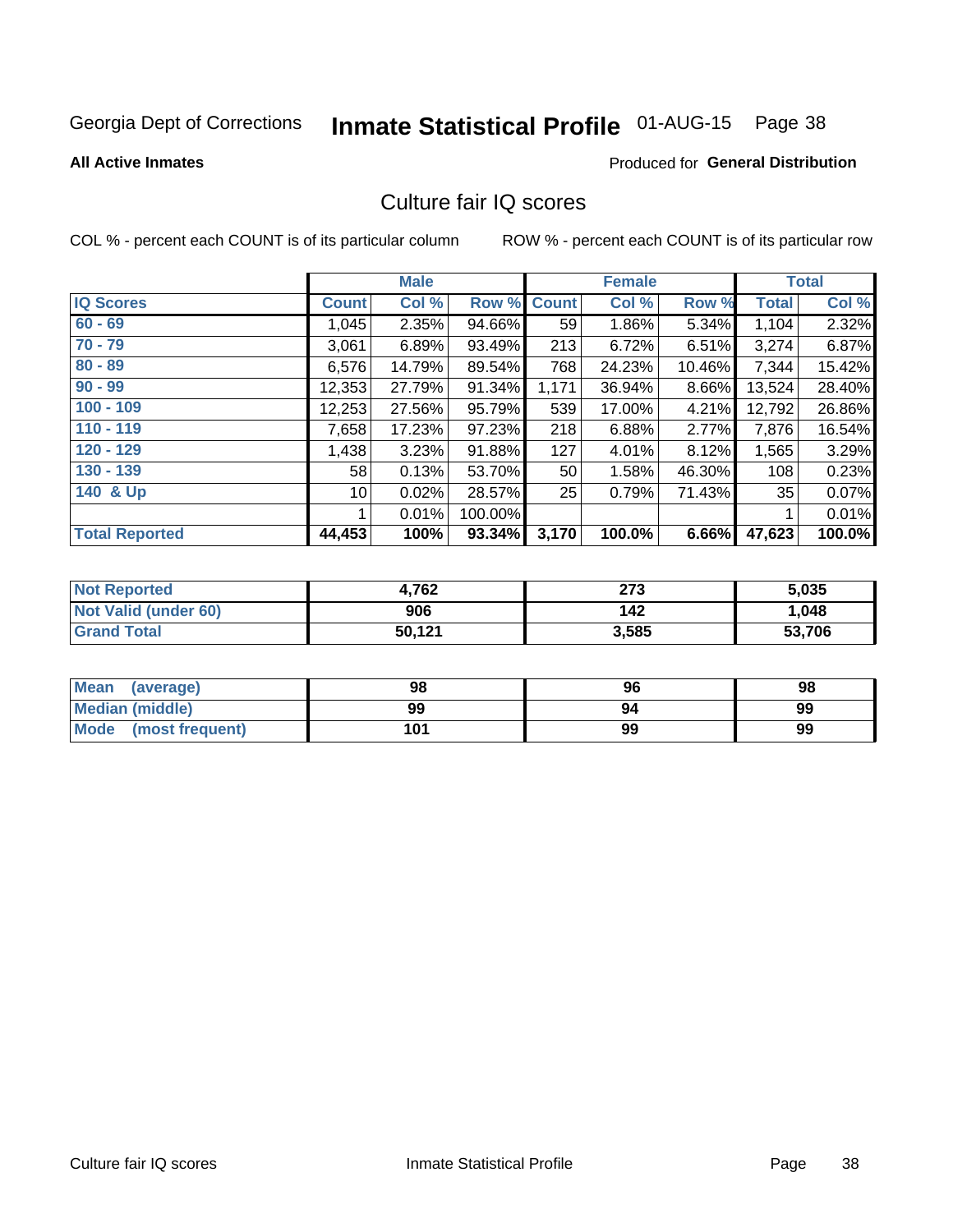Georgia Dept of Corrections **Inmate Statistical Profile** 01-AUG-15 Page 38

**All Active Inmates**

Produced for **General Distribution**

# Culture fair IQ scores

COL % - percent each COUNT is of its particular column

ROW % - percent each COUNT is of its particular row

| | Male | | | Female | | | Total | |
|---|---|---|---|---|---|---|---|---|
| **IQ Scores** | **Count** | **Col %** | **Row %** | **Count** | **Col %** | **Row %** | **Total** | **Col %** |
| 60 - 69 | 1,045 | 2.35% | 94.66% | 59 | 1.86% | 5.34% | 1,104 | 2.32% |
| 70 - 79 | 3,061 | 6.89% | 93.49% | 213 | 6.72% | 6.51% | 3,274 | 6.87% |
| 80 - 89 | 6,576 | 14.79% | 89.54% | 768 | 24.23% | 10.46% | 7,344 | 15.42% |
| 90 - 99 | 12,353 | 27.79% | 91.34% | 1,171 | 36.94% | 8.66% | 13,524 | 28.40% |
| 100 - 109 | 12,253 | 27.56% | 95.79% | 539 | 17.00% | 4.21% | 12,792 | 26.86% |
| 110 - 119 | 7,658 | 17.23% | 97.23% | 218 | 6.88% | 2.77% | 7,876 | 16.54% |
| 120 - 129 | 1,438 | 3.23% | 91.88% | 127 | 4.01% | 8.12% | 1,565 | 3.29% |
| 130 - 139 | 58 | 0.13% | 53.70% | 50 | 1.58% | 46.30% | 108 | 0.23% |
| 140 & Up | 10 | 0.02% | 28.57% | 25 | 0.79% | 71.43% | 35 | 0.07% |
| | 1 | 0.01% | 100.00% | | | | 1 | 0.01% |
| **Total Reported** | **44,453** | **100%** | **93.34%** | **3,170** | **100.0%** | **6.66%** | **47,623** | **100.0%** |

| | Male | Female | Total |
|---|---|---|---|
| Not Reported | 4,762 | 273 | 5,035 |
| Not Valid (under 60) | 906 | 142 | 1,048 |
| Grand Total | 50,121 | 3,585 | 53,706 |

| | Male | Female | Total |
|---|---|---|---|
| Mean (average) | 98 | 96 | 98 |
| Median (middle) | 99 | 94 | 99 |
| Mode (most frequent) | 101 | 99 | 99 |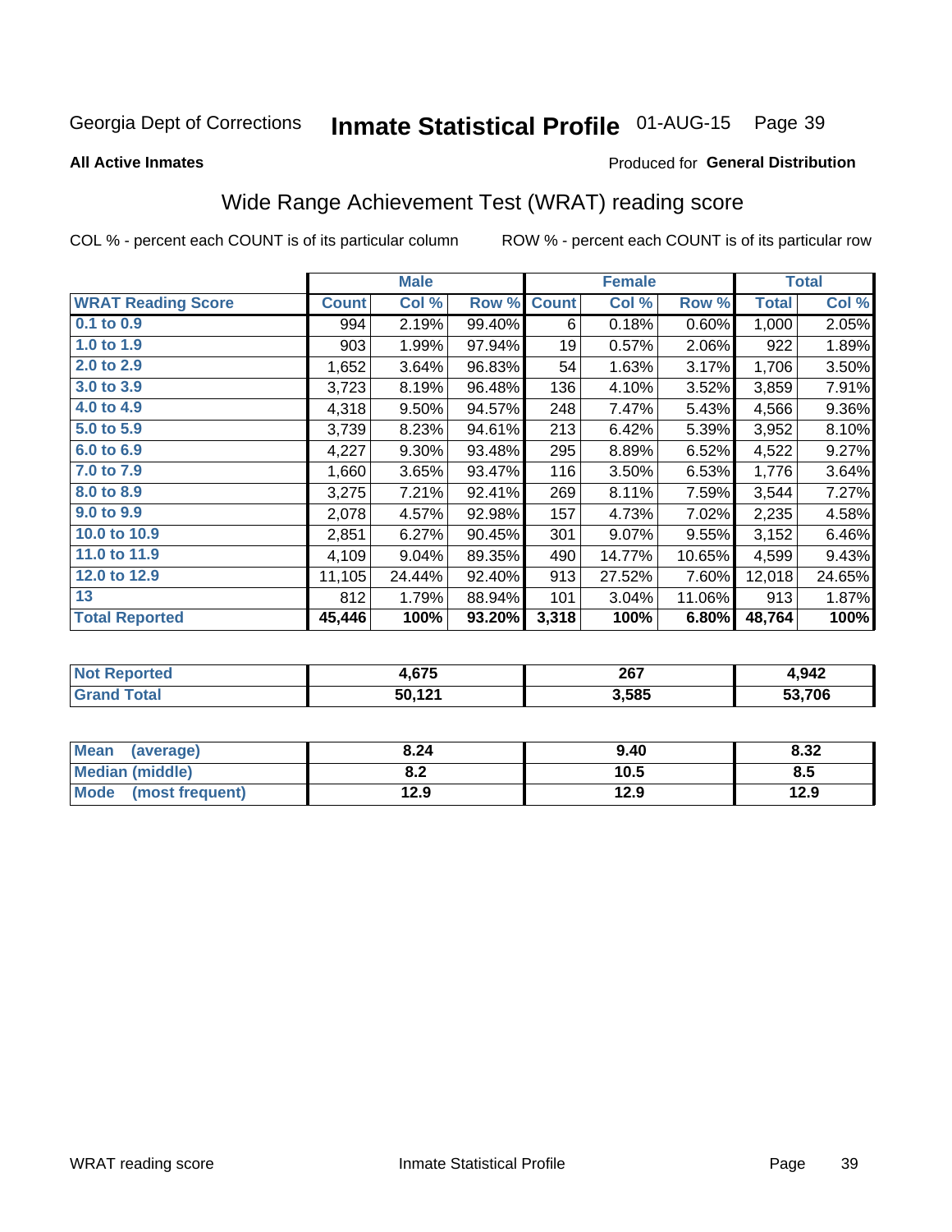Georgia Dept of Corrections **Inmate Statistical Profile** 01-AUG-15

**All Active Inmates**

Produced for **General Distribution**

## Wide Range Achievement Test (WRAT) reading score

COL % - percent each COUNT is of its particular column ROW % - percent each COUNT is of its particular row

| | Male | | | Female | | | Total | |
|---|---|---|---|---|---|---|---|---|
| **WRAT Reading Score** | **Count** | **Col %** | **Row %** | **Count** | **Col %** | **Row %** | **Total** | **Col %** |
| 0.1 to 0.9 | 994 | 2.19% | 99.40% | 6 | 0.18% | 0.60% | 1,000 | 2.05% |
| 1.0 to 1.9 | 903 | 1.99% | 97.94% | 19 | 0.57% | 2.06% | 922 | 1.89% |
| 2.0 to 2.9 | 1,652 | 3.64% | 96.83% | 54 | 1.63% | 3.17% | 1,706 | 3.50% |
| 3.0 to 3.9 | 3,723 | 8.19% | 96.48% | 136 | 4.10% | 3.52% | 3,859 | 7.91% |
| 4.0 to 4.9 | 4,318 | 9.50% | 94.57% | 248 | 7.47% | 5.43% | 4,566 | 9.36% |
| 5.0 to 5.9 | 3,739 | 8.23% | 94.61% | 213 | 6.42% | 5.39% | 3,952 | 8.10% |
| 6.0 to 6.9 | 4,227 | 9.30% | 93.48% | 295 | 8.89% | 6.52% | 4,522 | 9.27% |
| 7.0 to 7.9 | 1,660 | 3.65% | 93.47% | 116 | 3.50% | 6.53% | 1,776 | 3.64% |
| 8.0 to 8.9 | 3,275 | 7.21% | 92.41% | 269 | 8.11% | 7.59% | 3,544 | 7.27% |
| 9.0 to 9.9 | 2,078 | 4.57% | 92.98% | 157 | 4.73% | 7.02% | 2,235 | 4.58% |
| 10.0 to 10.9 | 2,851 | 6.27% | 90.45% | 301 | 9.07% | 9.55% | 3,152 | 6.46% |
| 11.0 to 11.9 | 4,109 | 9.04% | 89.35% | 490 | 14.77% | 10.65% | 4,599 | 9.43% |
| 12.0 to 12.9 | 11,105 | 24.44% | 92.40% | 913 | 27.52% | 7.60% | 12,018 | 24.65% |
| 13 | 812 | 1.79% | 88.94% | 101 | 3.04% | 11.06% | 913 | 1.87% |
| **Total Reported** | **45,446** | **100%** | **93.20%** | **3,318** | **100%** | **6.80%** | **48,764** | **100%** |

| | Male | Female | Total |
|---|---|---|---|
| Not Reported | 4,675 | 267 | 4,942 |
| Grand Total | 50,121 | 3,585 | 53,706 |

| | Male | Female | Total |
|---|---|---|---|
| Mean (average) | 8.24 | 9.40 | 8.32 |
| Median (middle) | 8.2 | 10.5 | 8.5 |
| Mode (most frequent) | 12.9 | 12.9 | 12.9 |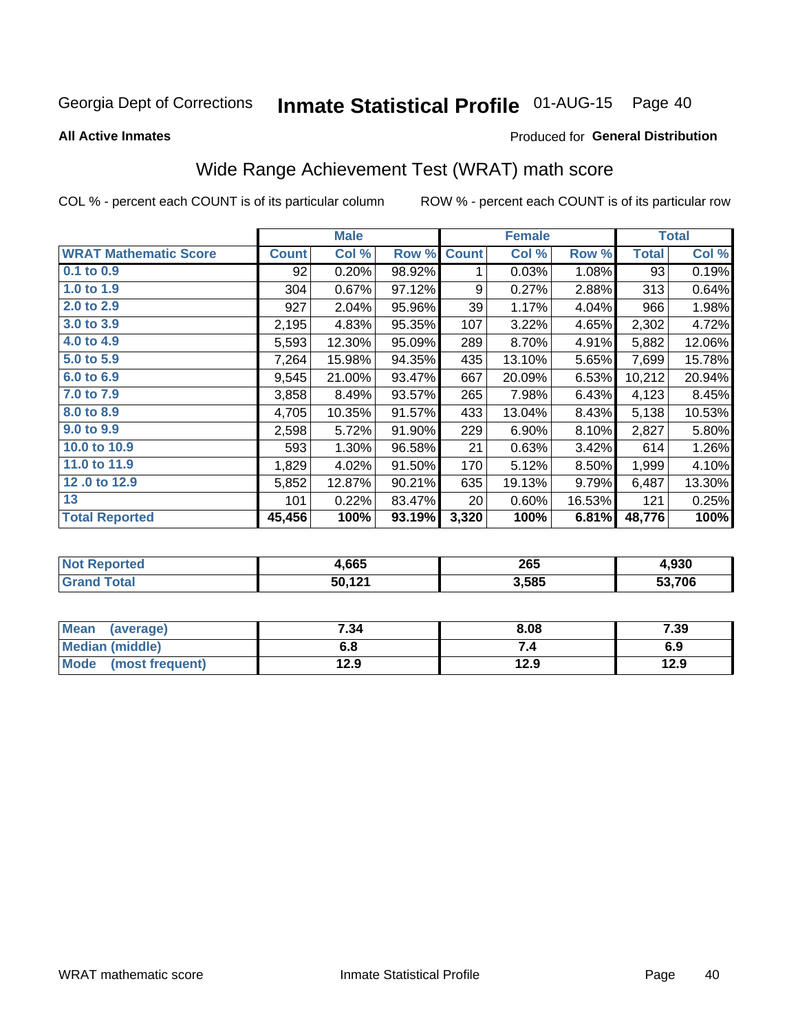Georgia Dept of Corrections **Inmate Statistical Profile** 01-AUG-15 Page 40

**All Active Inmates**

Produced for **General Distribution**

## Wide Range Achievement Test (WRAT) math score

COL % - percent each COUNT is of its particular column ROW % - percent each COUNT is of its particular row

| | Male | | | Female | | | Total | |
|---|---|---|---|---|---|---|---|---|
| **WRAT Mathematic Score** | **Count** | **Col %** | **Row %** | **Count** | **Col %** | **Row %** | **Total** | **Col %** |
| **0.1 to 0.9** | 92 | 0.20% | 98.92% | 1 | 0.03% | 1.08% | 93 | 0.19% |
| **1.0 to 1.9** | 304 | 0.67% | 97.12% | 9 | 0.27% | 2.88% | 313 | 0.64% |
| **2.0 to 2.9** | 927 | 2.04% | 95.96% | 39 | 1.17% | 4.04% | 966 | 1.98% |
| **3.0 to 3.9** | 2,195 | 4.83% | 95.35% | 107 | 3.22% | 4.65% | 2,302 | 4.72% |
| **4.0 to 4.9** | 5,593 | 12.30% | 95.09% | 289 | 8.70% | 4.91% | 5,882 | 12.06% |
| **5.0 to 5.9** | 7,264 | 15.98% | 94.35% | 435 | 13.10% | 5.65% | 7,699 | 15.78% |
| **6.0 to 6.9** | 9,545 | 21.00% | 93.47% | 667 | 20.09% | 6.53% | 10,212 | 20.94% |
| **7.0 to 7.9** | 3,858 | 8.49% | 93.57% | 265 | 7.98% | 6.43% | 4,123 | 8.45% |
| **8.0 to 8.9** | 4,705 | 10.35% | 91.57% | 433 | 13.04% | 8.43% | 5,138 | 10.53% |
| **9.0 to 9.9** | 2,598 | 5.72% | 91.90% | 229 | 6.90% | 8.10% | 2,827 | 5.80% |
| **10.0 to 10.9** | 593 | 1.30% | 96.58% | 21 | 0.63% | 3.42% | 614 | 1.26% |
| **11.0 to 11.9** | 1,829 | 4.02% | 91.50% | 170 | 5.12% | 8.50% | 1,999 | 4.10% |
| **12 .0 to 12.9** | 5,852 | 12.87% | 90.21% | 635 | 19.13% | 9.79% | 6,487 | 13.30% |
| **13** | 101 | 0.22% | 83.47% | 20 | 0.60% | 16.53% | 121 | 0.25% |
| **Total Reported** | **45,456** | **100%** | **93.19%** | **3,320** | **100%** | **6.81%** | **48,776** | **100%** |

| | Male | Female | Total |
|---|---|---|---|
| **Not Reported** | **4,665** | **265** | **4,930** |
| **Grand Total** | **50,121** | **3,585** | **53,706** |

| | Male | Female | Total |
|---|---|---|---|
| **Mean (average)** | **7.34** | **8.08** | **7.39** |
| **Median (middle)** | **6.8** | **7.4** | **6.9** |
| **Mode (most frequent)** | **12.9** | **12.9** | **12.9** |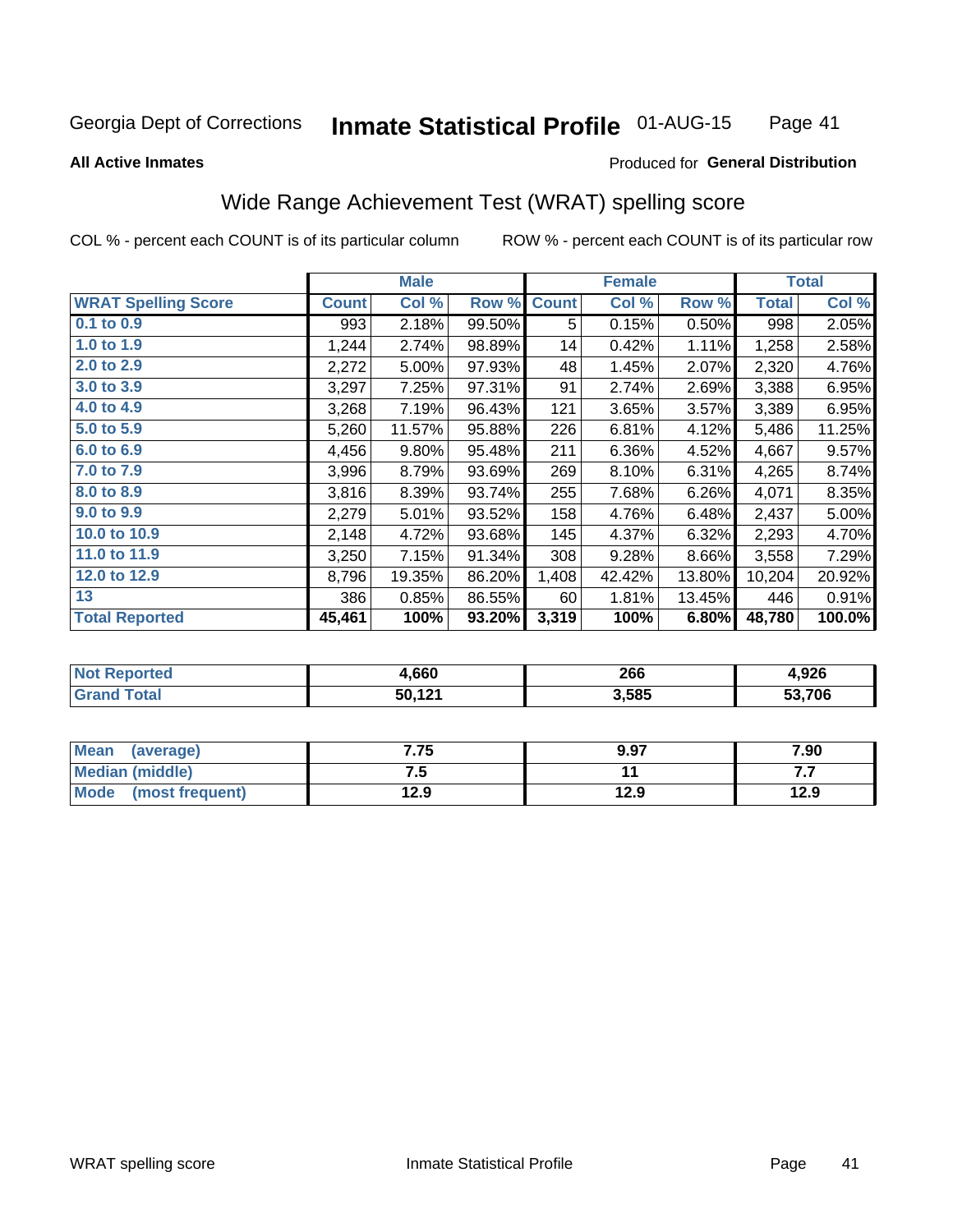Georgia Dept of Corrections **Inmate Statistical Profile** 01-AUG-15

**All Active Inmates**

Produced for **General Distribution**

## Wide Range Achievement Test (WRAT) spelling score

COL % - percent each COUNT is of its particular column ROW % - percent each COUNT is of its particular row

| | Male | | | Female | | | Total | |
|---|---|---|---|---|---|---|---|---|
| **WRAT Spelling Score** | **Count** | **Col %** | **Row %** | **Count** | **Col %** | **Row %** | **Total** | **Col %** |
| 0.1 to 0.9 | 993 | 2.18% | 99.50% | 5 | 0.15% | 0.50% | 998 | 2.05% |
| 1.0 to 1.9 | 1,244 | 2.74% | 98.89% | 14 | 0.42% | 1.11% | 1,258 | 2.58% |
| 2.0 to 2.9 | 2,272 | 5.00% | 97.93% | 48 | 1.45% | 2.07% | 2,320 | 4.76% |
| 3.0 to 3.9 | 3,297 | 7.25% | 97.31% | 91 | 2.74% | 2.69% | 3,388 | 6.95% |
| 4.0 to 4.9 | 3,268 | 7.19% | 96.43% | 121 | 3.65% | 3.57% | 3,389 | 6.95% |
| 5.0 to 5.9 | 5,260 | 11.57% | 95.88% | 226 | 6.81% | 4.12% | 5,486 | 11.25% |
| 6.0 to 6.9 | 4,456 | 9.80% | 95.48% | 211 | 6.36% | 4.52% | 4,667 | 9.57% |
| 7.0 to 7.9 | 3,996 | 8.79% | 93.69% | 269 | 8.10% | 6.31% | 4,265 | 8.74% |
| 8.0 to 8.9 | 3,816 | 8.39% | 93.74% | 255 | 7.68% | 6.26% | 4,071 | 8.35% |
| 9.0 to 9.9 | 2,279 | 5.01% | 93.52% | 158 | 4.76% | 6.48% | 2,437 | 5.00% |
| 10.0 to 10.9 | 2,148 | 4.72% | 93.68% | 145 | 4.37% | 6.32% | 2,293 | 4.70% |
| 11.0 to 11.9 | 3,250 | 7.15% | 91.34% | 308 | 9.28% | 8.66% | 3,558 | 7.29% |
| 12.0 to 12.9 | 8,796 | 19.35% | 86.20% | 1,408 | 42.42% | 13.80% | 10,204 | 20.92% |
| 13 | 386 | 0.85% | 86.55% | 60 | 1.81% | 13.45% | 446 | 0.91% |
| **Total Reported** | **45,461** | **100%** | **93.20%** | **3,319** | **100%** | **6.80%** | **48,780** | **100.0%** |

| | Male | Female | Total |
|---|---|---|---|
| Not Reported | 4,660 | 266 | 4,926 |
| Grand Total | 50,121 | 3,585 | 53,706 |

| | Male | Female | Total |
|---|---|---|---|
| Mean (average) | 7.75 | 9.97 | 7.90 |
| Median (middle) | 7.5 | 11 | 7.7 |
| Mode (most frequent) | 12.9 | 12.9 | 12.9 |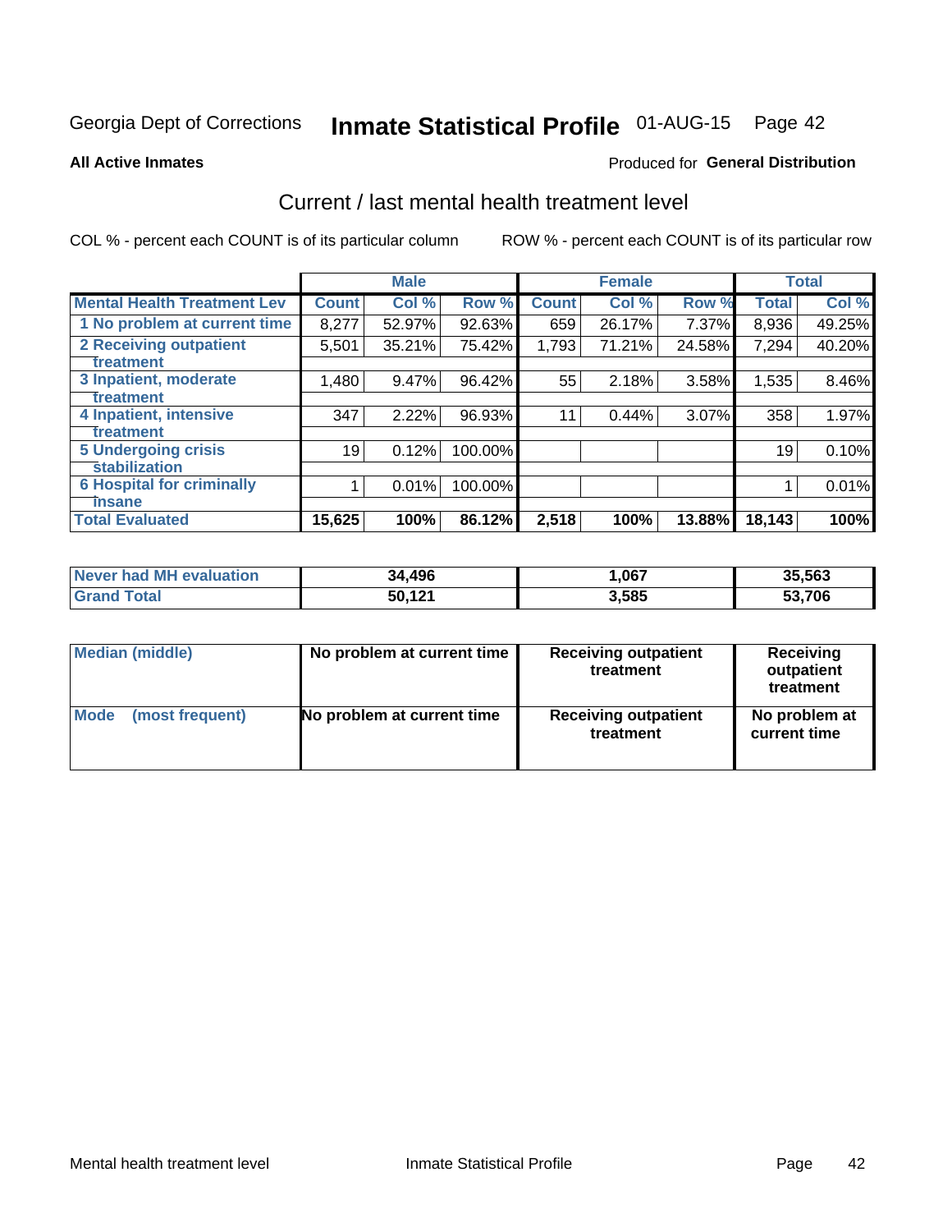Georgia Dept of Corrections **Inmate Statistical Profile** 01-AUG-15 Page 42

**All Active Inmates**

Produced for **General Distribution**

## Current / last mental health treatment level

COL % - percent each COUNT is of its particular column ROW % - percent each COUNT is of its particular row

| | Male | | | Female | | | Total | |
|---|---|---|---|---|---|---|---|---|
| **Mental Health Treatment Lev** | **Count** | **Col %** | **Row %** | **Count** | **Col %** | **Row %** | **Total** | **Col %** |
| 1 No problem at current time | 8,277 | 52.97% | 92.63% | 659 | 26.17% | 7.37% | 8,936 | 49.25% |
| 2 Receiving outpatient treatment | 5,501 | 35.21% | 75.42% | 1,793 | 71.21% | 24.58% | 7,294 | 40.20% |
| 3 Inpatient, moderate treatment | 1,480 | 9.47% | 96.42% | 55 | 2.18% | 3.58% | 1,535 | 8.46% |
| 4 Inpatient, intensive treatment | 347 | 2.22% | 96.93% | 11 | 0.44% | 3.07% | 358 | 1.97% |
| 5 Undergoing crisis stabilization | 19 | 0.12% | 100.00% | | | | 19 | 0.10% |
| 6 Hospital for criminally insane | 1 | 0.01% | 100.00% | | | | 1 | 0.01% |
| **Total Evaluated** | **15,625** | **100%** | **86.12%** | **2,518** | **100%** | **13.88%** | **18,143** | **100%** |

| | Male | Female | Total |
|---|---|---|---|
| **Never had MH evaluation** | **34,496** | **1,067** | **35,563** |
| **Grand Total** | **50,121** | **3,585** | **53,706** |

| | Male | Female | Total |
|---|---|---|---|
| **Median (middle)** | **No problem at current time** | **Receiving outpatient treatment** | **Receiving outpatient treatment** |
| **Mode (most frequent)** | **No problem at current time** | **Receiving outpatient treatment** | **No problem at current time** |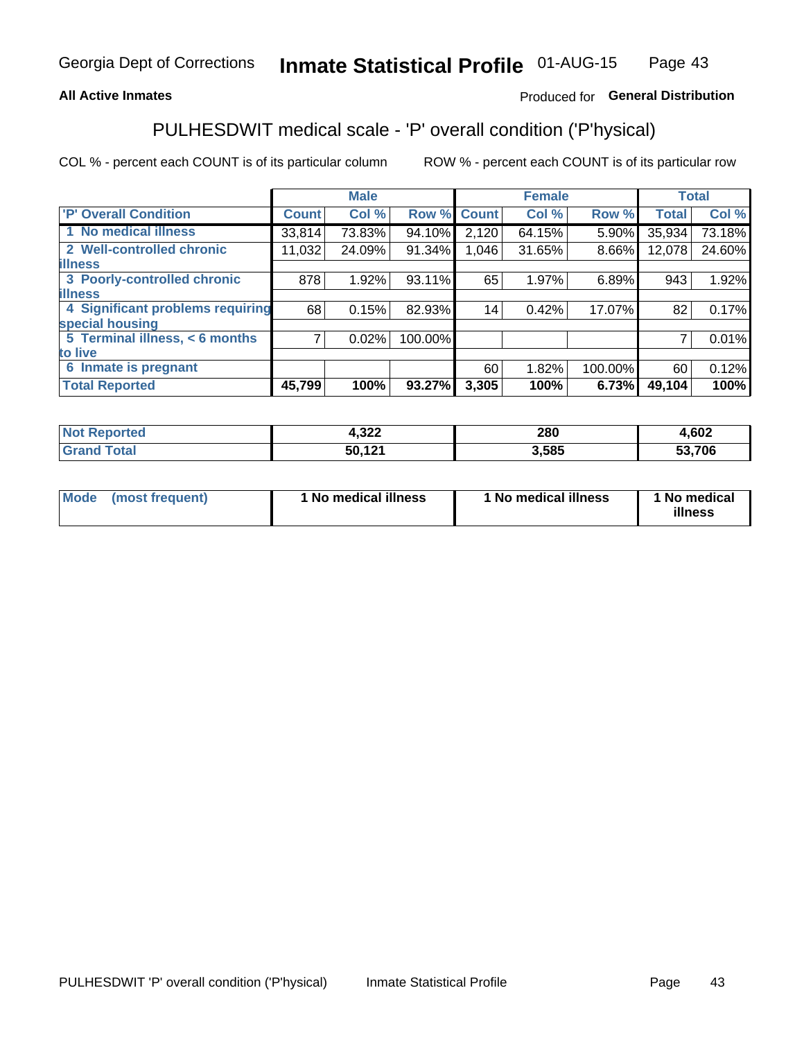Georgia Dept of Corrections **Inmate Statistical Profile** 01-AUG-15

**All Active Inmates**

Produced for **General Distribution**

## PULHESDWIT medical scale - 'P' overall condition ('P'hysical)

COL % - percent each COUNT is of its particular column

ROW % - percent each COUNT is of its particular row

| | Male | | | Female | | | Total | |
|---|---|---|---|---|---|---|---|---|
| **'P' Overall Condition** | **Count** | **Col %** | **Row %** | **Count** | **Col %** | **Row %** | **Total** | **Col %** |
| **1 No medical illness** | 33,814 | 73.83% | 94.10% | 2,120 | 64.15% | 5.90% | 35,934 | 73.18% |
| **2 Well-controlled chronic illness** | 11,032 | 24.09% | 91.34% | 1,046 | 31.65% | 8.66% | 12,078 | 24.60% |
| **3 Poorly-controlled chronic illness** | 878 | 1.92% | 93.11% | 65 | 1.97% | 6.89% | 943 | 1.92% |
| **4 Significant problems requiring special housing** | 68 | 0.15% | 82.93% | 14 | 0.42% | 17.07% | 82 | 0.17% |
| **5 Terminal illness, < 6 months to live** | 7 | 0.02% | 100.00% | | | | 7 | 0.01% |
| **6 Inmate is pregnant** | | | | 60 | 1.82% | 100.00% | 60 | 0.12% |
| **Total Reported** | **45,799** | **100%** | **93.27%** | **3,305** | **100%** | **6.73%** | **49,104** | **100%** |

| | Male | Female | Total |
|---|---|---|---|
| **Not Reported** | **4,322** | **280** | **4,602** |
| **Grand Total** | **50,121** | **3,585** | **53,706** |

| | Male | Female | Total |
|---|---|---|---|
| **Mode (most frequent)** | **1 No medical illness** | **1 No medical illness** | **1 No medical illness** |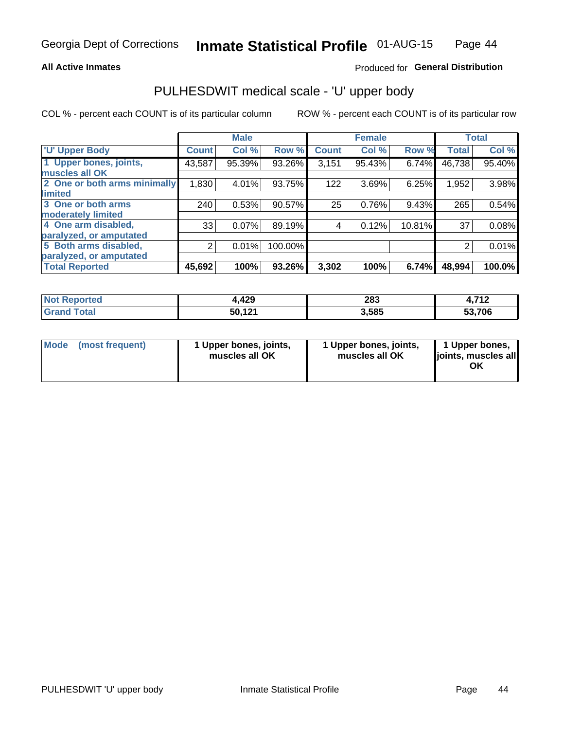**All Active Inmates**

Produced for **General Distribution**

## PULHESDWIT medical scale - 'U' upper body

COL % - percent each COUNT is of its particular column

ROW % - percent each COUNT is of its particular row

| | Male | | | Female | | | Total | |
|---|---|---|---|---|---|---|---|---|
| 'U' Upper Body | Count | Col % | Row % | Count | Col % | Row % | Total | Col % |
| 1 Upper bones, joints, muscles all OK | 43,587 | 95.39% | 93.26% | 3,151 | 95.43% | 6.74% | 46,738 | 95.40% |
| 2 One or both arms minimally limited | 1,830 | 4.01% | 93.75% | 122 | 3.69% | 6.25% | 1,952 | 3.98% |
| 3 One or both arms moderately limited | 240 | 0.53% | 90.57% | 25 | 0.76% | 9.43% | 265 | 0.54% |
| 4 One arm disabled, paralyzed, or amputated | 33 | 0.07% | 89.19% | 4 | 0.12% | 10.81% | 37 | 0.08% |
| 5 Both arms disabled, paralyzed, or amputated | 2 | 0.01% | 100.00% | | | | 2 | 0.01% |
| **Total Reported** | **45,692** | **100%** | **93.26%** | **3,302** | **100%** | **6.74%** | **48,994** | **100.0%** |

| | Male | Female | Total |
|---|---|---|---|
| Not Reported | 4,429 | 283 | 4,712 |
| Grand Total | 50,121 | 3,585 | 53,706 |

| | Male | Female | Total |
|---|---|---|---|
| Mode (most frequent) | 1 Upper bones, joints, muscles all OK | 1 Upper bones, joints, muscles all OK | 1 Upper bones, joints, muscles all OK |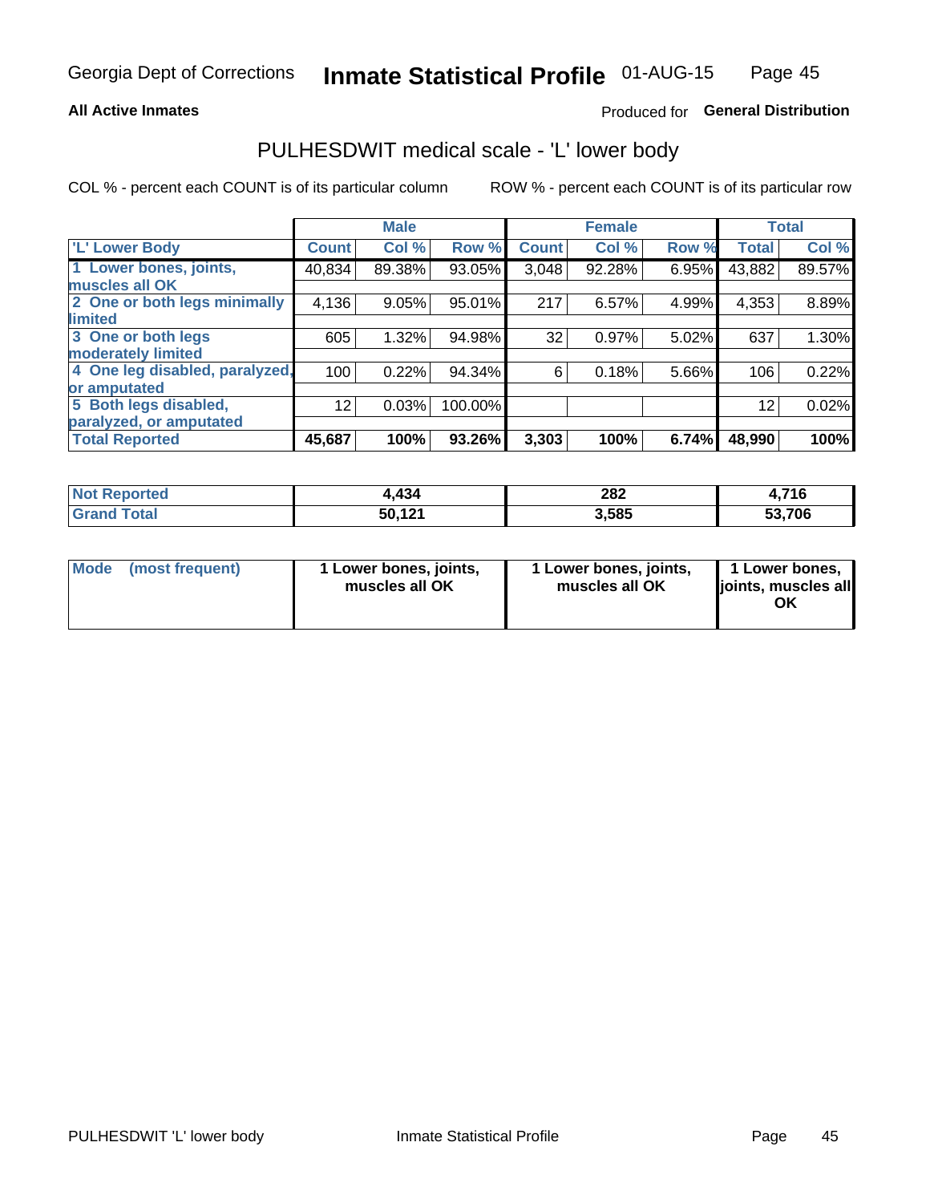Georgia Dept of Corrections **Inmate Statistical Profile** 01-AUG-15

**All Active Inmates**

Produced for **General Distribution**

## PULHESDWIT medical scale - 'L' lower body

COL % - percent each COUNT is of its particular column

ROW % - percent each COUNT is of its particular row

| | Male | | | Female | | | Total | |
|---|---|---|---|---|---|---|---|---|
| **'L' Lower Body** | **Count** | **Col %** | **Row %** | **Count** | **Col %** | **Row %** | **Total** | **Col %** |
| **1 Lower bones, joints, muscles all OK** | 40,834 | 89.38% | 93.05% | 3,048 | 92.28% | 6.95% | 43,882 | 89.57% |
| **2 One or both legs minimally limited** | 4,136 | 9.05% | 95.01% | 217 | 6.57% | 4.99% | 4,353 | 8.89% |
| **3 One or both legs moderately limited** | 605 | 1.32% | 94.98% | 32 | 0.97% | 5.02% | 637 | 1.30% |
| **4 One leg disabled, paralyzed, or amputated** | 100 | 0.22% | 94.34% | 6 | 0.18% | 5.66% | 106 | 0.22% |
| **5 Both legs disabled, paralyzed, or amputated** | 12 | 0.03% | 100.00% | | | | 12 | 0.02% |
| **Total Reported** | **45,687** | **100%** | **93.26%** | **3,303** | **100%** | **6.74%** | **48,990** | **100%** |

| | Male | Female | Total |
|---|---|---|---|
| **Not Reported** | **4,434** | **282** | **4,716** |
| **Grand Total** | **50,121** | **3,585** | **53,706** |

| | Male | Female | Total |
|---|---|---|---|
| **Mode (most frequent)** | **1 Lower bones, joints, muscles all OK** | **1 Lower bones, joints, muscles all OK** | **1 Lower bones, joints, muscles all OK** |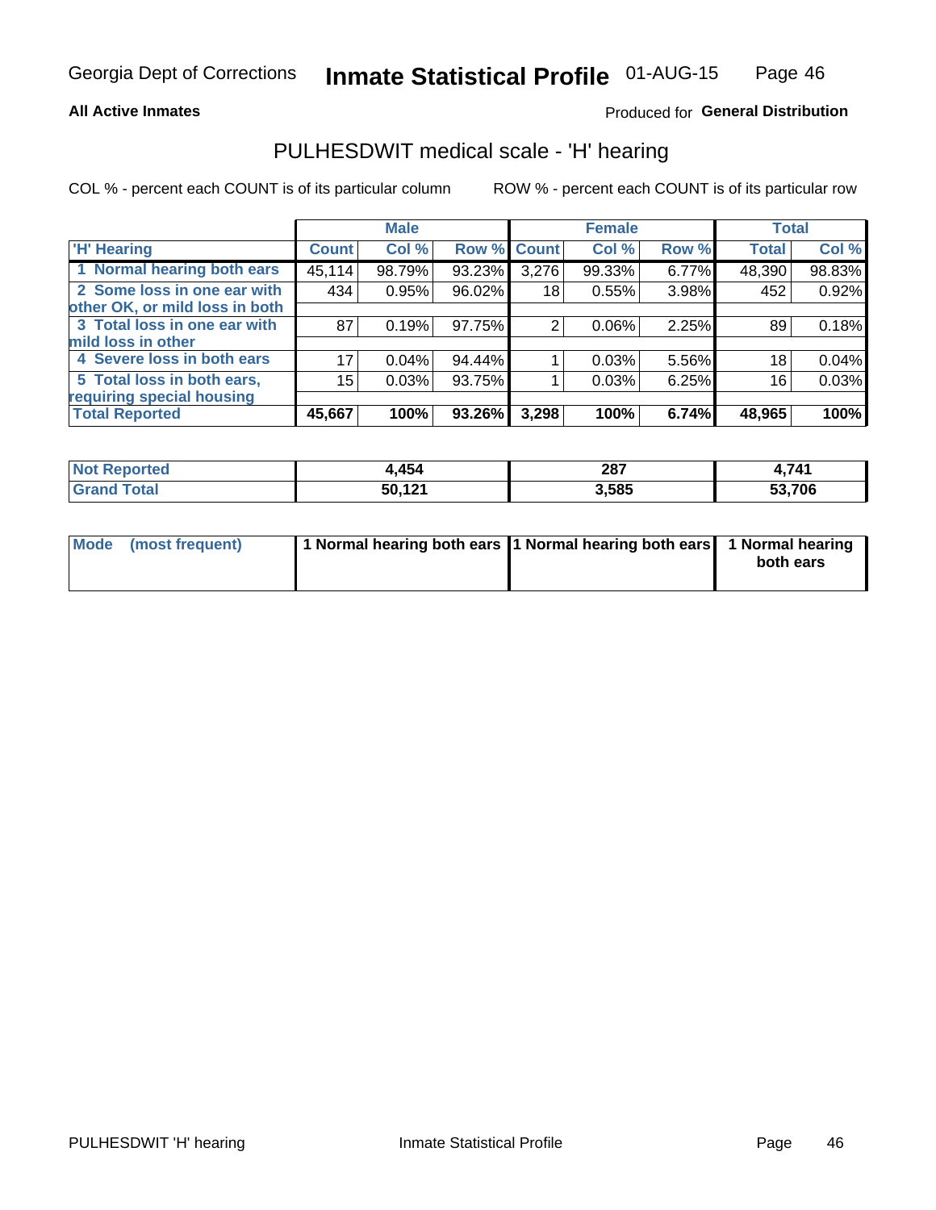Georgia Dept of Corrections **Inmate Statistical Profile** 01-AUG-15

**All Active Inmates**

Produced for **General Distribution**

## PULHESDWIT medical scale - 'H' hearing

COL % - percent each COUNT is of its particular column

ROW % - percent each COUNT is of its particular row

| | Male | | | Female | | | Total | |
|---|---|---|---|---|---|---|---|---|
| 'H' Hearing | Count | Col % | Row % | Count | Col % | Row % | Total | Col % |
| 1 Normal hearing both ears | 45,114 | 98.79% | 93.23% | 3,276 | 99.33% | 6.77% | 48,390 | 98.83% |
| 2 Some loss in one ear with other OK, or mild loss in both | 434 | 0.95% | 96.02% | 18 | 0.55% | 3.98% | 452 | 0.92% |
| 3 Total loss in one ear with mild loss in other | 87 | 0.19% | 97.75% | 2 | 0.06% | 2.25% | 89 | 0.18% |
| 4 Severe loss in both ears | 17 | 0.04% | 94.44% | 1 | 0.03% | 5.56% | 18 | 0.04% |
| 5 Total loss in both ears, requiring special housing | 15 | 0.03% | 93.75% | 1 | 0.03% | 6.25% | 16 | 0.03% |
| **Total Reported** | **45,667** | **100%** | **93.26%** | **3,298** | **100%** | **6.74%** | **48,965** | **100%** |

| | Male | Female | Total |
|---|---|---|---|
| Not Reported | 4,454 | 287 | 4,741 |
| Grand Total | 50,121 | 3,585 | 53,706 |

| | Male | Female | Total |
|---|---|---|---|
| Mode (most frequent) | 1 Normal hearing both ears | 1 Normal hearing both ears | 1 Normal hearing both ears |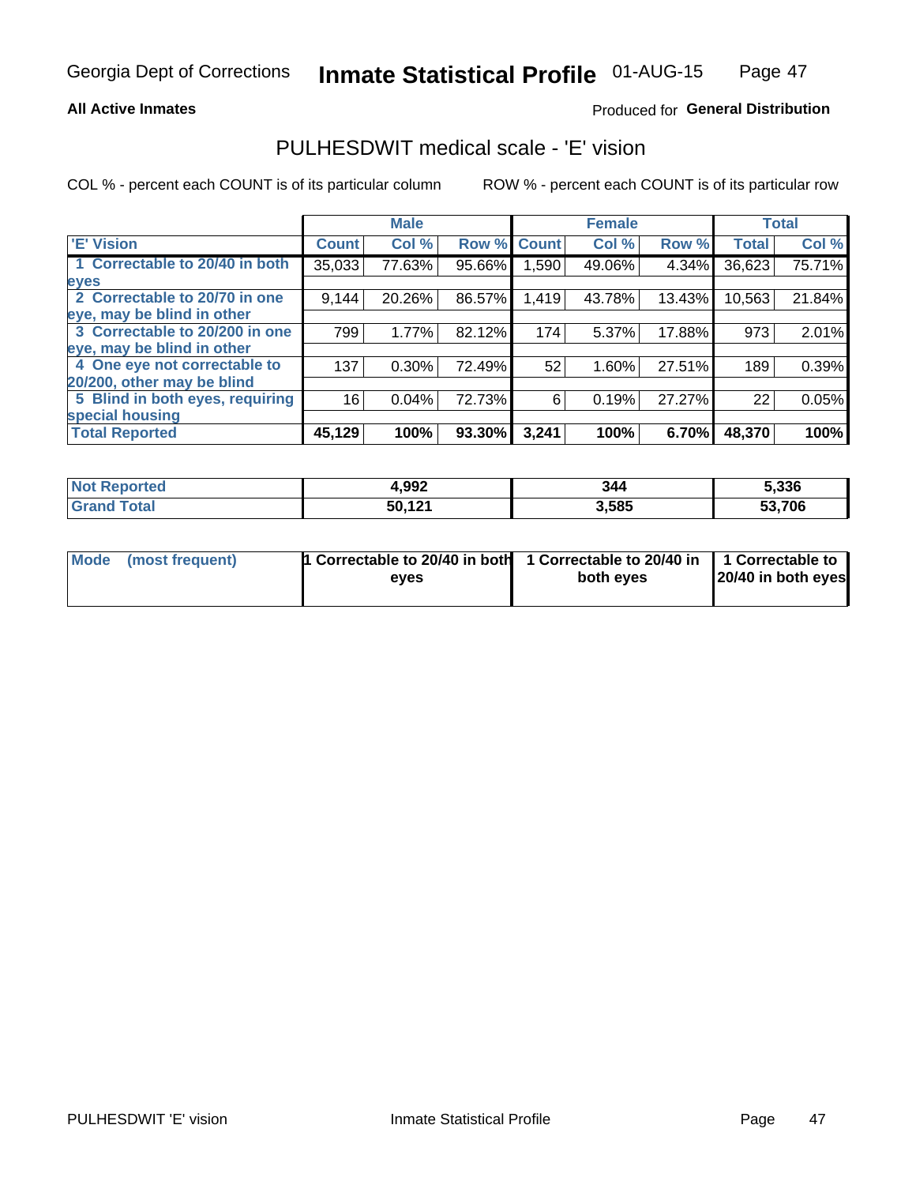Georgia Dept of Corrections **Inmate Statistical Profile** 01-AUG-15

**All Active Inmates**

Produced for **General Distribution**

## PULHESDWIT medical scale - 'E' vision

COL % - percent each COUNT is of its particular column

ROW % - percent each COUNT is of its particular row

| | Male | | | Female | | | Total | |
|---|---|---|---|---|---|---|---|---|
| 'E' Vision | Count | Col % | Row % | Count | Col % | Row % | Total | Col % |
| 1 Correctable to 20/40 in both eyes | 35,033 | 77.63% | 95.66% | 1,590 | 49.06% | 4.34% | 36,623 | 75.71% |
| 2 Correctable to 20/70 in one eye, may be blind in other | 9,144 | 20.26% | 86.57% | 1,419 | 43.78% | 13.43% | 10,563 | 21.84% |
| 3 Correctable to 20/200 in one eye, may be blind in other | 799 | 1.77% | 82.12% | 174 | 5.37% | 17.88% | 973 | 2.01% |
| 4 One eye not correctable to 20/200, other may be blind | 137 | 0.30% | 72.49% | 52 | 1.60% | 27.51% | 189 | 0.39% |
| 5 Blind in both eyes, requiring special housing | 16 | 0.04% | 72.73% | 6 | 0.19% | 27.27% | 22 | 0.05% |
| **Total Reported** | **45,129** | **100%** | **93.30%** | **3,241** | **100%** | **6.70%** | **48,370** | **100%** |

| | Male | Female | Total |
|---|---|---|---|
| Not Reported | 4,992 | 344 | 5,336 |
| Grand Total | 50,121 | 3,585 | 53,706 |

| | Male | Female | Total |
|---|---|---|---|
| Mode (most frequent) | 1 Correctable to 20/40 in both eyes | 1 Correctable to 20/40 in both eyes | 1 Correctable to 20/40 in both eyes |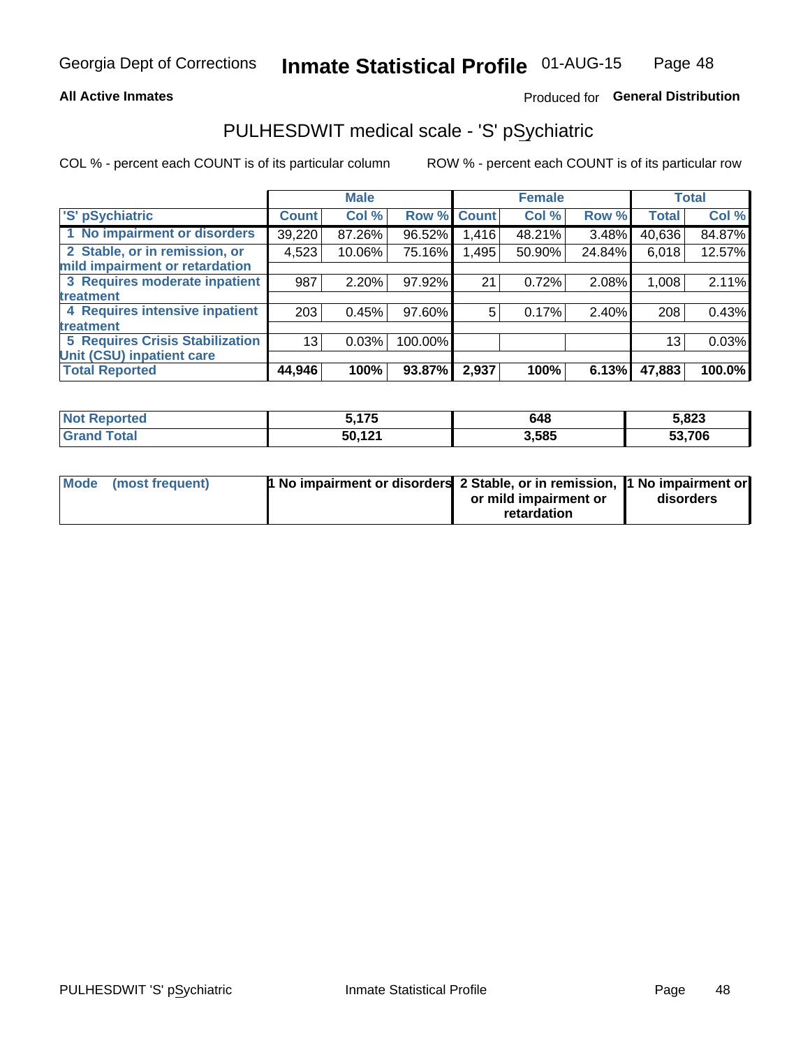Georgia Dept of Corrections **Inmate Statistical Profile** 01-AUG-15

**All Active Inmates**

Produced for **General Distribution**

## PULHESDWIT medical scale - 'S' pSychiatric

COL % - percent each COUNT is of its particular column

ROW % - percent each COUNT is of its particular row

| | Male | | | Female | | | Total | |
|---|---|---|---|---|---|---|---|---|
| **'S' pSychiatric** | **Count** | **Col %** | **Row %** | **Count** | **Col %** | **Row %** | **Total** | **Col %** |
| **1 No impairment or disorders** | 39,220 | 87.26% | 96.52% | 1,416 | 48.21% | 3.48% | 40,636 | 84.87% |
| **2 Stable, or in remission, or mild impairment or retardation** | 4,523 | 10.06% | 75.16% | 1,495 | 50.90% | 24.84% | 6,018 | 12.57% |
| **3 Requires moderate inpatient treatment** | 987 | 2.20% | 97.92% | 21 | 0.72% | 2.08% | 1,008 | 2.11% |
| **4 Requires intensive inpatient treatment** | 203 | 0.45% | 97.60% | 5 | 0.17% | 2.40% | 208 | 0.43% |
| **5 Requires Crisis Stabilization Unit (CSU) inpatient care** | 13 | 0.03% | 100.00% | | | | 13 | 0.03% |
| **Total Reported** | **44,946** | **100%** | **93.87%** | **2,937** | **100%** | **6.13%** | **47,883** | **100.0%** |

| | Male | Female | Total |
|---|---|---|---|
| **Not Reported** | **5,175** | **648** | **5,823** |
| **Grand Total** | **50,121** | **3,585** | **53,706** |

| | Male | Female | Total |
|---|---|---|---|
| **Mode (most frequent)** | **1 No impairment or disorders** | **2 Stable, or in remission, or mild impairment or retardation** | **1 No impairment or disorders** |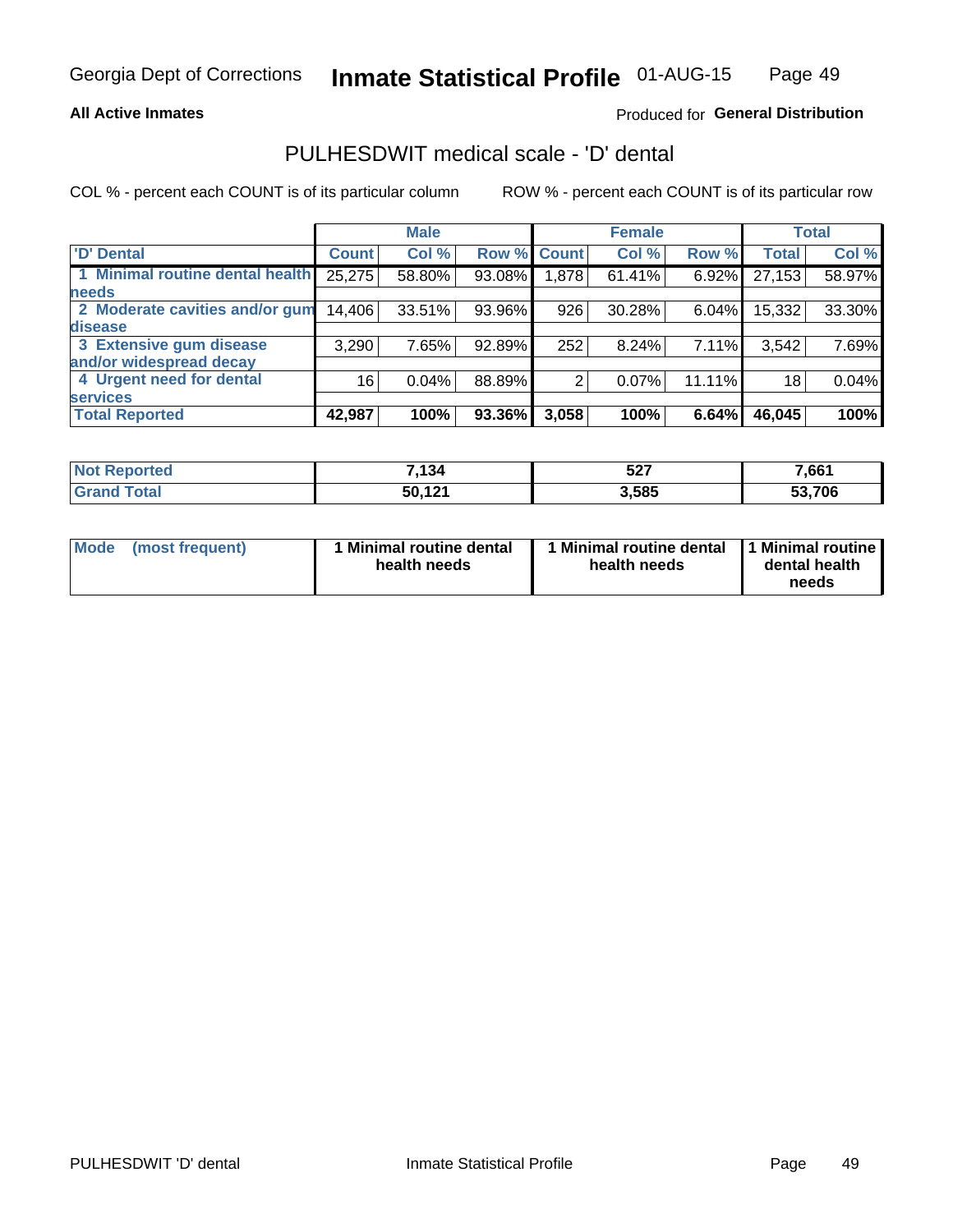**All Active Inmates**

Produced for **General Distribution**

# PULHESDWIT medical scale - 'D' dental

COL % - percent each COUNT is of its particular column

ROW % - percent each COUNT is of its particular row

| 'D' Dental | Male | | | Female | | | Total | |
|---|---|---|---|---|---|---|---|---|
| | Count | Col % | Row % | Count | Col % | Row % | Total | Col % |
| 1 Minimal routine dental health needs | 25,275 | 58.80% | 93.08% | 1,878 | 61.41% | 6.92% | 27,153 | 58.97% |
| 2 Moderate cavities and/or gum disease | 14,406 | 33.51% | 93.96% | 926 | 30.28% | 6.04% | 15,332 | 33.30% |
| 3 Extensive gum disease and/or widespread decay | 3,290 | 7.65% | 92.89% | 252 | 8.24% | 7.11% | 3,542 | 7.69% |
| 4 Urgent need for dental services | 16 | 0.04% | 88.89% | 2 | 0.07% | 11.11% | 18 | 0.04% |
| **Total Reported** | **42,987** | **100%** | **93.36%** | **3,058** | **100%** | **6.64%** | **46,045** | **100%** |

| | Male | Female | Total |
|---|---|---|---|
| Not Reported | 7,134 | 527 | 7,661 |
| Grand Total | 50,121 | 3,585 | 53,706 |

| Mode (most frequent) | Male | Female | Total |
|---|---|---|---|
| | 1 Minimal routine dental health needs | 1 Minimal routine dental health needs | 1 Minimal routine dental health needs |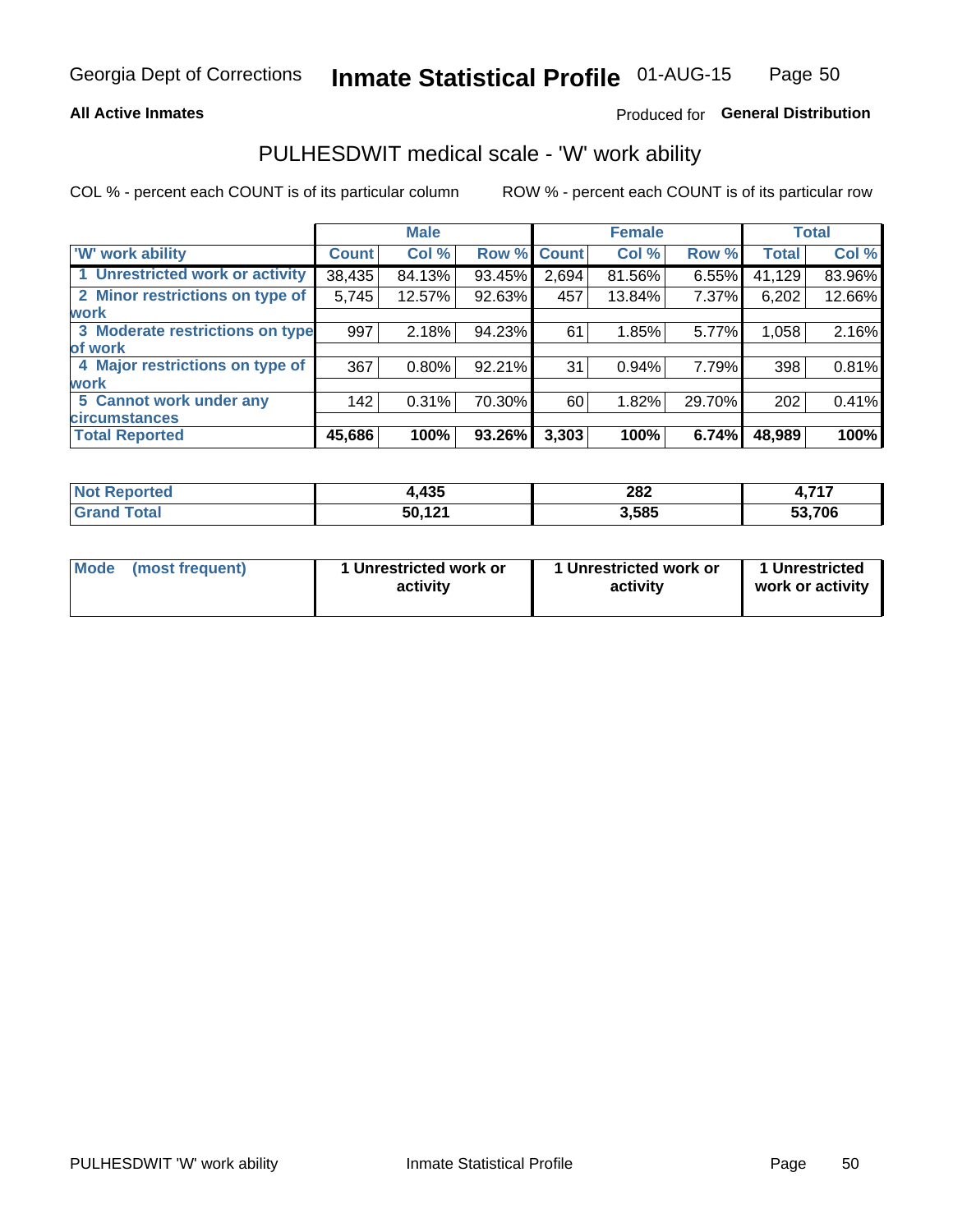Georgia Dept of Corrections **Inmate Statistical Profile** 01-AUG-15

**All Active Inmates** Produced for **General Distribution**

## PULHESDWIT medical scale - 'W' work ability

COL % - percent each COUNT is of its particular column ROW % - percent each COUNT is of its particular row

| | Male | | | Female | | | Total | |
|---|---|---|---|---|---|---|---|---|
| 'W' work ability | Count | Col % | Row % | Count | Col % | Row % | Total | Col % |
| 1 Unrestricted work or activity | 38,435 | 84.13% | 93.45% | 2,694 | 81.56% | 6.55% | 41,129 | 83.96% |
| 2 Minor restrictions on type of work | 5,745 | 12.57% | 92.63% | 457 | 13.84% | 7.37% | 6,202 | 12.66% |
| 3 Moderate restrictions on type of work | 997 | 2.18% | 94.23% | 61 | 1.85% | 5.77% | 1,058 | 2.16% |
| 4 Major restrictions on type of work | 367 | 0.80% | 92.21% | 31 | 0.94% | 7.79% | 398 | 0.81% |
| 5 Cannot work under any circumstances | 142 | 0.31% | 70.30% | 60 | 1.82% | 29.70% | 202 | 0.41% |
| **Total Reported** | **45,686** | **100%** | **93.26%** | **3,303** | **100%** | **6.74%** | **48,989** | **100%** |

| | Male | Female | Total |
|---|---|---|---|
| Not Reported | 4,435 | 282 | 4,717 |
| Grand Total | 50,121 | 3,585 | 53,706 |

| | Male | Female | Total |
|---|---|---|---|
| Mode (most frequent) | 1 Unrestricted work or activity | 1 Unrestricted work or activity | 1 Unrestricted work or activity |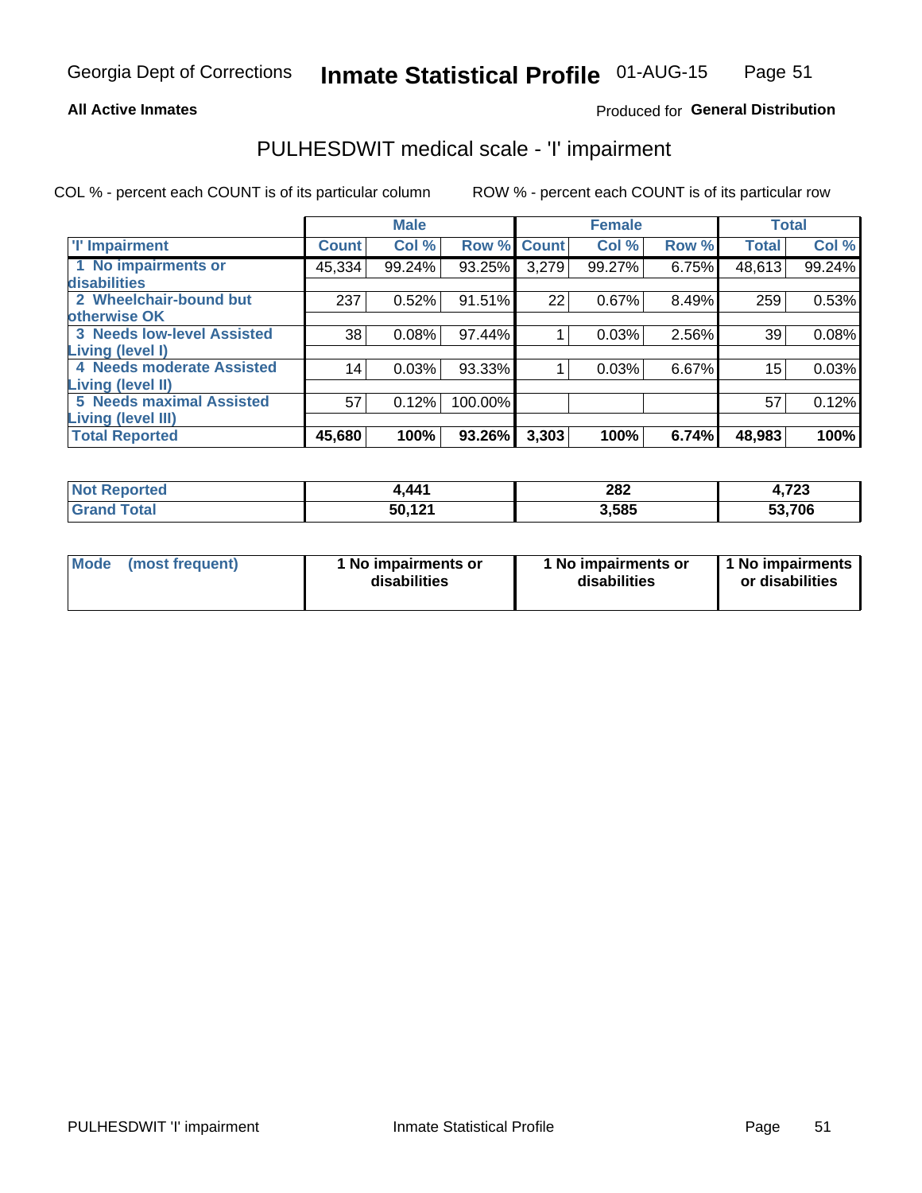Georgia Dept of Corrections **Inmate Statistical Profile** 01-AUG-15

**All Active Inmates**

Produced for **General Distribution**

## PULHESDWIT medical scale - 'I' impairment

COL % - percent each COUNT is of its particular column      ROW % - percent each COUNT is of its particular row

| | Male | | | Female | | | Total | |
|---|---|---|---|---|---|---|---|---|
| 'I' Impairment | Count | Col % | Row % | Count | Col % | Row % | Total | Col % |
| 1 No impairments or disabilities | 45,334 | 99.24% | 93.25% | 3,279 | 99.27% | 6.75% | 48,613 | 99.24% |
| 2 Wheelchair-bound but otherwise OK | 237 | 0.52% | 91.51% | 22 | 0.67% | 8.49% | 259 | 0.53% |
| 3 Needs low-level Assisted Living (level I) | 38 | 0.08% | 97.44% | 1 | 0.03% | 2.56% | 39 | 0.08% |
| 4 Needs moderate Assisted Living (level II) | 14 | 0.03% | 93.33% | 1 | 0.03% | 6.67% | 15 | 0.03% |
| 5 Needs maximal Assisted Living (level III) | 57 | 0.12% | 100.00% | | | | 57 | 0.12% |
| **Total Reported** | **45,680** | **100%** | **93.26%** | **3,303** | **100%** | **6.74%** | **48,983** | **100%** |

| | Male | Female | Total |
|---|---|---|---|
| Not Reported | 4,441 | 282 | 4,723 |
| Grand Total | 50,121 | 3,585 | 53,706 |

| | Male | Female | Total |
|---|---|---|---|
| Mode (most frequent) | 1 No impairments or disabilities | 1 No impairments or disabilities | 1 No impairments or disabilities |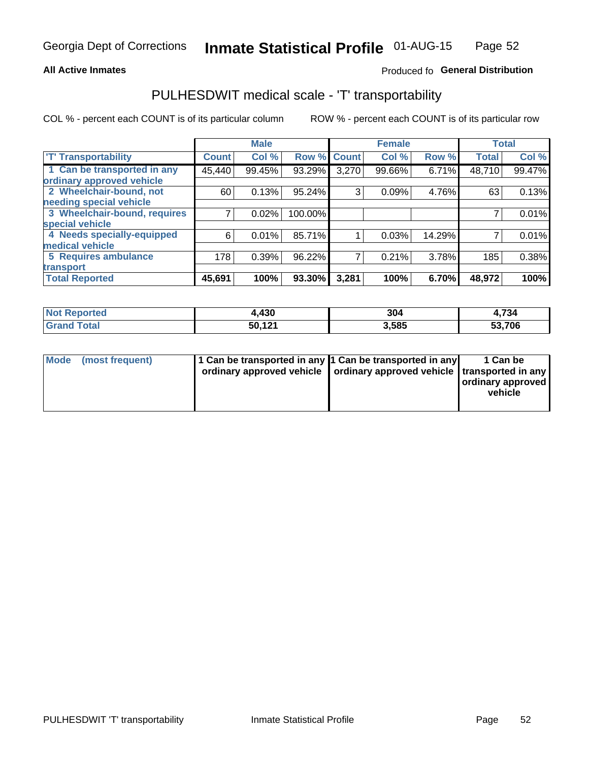Georgia Dept of Corrections **Inmate Statistical Profile** 01-AUG-15

**All Active Inmates** Produced fo **General Distribution**

## PULHESDWIT medical scale - 'T' transportability

COL % - percent each COUNT is of its particular column ROW % - percent each COUNT is of its particular row

| | Male | | | Female | | | Total | |
|---|---|---|---|---|---|---|---|---|
| 'T' Transportability | Count | Col % | Row % | Count | Col % | Row % | Total | Col % |
| 1 Can be transported in any ordinary approved vehicle | 45,440 | 99.45% | 93.29% | 3,270 | 99.66% | 6.71% | 48,710 | 99.47% |
| 2 Wheelchair-bound, not needing special vehicle | 60 | 0.13% | 95.24% | 3 | 0.09% | 4.76% | 63 | 0.13% |
| 3 Wheelchair-bound, requires special vehicle | 7 | 0.02% | 100.00% | | | | 7 | 0.01% |
| 4 Needs specially-equipped medical vehicle | 6 | 0.01% | 85.71% | 1 | 0.03% | 14.29% | 7 | 0.01% |
| 5 Requires ambulance transport | 178 | 0.39% | 96.22% | 7 | 0.21% | 3.78% | 185 | 0.38% |
| **Total Reported** | **45,691** | **100%** | **93.30%** | **3,281** | **100%** | **6.70%** | **48,972** | **100%** |

| | Male | Female | Total |
|---|---|---|---|
| Not Reported | 4,430 | 304 | 4,734 |
| Grand Total | 50,121 | 3,585 | 53,706 |

| | Male | Female | Total |
|---|---|---|---|
| Mode (most frequent) | 1 Can be transported in any ordinary approved vehicle | 1 Can be transported in any ordinary approved vehicle | 1 Can be transported in any ordinary approved vehicle |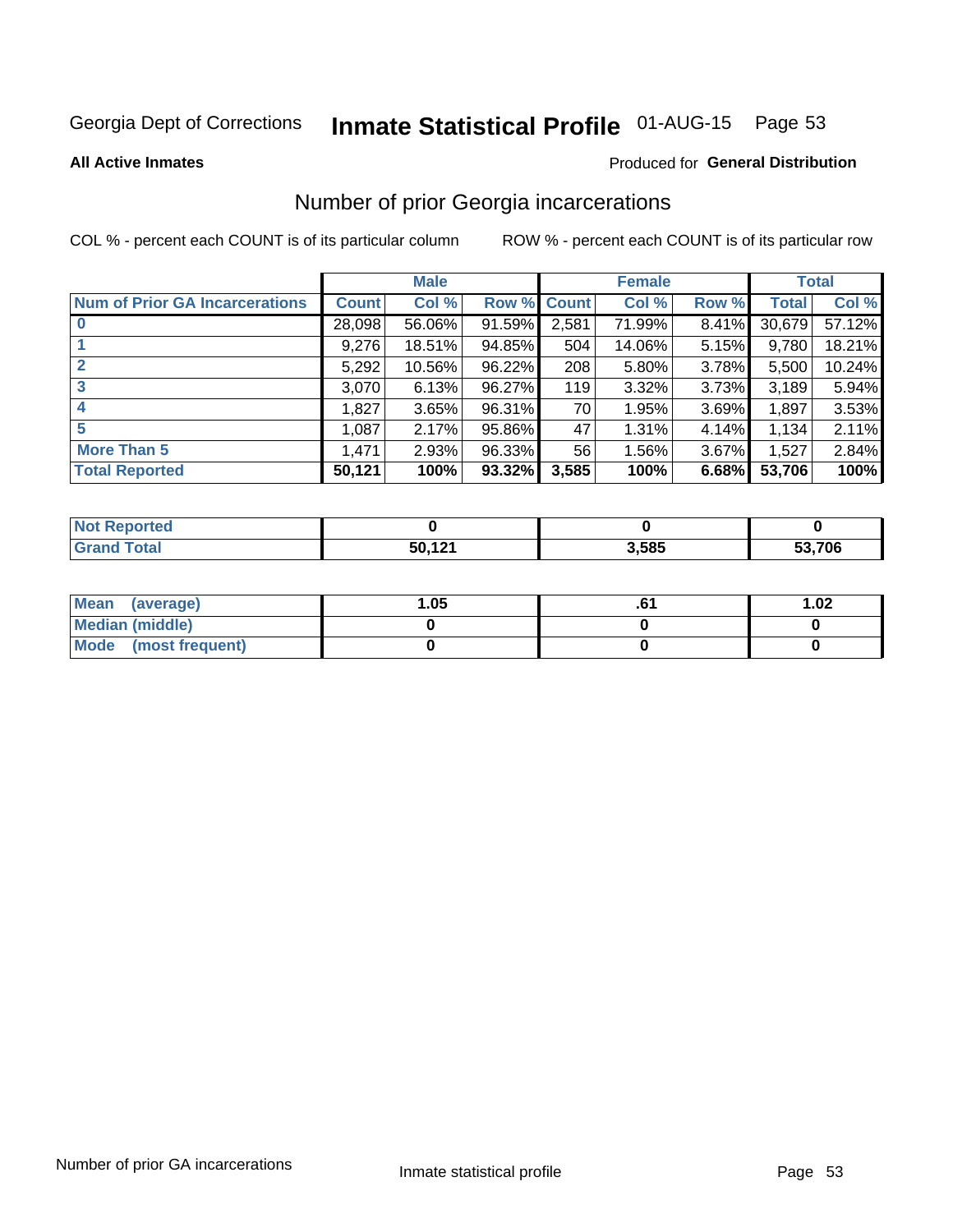Georgia Dept of Corrections **Inmate Statistical Profile** 01-AUG-15

**All Active Inmates**

Produced for **General Distribution**

## Number of prior Georgia incarcerations

COL % - percent each COUNT is of its particular column

ROW % - percent each COUNT is of its particular row

| | Male | | | Female | | | Total | |
|---|---|---|---|---|---|---|---|---|
| **Num of Prior GA Incarcerations** | **Count** | **Col %** | **Row %** | **Count** | **Col %** | **Row %** | **Total** | **Col %** |
| **0** | 28,098 | 56.06% | 91.59% | 2,581 | 71.99% | 8.41% | 30,679 | 57.12% |
| **1** | 9,276 | 18.51% | 94.85% | 504 | 14.06% | 5.15% | 9,780 | 18.21% |
| **2** | 5,292 | 10.56% | 96.22% | 208 | 5.80% | 3.78% | 5,500 | 10.24% |
| **3** | 3,070 | 6.13% | 96.27% | 119 | 3.32% | 3.73% | 3,189 | 5.94% |
| **4** | 1,827 | 3.65% | 96.31% | 70 | 1.95% | 3.69% | 1,897 | 3.53% |
| **5** | 1,087 | 2.17% | 95.86% | 47 | 1.31% | 4.14% | 1,134 | 2.11% |
| **More Than 5** | 1,471 | 2.93% | 96.33% | 56 | 1.56% | 3.67% | 1,527 | 2.84% |
| **Total Reported** | **50,121** | **100%** | **93.32%** | **3,585** | **100%** | **6.68%** | **53,706** | **100%** |

| | Male | Female | Total |
|---|---|---|---|
| **Not Reported** | **0** | **0** | **0** |
| **Grand Total** | **50,121** | **3,585** | **53,706** |

| | Male | Female | Total |
|---|---|---|---|
| **Mean (average)** | **1.05** | **.61** | **1.02** |
| **Median (middle)** | **0** | **0** | **0** |
| **Mode (most frequent)** | **0** | **0** | **0** |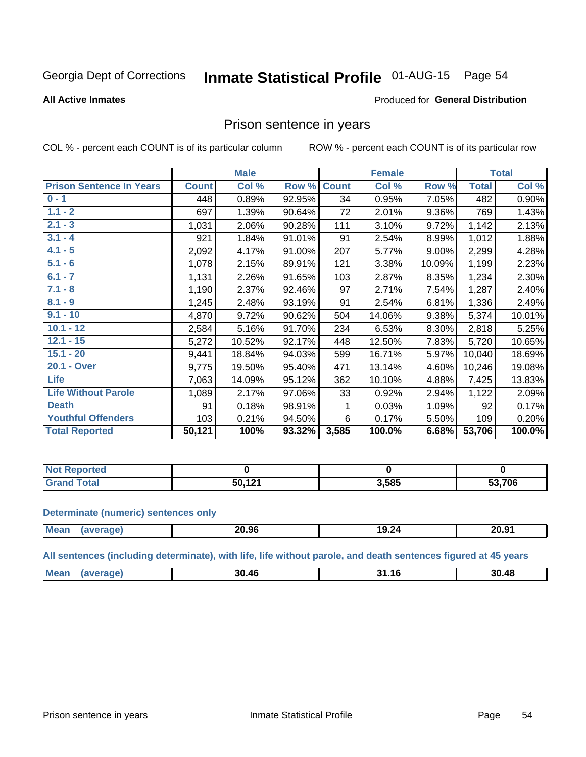Georgia Dept of Corrections **Inmate Statistical Profile** 01-AUG-15

**All Active Inmates**

Produced for **General Distribution**

## Prison sentence in years

COL % - percent each COUNT is of its particular column ROW % - percent each COUNT is of its particular row

| | Male | | | Female | | | Total | |
|---|---|---|---|---|---|---|---|---|
| **Prison Sentence In Years** | **Count** | **Col %** | **Row %** | **Count** | **Col %** | **Row %** | **Total** | **Col %** |
| **0 - 1** | 448 | 0.89% | 92.95% | 34 | 0.95% | 7.05% | 482 | 0.90% |
| **1.1 - 2** | 697 | 1.39% | 90.64% | 72 | 2.01% | 9.36% | 769 | 1.43% |
| **2.1 - 3** | 1,031 | 2.06% | 90.28% | 111 | 3.10% | 9.72% | 1,142 | 2.13% |
| **3.1 - 4** | 921 | 1.84% | 91.01% | 91 | 2.54% | 8.99% | 1,012 | 1.88% |
| **4.1 - 5** | 2,092 | 4.17% | 91.00% | 207 | 5.77% | 9.00% | 2,299 | 4.28% |
| **5.1 - 6** | 1,078 | 2.15% | 89.91% | 121 | 3.38% | 10.09% | 1,199 | 2.23% |
| **6.1 - 7** | 1,131 | 2.26% | 91.65% | 103 | 2.87% | 8.35% | 1,234 | 2.30% |
| **7.1 - 8** | 1,190 | 2.37% | 92.46% | 97 | 2.71% | 7.54% | 1,287 | 2.40% |
| **8.1 - 9** | 1,245 | 2.48% | 93.19% | 91 | 2.54% | 6.81% | 1,336 | 2.49% |
| **9.1 - 10** | 4,870 | 9.72% | 90.62% | 504 | 14.06% | 9.38% | 5,374 | 10.01% |
| **10.1 - 12** | 2,584 | 5.16% | 91.70% | 234 | 6.53% | 8.30% | 2,818 | 5.25% |
| **12.1 - 15** | 5,272 | 10.52% | 92.17% | 448 | 12.50% | 7.83% | 5,720 | 10.65% |
| **15.1 - 20** | 9,441 | 18.84% | 94.03% | 599 | 16.71% | 5.97% | 10,040 | 18.69% |
| **20.1 - Over** | 9,775 | 19.50% | 95.40% | 471 | 13.14% | 4.60% | 10,246 | 19.08% |
| **Life** | 7,063 | 14.09% | 95.12% | 362 | 10.10% | 4.88% | 7,425 | 13.83% |
| **Life Without Parole** | 1,089 | 2.17% | 97.06% | 33 | 0.92% | 2.94% | 1,122 | 2.09% |
| **Death** | 91 | 0.18% | 98.91% | 1 | 0.03% | 1.09% | 92 | 0.17% |
| **Youthful Offenders** | 103 | 0.21% | 94.50% | 6 | 0.17% | 5.50% | 109 | 0.20% |
| **Total Reported** | **50,121** | **100%** | **93.32%** | **3,585** | **100.0%** | **6.68%** | **53,706** | **100.0%** |

| | Male | Female | Total |
|---|---|---|---|
| **Not Reported** | **0** | **0** | **0** |
| **Grand Total** | **50,121** | **3,585** | **53,706** |

### Determinate (numeric) sentences only

| | Male | Female | Total |
|---|---|---|---|
| **Mean (average)** | **20.96** | **19.24** | **20.91** |

### All sentences (including determinate), with life, life without parole, and death sentences figured at 45 years

| | Male | Female | Total |
|---|---|---|---|
| **Mean (average)** | **30.46** | **31.16** | **30.48** |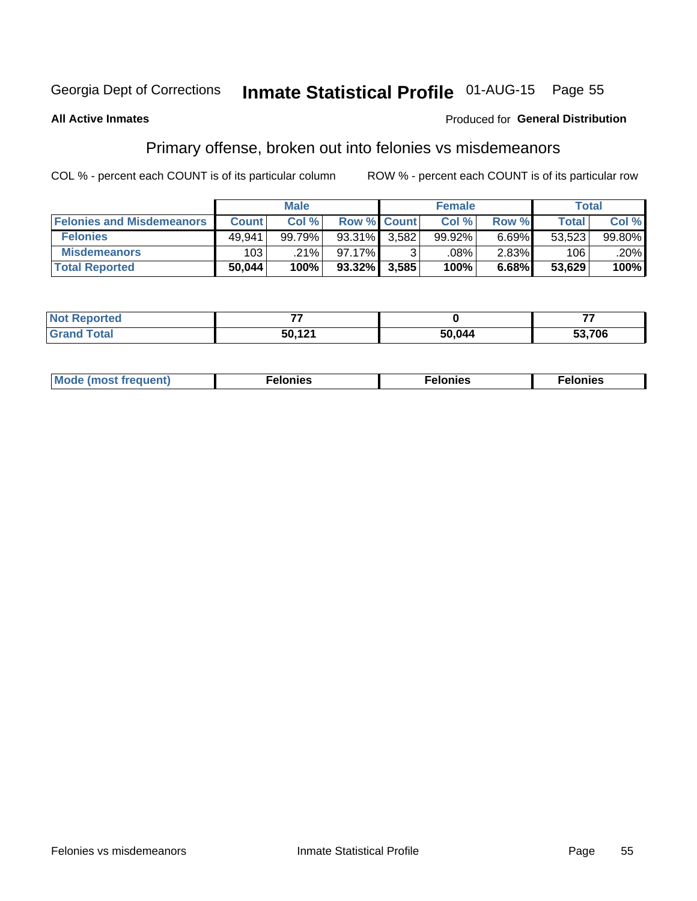Georgia Dept of Corrections **Inmate Statistical Profile** 01-AUG-15 Page 55

**All Active Inmates**

Produced for **General Distribution**

## Primary offense, broken out into felonies vs misdemeanors

COL % - percent each COUNT is of its particular column ROW % - percent each COUNT is of its particular row

| | Male | | | Female | | | Total | |
|---|---|---|---|---|---|---|---|---|
| **Felonies and Misdemeanors** | **Count** | **Col %** | **Row %** | **Count** | **Col %** | **Row %** | **Total** | **Col %** |
| **Felonies** | 49,941 | 99.79% | 93.31% | 3,582 | 99.92% | 6.69% | 53,523 | 99.80% |
| **Misdemeanors** | 103 | .21% | 97.17% | 3 | .08% | 2.83% | 106 | .20% |
| **Total Reported** | **50,044** | **100%** | **93.32%** | **3,585** | **100%** | **6.68%** | **53,629** | **100%** |

| | Male | Female | Total |
|---|---|---|---|
| **Not Reported** | **77** | **0** | **77** |
| **Grand Total** | **50,121** | **50,044** | **53,706** |

| | Male | Female | Total |
|---|---|---|---|
| **Mode (most frequent)** | **Felonies** | **Felonies** | **Felonies** |

Felonies vs misdemeanors Inmate Statistical Profile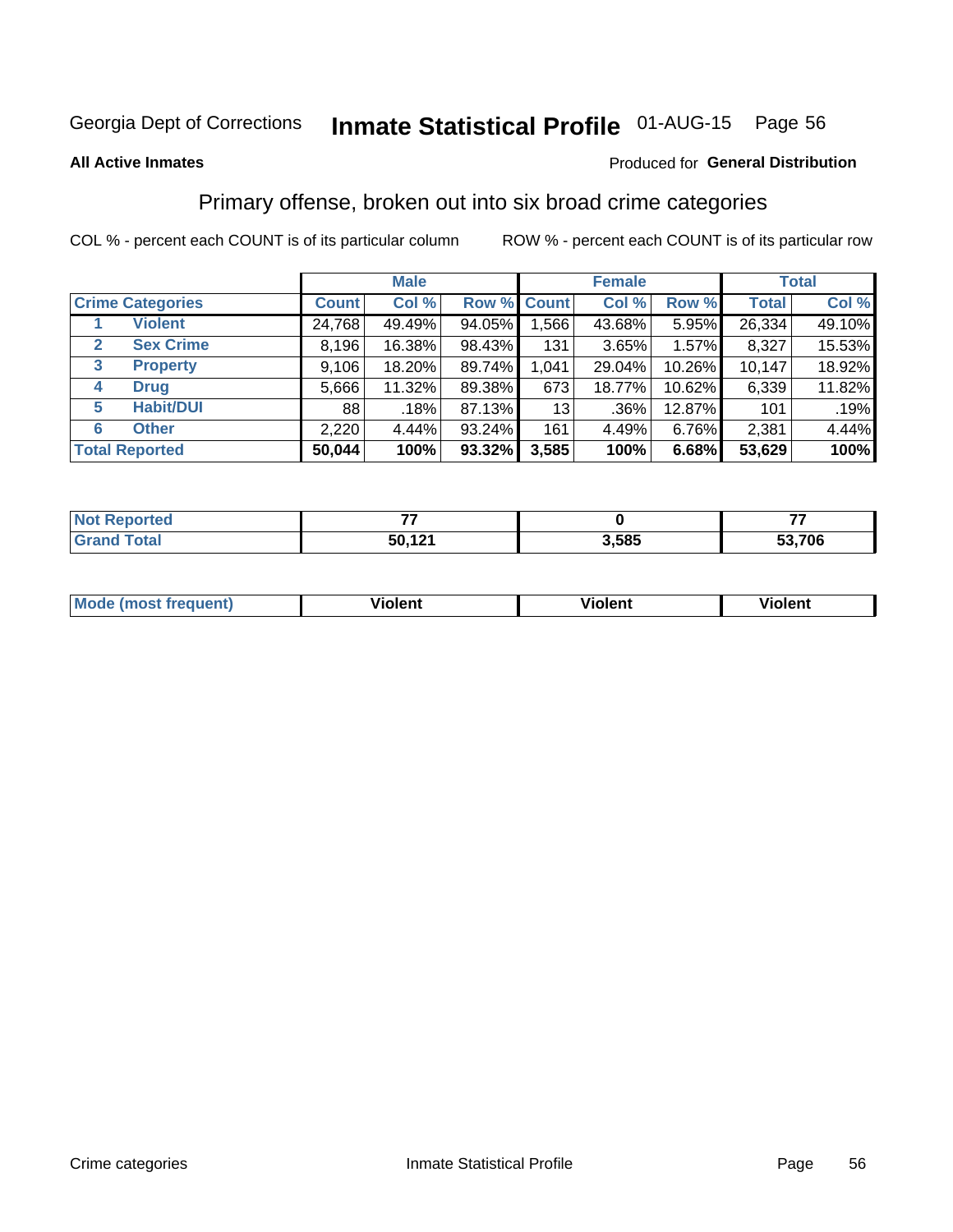Georgia Dept of Corrections **Inmate Statistical Profile** 01-AUG-15 Page 56

**All Active Inmates**

Produced for **General Distribution**

## Primary offense, broken out into six broad crime categories

COL % - percent each COUNT is of its particular column

ROW % - percent each COUNT is of its particular row

| | | Male | | | Female | | | Total | |
|---|---|---|---|---|---|---|---|---|---|
| **Crime Categories** | | **Count** | **Col %** | **Row %** | **Count** | **Col %** | **Row %** | **Total** | **Col %** |
| 1 | **Violent** | 24,768 | 49.49% | 94.05% | 1,566 | 43.68% | 5.95% | 26,334 | 49.10% |
| 2 | **Sex Crime** | 8,196 | 16.38% | 98.43% | 131 | 3.65% | 1.57% | 8,327 | 15.53% |
| 3 | **Property** | 9,106 | 18.20% | 89.74% | 1,041 | 29.04% | 10.26% | 10,147 | 18.92% |
| 4 | **Drug** | 5,666 | 11.32% | 89.38% | 673 | 18.77% | 10.62% | 6,339 | 11.82% |
| 5 | **Habit/DUI** | 88 | .18% | 87.13% | 13 | .36% | 12.87% | 101 | .19% |
| 6 | **Other** | 2,220 | 4.44% | 93.24% | 161 | 4.49% | 6.76% | 2,381 | 4.44% |
| **Total Reported** | | **50,044** | **100%** | **93.32%** | **3,585** | **100%** | **6.68%** | **53,629** | **100%** |

| | Male | Female | Total |
|---|---|---|---|
| **Not Reported** | **77** | **0** | **77** |
| **Grand Total** | **50,121** | **3,585** | **53,706** |

| | Male | Female | Total |
|---|---|---|---|
| **Mode (most frequent)** | **Violent** | **Violent** | **Violent** |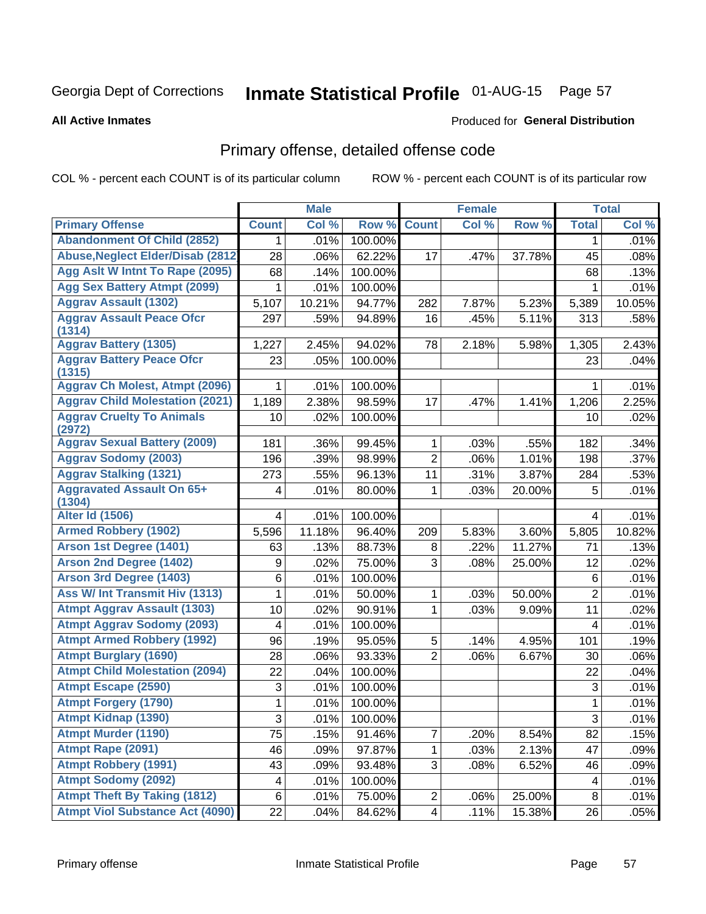Georgia Dept of Corrections **Inmate Statistical Profile** 01-AUG-15 Page 57

**All Active Inmates**

Produced for **General Distribution**

## Primary offense, detailed offense code

COL % - percent each COUNT is of its particular column ROW % - percent each COUNT is of its particular row

| | Male | | | Female | | | Total | |
|---|---|---|---|---|---|---|---|---|
| Primary Offense | Count | Col % | Row % | Count | Col % | Row % | Total | Col % |
| Abandonment Of Child (2852) | 1 | .01% | 100.00% | | | | 1 | .01% |
| Abuse,Neglect Elder/Disab (2812 | 28 | .06% | 62.22% | 17 | .47% | 37.78% | 45 | .08% |
| Agg Aslt W Intnt To Rape (2095) | 68 | .14% | 100.00% | | | | 68 | .13% |
| Agg Sex Battery Atmpt (2099) | 1 | .01% | 100.00% | | | | 1 | .01% |
| Aggrav Assault (1302) | 5,107 | 10.21% | 94.77% | 282 | 7.87% | 5.23% | 5,389 | 10.05% |
| Aggrav Assault Peace Ofcr (1314) | 297 | .59% | 94.89% | 16 | .45% | 5.11% | 313 | .58% |
| Aggrav Battery (1305) | 1,227 | 2.45% | 94.02% | 78 | 2.18% | 5.98% | 1,305 | 2.43% |
| Aggrav Battery Peace Ofcr (1315) | 23 | .05% | 100.00% | | | | 23 | .04% |
| Aggrav Ch Molest, Atmpt (2096) | 1 | .01% | 100.00% | | | | 1 | .01% |
| Aggrav Child Molestation (2021) | 1,189 | 2.38% | 98.59% | 17 | .47% | 1.41% | 1,206 | 2.25% |
| Aggrav Cruelty To Animals (2972) | 10 | .02% | 100.00% | | | | 10 | .02% |
| Aggrav Sexual Battery (2009) | 181 | .36% | 99.45% | 1 | .03% | .55% | 182 | .34% |
| Aggrav Sodomy (2003) | 196 | .39% | 98.99% | 2 | .06% | 1.01% | 198 | .37% |
| Aggrav Stalking (1321) | 273 | .55% | 96.13% | 11 | .31% | 3.87% | 284 | .53% |
| Aggravated Assault On 65+ (1304) | 4 | .01% | 80.00% | 1 | .03% | 20.00% | 5 | .01% |
| Alter Id (1506) | 4 | .01% | 100.00% | | | | 4 | .01% |
| Armed Robbery (1902) | 5,596 | 11.18% | 96.40% | 209 | 5.83% | 3.60% | 5,805 | 10.82% |
| Arson 1st Degree (1401) | 63 | .13% | 88.73% | 8 | .22% | 11.27% | 71 | .13% |
| Arson 2nd Degree (1402) | 9 | .02% | 75.00% | 3 | .08% | 25.00% | 12 | .02% |
| Arson 3rd Degree (1403) | 6 | .01% | 100.00% | | | | 6 | .01% |
| Ass W/ Int Transmit Hiv (1313) | 1 | .01% | 50.00% | 1 | .03% | 50.00% | 2 | .01% |
| Atmpt Aggrav Assault (1303) | 10 | .02% | 90.91% | 1 | .03% | 9.09% | 11 | .02% |
| Atmpt Aggrav Sodomy (2093) | 4 | .01% | 100.00% | | | | 4 | .01% |
| Atmpt Armed Robbery (1992) | 96 | .19% | 95.05% | 5 | .14% | 4.95% | 101 | .19% |
| Atmpt Burglary (1690) | 28 | .06% | 93.33% | 2 | .06% | 6.67% | 30 | .06% |
| Atmpt Child Molestation (2094) | 22 | .04% | 100.00% | | | | 22 | .04% |
| Atmpt Escape (2590) | 3 | .01% | 100.00% | | | | 3 | .01% |
| Atmpt Forgery (1790) | 1 | .01% | 100.00% | | | | 1 | .01% |
| Atmpt Kidnap (1390) | 3 | .01% | 100.00% | | | | 3 | .01% |
| Atmpt Murder (1190) | 75 | .15% | 91.46% | 7 | .20% | 8.54% | 82 | .15% |
| Atmpt Rape (2091) | 46 | .09% | 97.87% | 1 | .03% | 2.13% | 47 | .09% |
| Atmpt Robbery (1991) | 43 | .09% | 93.48% | 3 | .08% | 6.52% | 46 | .09% |
| Atmpt Sodomy (2092) | 4 | .01% | 100.00% | | | | 4 | .01% |
| Atmpt Theft By Taking (1812) | 6 | .01% | 75.00% | 2 | .06% | 25.00% | 8 | .01% |
| Atmpt Viol Substance Act (4090) | 22 | .04% | 84.62% | 4 | .11% | 15.38% | 26 | .05% |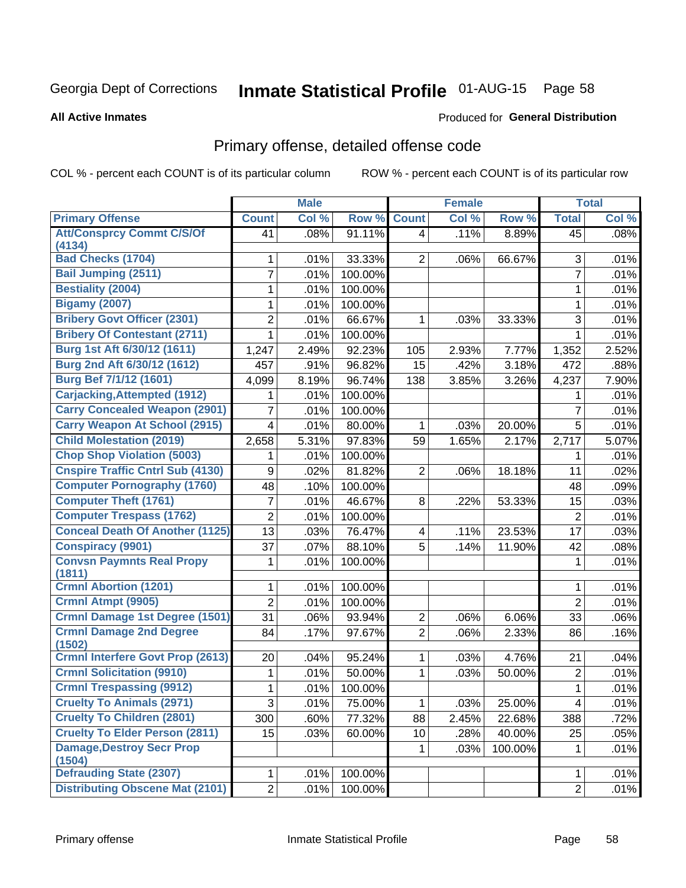Georgia Dept of Corrections **Inmate Statistical Profile** 01-AUG-15

**All Active Inmates** Produced for **General Distribution**

## Primary offense, detailed offense code

COL % - percent each COUNT is of its particular column ROW % - percent each COUNT is of its particular row

| | Male | | | Female | | | Total | |
|---|---|---|---|---|---|---|---|---|
| **Primary Offense** | **Count** | **Col %** | **Row %** | **Count** | **Col %** | **Row %** | **Total** | **Col %** |
| Att/Consprcy Commt C/S/Of (4134) | 41 | .08% | 91.11% | 4 | .11% | 8.89% | 45 | .08% |
| Bad Checks (1704) | 1 | .01% | 33.33% | 2 | .06% | 66.67% | 3 | .01% |
| Bail Jumping (2511) | 7 | .01% | 100.00% | | | | 7 | .01% |
| Bestiality (2004) | 1 | .01% | 100.00% | | | | 1 | .01% |
| Bigamy (2007) | 1 | .01% | 100.00% | | | | 1 | .01% |
| Bribery Govt Officer (2301) | 2 | .01% | 66.67% | 1 | .03% | 33.33% | 3 | .01% |
| Bribery Of Contestant (2711) | 1 | .01% | 100.00% | | | | 1 | .01% |
| Burg 1st Aft 6/30/12 (1611) | 1,247 | 2.49% | 92.23% | 105 | 2.93% | 7.77% | 1,352 | 2.52% |
| Burg 2nd Aft 6/30/12 (1612) | 457 | .91% | 96.82% | 15 | .42% | 3.18% | 472 | .88% |
| Burg Bef 7/1/12 (1601) | 4,099 | 8.19% | 96.74% | 138 | 3.85% | 3.26% | 4,237 | 7.90% |
| Carjacking,Attempted (1912) | 1 | .01% | 100.00% | | | | 1 | .01% |
| Carry Concealed Weapon (2901) | 7 | .01% | 100.00% | | | | 7 | .01% |
| Carry Weapon At School (2915) | 4 | .01% | 80.00% | 1 | .03% | 20.00% | 5 | .01% |
| Child Molestation (2019) | 2,658 | 5.31% | 97.83% | 59 | 1.65% | 2.17% | 2,717 | 5.07% |
| Chop Shop Violation (5003) | 1 | .01% | 100.00% | | | | 1 | .01% |
| Cnspire Traffic Cntrl Sub (4130) | 9 | .02% | 81.82% | 2 | .06% | 18.18% | 11 | .02% |
| Computer Pornography (1760) | 48 | .10% | 100.00% | | | | 48 | .09% |
| Computer Theft (1761) | 7 | .01% | 46.67% | 8 | .22% | 53.33% | 15 | .03% |
| Computer Trespass (1762) | 2 | .01% | 100.00% | | | | 2 | .01% |
| Conceal Death Of Another (1125) | 13 | .03% | 76.47% | 4 | .11% | 23.53% | 17 | .03% |
| Conspiracy (9901) | 37 | .07% | 88.10% | 5 | .14% | 11.90% | 42 | .08% |
| Convsn Paymnts Real Propy (1811) | 1 | .01% | 100.00% | | | | 1 | .01% |
| Crmnl Abortion (1201) | 1 | .01% | 100.00% | | | | 1 | .01% |
| Crmnl Atmpt (9905) | 2 | .01% | 100.00% | | | | 2 | .01% |
| Crmnl Damage 1st Degree (1501) | 31 | .06% | 93.94% | 2 | .06% | 6.06% | 33 | .06% |
| Crmnl Damage 2nd Degree (1502) | 84 | .17% | 97.67% | 2 | .06% | 2.33% | 86 | .16% |
| Crmnl Interfere Govt Prop (2613) | 20 | .04% | 95.24% | 1 | .03% | 4.76% | 21 | .04% |
| Crmnl Solicitation (9910) | 1 | .01% | 50.00% | 1 | .03% | 50.00% | 2 | .01% |
| Crmnl Trespassing (9912) | 1 | .01% | 100.00% | | | | 1 | .01% |
| Cruelty To Animals (2971) | 3 | .01% | 75.00% | 1 | .03% | 25.00% | 4 | .01% |
| Cruelty To Children (2801) | 300 | .60% | 77.32% | 88 | 2.45% | 22.68% | 388 | .72% |
| Cruelty To Elder Person (2811) | 15 | .03% | 60.00% | 10 | .28% | 40.00% | 25 | .05% |
| Damage,Destroy Secr Prop (1504) | | | | 1 | .03% | 100.00% | 1 | .01% |
| Defrauding State (2307) | 1 | .01% | 100.00% | | | | 1 | .01% |
| Distributing Obscene Mat (2101) | 2 | .01% | 100.00% | | | | 2 | .01% |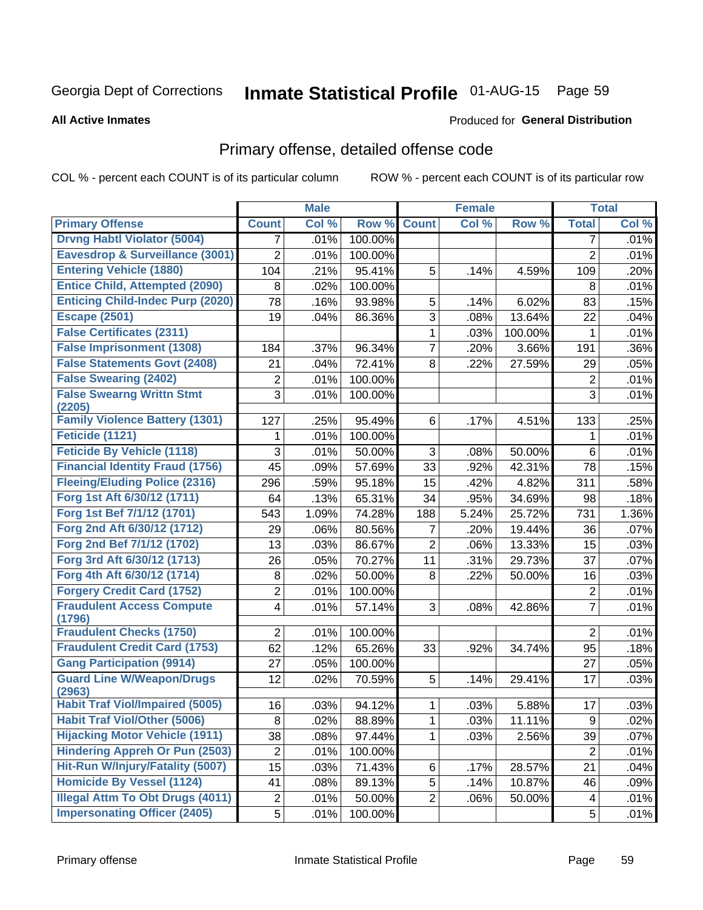Georgia Dept of Corrections

# Inmate Statistical Profile 01-AUG-15 Page 59

**All Active Inmates**

Produced for **General Distribution**

## Primary offense, detailed offense code

COL % - percent each COUNT is of its particular column

ROW % - percent each COUNT is of its particular row

| | Male | | | Female | | | Total | |
|---|---|---|---|---|---|---|---|---|
| **Primary Offense** | **Count** | **Col %** | **Row %** | **Count** | **Col %** | **Row %** | **Total** | **Col %** |
| **Drvng Habtl Violator (5004)** | 7 | .01% | 100.00% | | | | 7 | .01% |
| **Eavesdrop & Surveillance (3001)** | 2 | .01% | 100.00% | | | | 2 | .01% |
| **Entering Vehicle (1880)** | 104 | .21% | 95.41% | 5 | .14% | 4.59% | 109 | .20% |
| **Entice Child, Attempted (2090)** | 8 | .02% | 100.00% | | | | 8 | .01% |
| **Enticing Child-Indec Purp (2020)** | 78 | .16% | 93.98% | 5 | .14% | 6.02% | 83 | .15% |
| **Escape (2501)** | 19 | .04% | 86.36% | 3 | .08% | 13.64% | 22 | .04% |
| **False Certificates (2311)** | | | | 1 | .03% | 100.00% | 1 | .01% |
| **False Imprisonment (1308)** | 184 | .37% | 96.34% | 7 | .20% | 3.66% | 191 | .36% |
| **False Statements Govt (2408)** | 21 | .04% | 72.41% | 8 | .22% | 27.59% | 29 | .05% |
| **False Swearing (2402)** | 2 | .01% | 100.00% | | | | 2 | .01% |
| **False Swearng Writtn Stmt (2205)** | 3 | .01% | 100.00% | | | | 3 | .01% |
| **Family Violence Battery (1301)** | 127 | .25% | 95.49% | 6 | .17% | 4.51% | 133 | .25% |
| **Feticide (1121)** | 1 | .01% | 100.00% | | | | 1 | .01% |
| **Feticide By Vehicle (1118)** | 3 | .01% | 50.00% | 3 | .08% | 50.00% | 6 | .01% |
| **Financial Identity Fraud (1756)** | 45 | .09% | 57.69% | 33 | .92% | 42.31% | 78 | .15% |
| **Fleeing/Eluding Police (2316)** | 296 | .59% | 95.18% | 15 | .42% | 4.82% | 311 | .58% |
| **Forg 1st Aft 6/30/12 (1711)** | 64 | .13% | 65.31% | 34 | .95% | 34.69% | 98 | .18% |
| **Forg 1st Bef 7/1/12 (1701)** | 543 | 1.09% | 74.28% | 188 | 5.24% | 25.72% | 731 | 1.36% |
| **Forg 2nd Aft 6/30/12 (1712)** | 29 | .06% | 80.56% | 7 | .20% | 19.44% | 36 | .07% |
| **Forg 2nd Bef 7/1/12 (1702)** | 13 | .03% | 86.67% | 2 | .06% | 13.33% | 15 | .03% |
| **Forg 3rd Aft 6/30/12 (1713)** | 26 | .05% | 70.27% | 11 | .31% | 29.73% | 37 | .07% |
| **Forg 4th Aft 6/30/12 (1714)** | 8 | .02% | 50.00% | 8 | .22% | 50.00% | 16 | .03% |
| **Forgery Credit Card (1752)** | 2 | .01% | 100.00% | | | | 2 | .01% |
| **Fraudulent Access Compute (1796)** | 4 | .01% | 57.14% | 3 | .08% | 42.86% | 7 | .01% |
| **Fraudulent Checks (1750)** | 2 | .01% | 100.00% | | | | 2 | .01% |
| **Fraudulent Credit Card (1753)** | 62 | .12% | 65.26% | 33 | .92% | 34.74% | 95 | .18% |
| **Gang Participation (9914)** | 27 | .05% | 100.00% | | | | 27 | .05% |
| **Guard Line W/Weapon/Drugs (2963)** | 12 | .02% | 70.59% | 5 | .14% | 29.41% | 17 | .03% |
| **Habit Traf Viol/Impaired (5005)** | 16 | .03% | 94.12% | 1 | .03% | 5.88% | 17 | .03% |
| **Habit Traf Viol/Other (5006)** | 8 | .02% | 88.89% | 1 | .03% | 11.11% | 9 | .02% |
| **Hijacking Motor Vehicle (1911)** | 38 | .08% | 97.44% | 1 | .03% | 2.56% | 39 | .07% |
| **Hindering Appreh Or Pun (2503)** | 2 | .01% | 100.00% | | | | 2 | .01% |
| **Hit-Run W/Injury/Fatality (5007)** | 15 | .03% | 71.43% | 6 | .17% | 28.57% | 21 | .04% |
| **Homicide By Vessel (1124)** | 41 | .08% | 89.13% | 5 | .14% | 10.87% | 46 | .09% |
| **Illegal Attm To Obt Drugs (4011)** | 2 | .01% | 50.00% | 2 | .06% | 50.00% | 4 | .01% |
| **Impersonating Officer (2405)** | 5 | .01% | 100.00% | | | | 5 | .01% |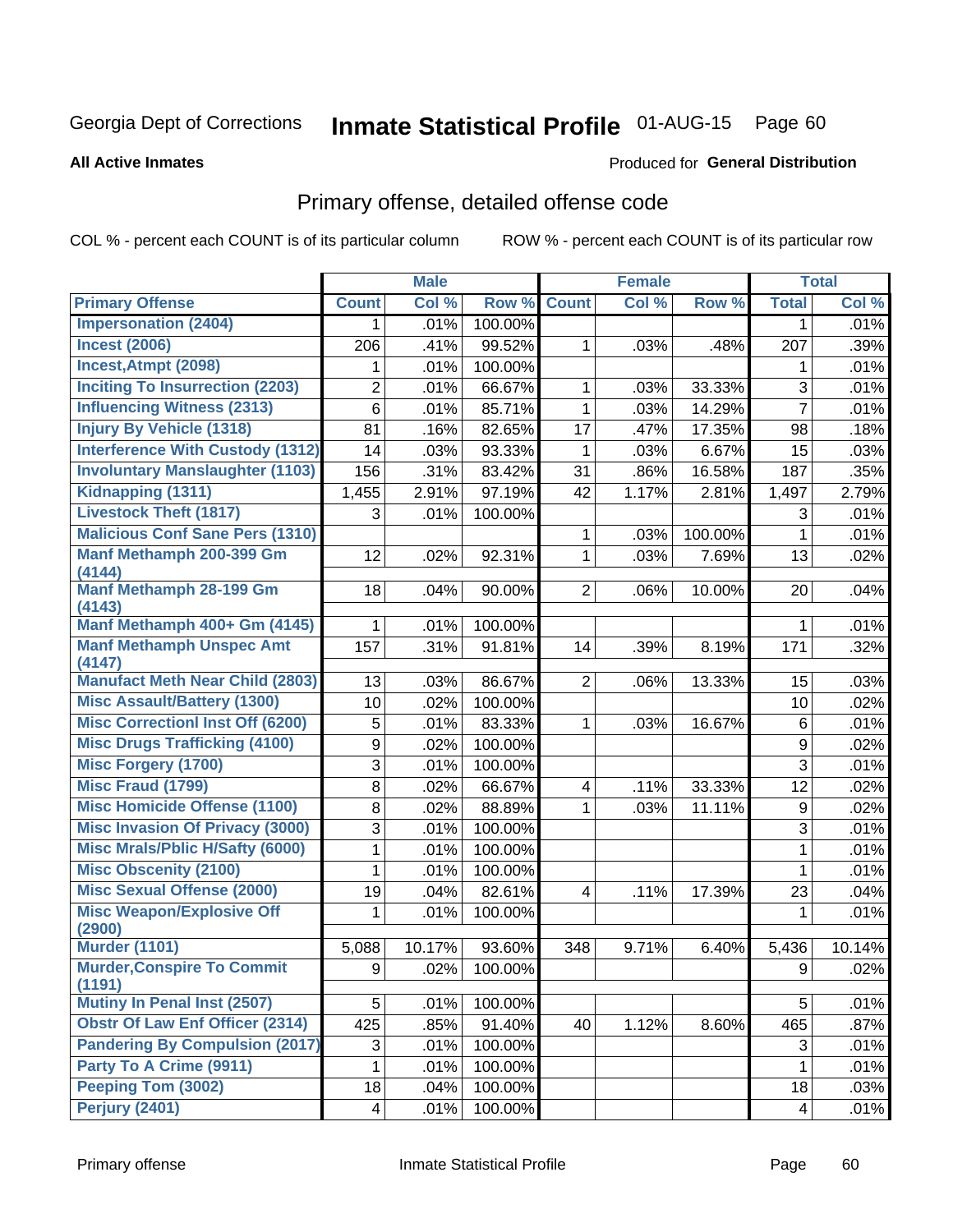Georgia Dept of Corrections **Inmate Statistical Profile** 01-AUG-15 Page 60

**All Active Inmates**

Produced for **General Distribution**

## Primary offense, detailed offense code

COL % - percent each COUNT is of its particular column ROW % - percent each COUNT is of its particular row

| | Male | | | Female | | | Total | |
|---|---|---|---|---|---|---|---|---|
| **Primary Offense** | **Count** | **Col %** | **Row %** | **Count** | **Col %** | **Row %** | **Total** | **Col %** |
| Impersonation (2404) | 1 | .01% | 100.00% | | | | 1 | .01% |
| Incest (2006) | 206 | .41% | 99.52% | 1 | .03% | .48% | 207 | .39% |
| Incest,Atmpt (2098) | 1 | .01% | 100.00% | | | | 1 | .01% |
| Inciting To Insurrection (2203) | 2 | .01% | 66.67% | 1 | .03% | 33.33% | 3 | .01% |
| Influencing Witness (2313) | 6 | .01% | 85.71% | 1 | .03% | 14.29% | 7 | .01% |
| Injury By Vehicle (1318) | 81 | .16% | 82.65% | 17 | .47% | 17.35% | 98 | .18% |
| Interference With Custody (1312) | 14 | .03% | 93.33% | 1 | .03% | 6.67% | 15 | .03% |
| Involuntary Manslaughter (1103) | 156 | .31% | 83.42% | 31 | .86% | 16.58% | 187 | .35% |
| Kidnapping (1311) | 1,455 | 2.91% | 97.19% | 42 | 1.17% | 2.81% | 1,497 | 2.79% |
| Livestock Theft (1817) | 3 | .01% | 100.00% | | | | 3 | .01% |
| Malicious Conf Sane Pers (1310) | | | | 1 | .03% | 100.00% | 1 | .01% |
| Manf Methamph 200-399 Gm (4144) | 12 | .02% | 92.31% | 1 | .03% | 7.69% | 13 | .02% |
| Manf Methamph 28-199 Gm (4143) | 18 | .04% | 90.00% | 2 | .06% | 10.00% | 20 | .04% |
| Manf Methamph 400+ Gm (4145) | 1 | .01% | 100.00% | | | | 1 | .01% |
| Manf Methamph Unspec Amt (4147) | 157 | .31% | 91.81% | 14 | .39% | 8.19% | 171 | .32% |
| Manufact Meth Near Child (2803) | 13 | .03% | 86.67% | 2 | .06% | 13.33% | 15 | .03% |
| Misc Assault/Battery (1300) | 10 | .02% | 100.00% | | | | 10 | .02% |
| Misc Correctionl Inst Off (6200) | 5 | .01% | 83.33% | 1 | .03% | 16.67% | 6 | .01% |
| Misc Drugs Trafficking (4100) | 9 | .02% | 100.00% | | | | 9 | .02% |
| Misc Forgery (1700) | 3 | .01% | 100.00% | | | | 3 | .01% |
| Misc Fraud (1799) | 8 | .02% | 66.67% | 4 | .11% | 33.33% | 12 | .02% |
| Misc Homicide Offense (1100) | 8 | .02% | 88.89% | 1 | .03% | 11.11% | 9 | .02% |
| Misc Invasion Of Privacy (3000) | 3 | .01% | 100.00% | | | | 3 | .01% |
| Misc Mrals/Pblic H/Safty (6000) | 1 | .01% | 100.00% | | | | 1 | .01% |
| Misc Obscenity (2100) | 1 | .01% | 100.00% | | | | 1 | .01% |
| Misc Sexual Offense (2000) | 19 | .04% | 82.61% | 4 | .11% | 17.39% | 23 | .04% |
| Misc Weapon/Explosive Off (2900) | 1 | .01% | 100.00% | | | | 1 | .01% |
| Murder (1101) | 5,088 | 10.17% | 93.60% | 348 | 9.71% | 6.40% | 5,436 | 10.14% |
| Murder,Conspire To Commit (1191) | 9 | .02% | 100.00% | | | | 9 | .02% |
| Mutiny In Penal Inst (2507) | 5 | .01% | 100.00% | | | | 5 | .01% |
| Obstr Of Law Enf Officer (2314) | 425 | .85% | 91.40% | 40 | 1.12% | 8.60% | 465 | .87% |
| Pandering By Compulsion (2017) | 3 | .01% | 100.00% | | | | 3 | .01% |
| Party To A Crime (9911) | 1 | .01% | 100.00% | | | | 1 | .01% |
| Peeping Tom (3002) | 18 | .04% | 100.00% | | | | 18 | .03% |
| Perjury (2401) | 4 | .01% | 100.00% | | | | 4 | .01% |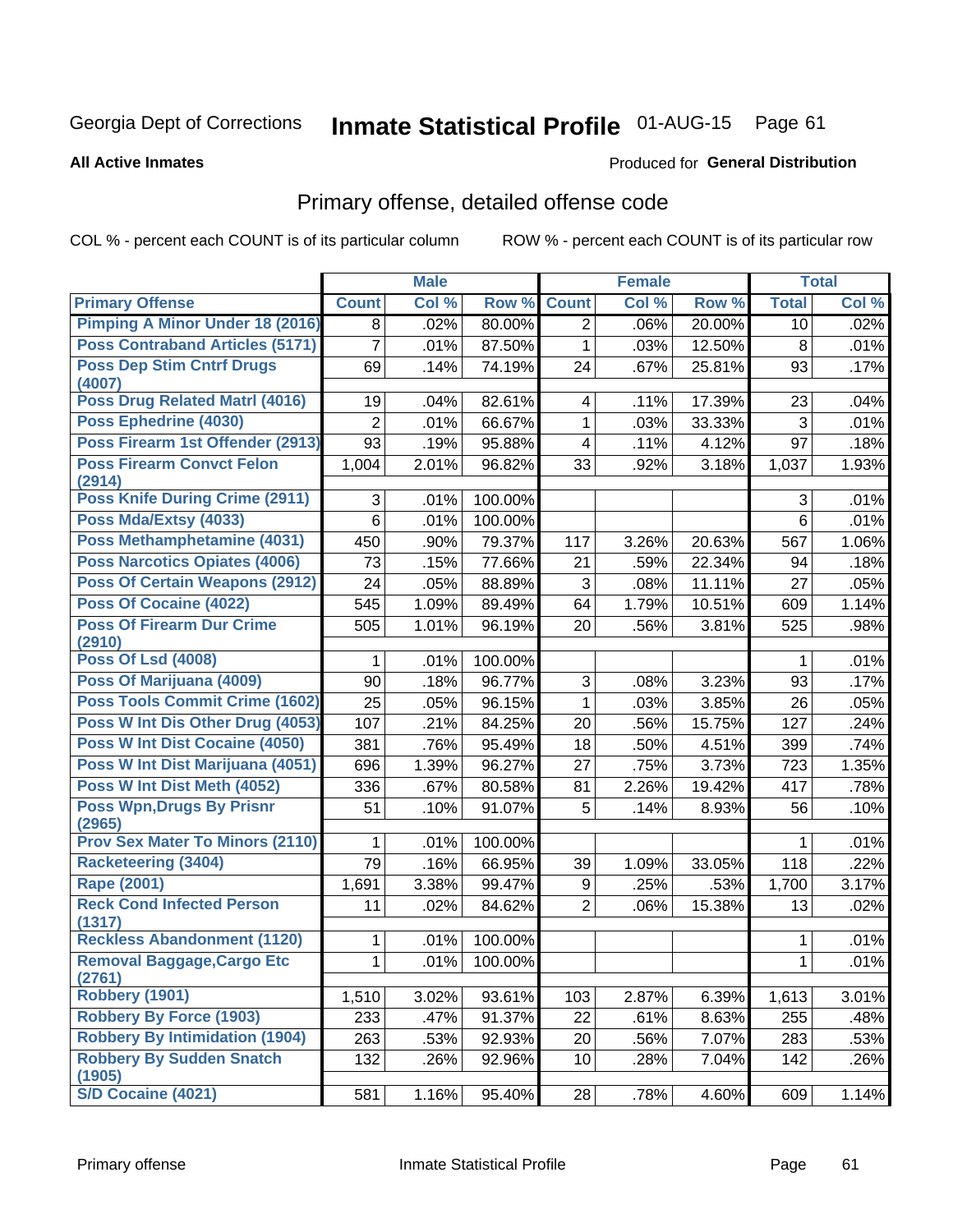Georgia Dept of Corrections **Inmate Statistical Profile** 01-AUG-15

**All Active Inmates**

Produced for **General Distribution**

## Primary offense, detailed offense code

COL % - percent each COUNT is of its particular column    ROW % - percent each COUNT is of its particular row

| | Male | | | Female | | | Total | |
|---|---|---|---|---|---|---|---|---|
| **Primary Offense** | **Count** | **Col %** | **Row %** | **Count** | **Col %** | **Row %** | **Total** | **Col %** |
| Pimping A Minor Under 18 (2016) | 8 | .02% | 80.00% | 2 | .06% | 20.00% | 10 | .02% |
| Poss Contraband Articles (5171) | 7 | .01% | 87.50% | 1 | .03% | 12.50% | 8 | .01% |
| Poss Dep Stim Cntrf Drugs (4007) | 69 | .14% | 74.19% | 24 | .67% | 25.81% | 93 | .17% |
| Poss Drug Related Matrl (4016) | 19 | .04% | 82.61% | 4 | .11% | 17.39% | 23 | .04% |
| Poss Ephedrine (4030) | 2 | .01% | 66.67% | 1 | .03% | 33.33% | 3 | .01% |
| Poss Firearm 1st Offender (2913) | 93 | .19% | 95.88% | 4 | .11% | 4.12% | 97 | .18% |
| Poss Firearm Convct Felon (2914) | 1,004 | 2.01% | 96.82% | 33 | .92% | 3.18% | 1,037 | 1.93% |
| Poss Knife During Crime (2911) | 3 | .01% | 100.00% | | | | 3 | .01% |
| Poss Mda/Extsy (4033) | 6 | .01% | 100.00% | | | | 6 | .01% |
| Poss Methamphetamine (4031) | 450 | .90% | 79.37% | 117 | 3.26% | 20.63% | 567 | 1.06% |
| Poss Narcotics Opiates (4006) | 73 | .15% | 77.66% | 21 | .59% | 22.34% | 94 | .18% |
| Poss Of Certain Weapons (2912) | 24 | .05% | 88.89% | 3 | .08% | 11.11% | 27 | .05% |
| Poss Of Cocaine (4022) | 545 | 1.09% | 89.49% | 64 | 1.79% | 10.51% | 609 | 1.14% |
| Poss Of Firearm Dur Crime (2910) | 505 | 1.01% | 96.19% | 20 | .56% | 3.81% | 525 | .98% |
| Poss Of Lsd (4008) | 1 | .01% | 100.00% | | | | 1 | .01% |
| Poss Of Marijuana (4009) | 90 | .18% | 96.77% | 3 | .08% | 3.23% | 93 | .17% |
| Poss Tools Commit Crime (1602) | 25 | .05% | 96.15% | 1 | .03% | 3.85% | 26 | .05% |
| Poss W Int Dis Other Drug (4053) | 107 | .21% | 84.25% | 20 | .56% | 15.75% | 127 | .24% |
| Poss W Int Dist Cocaine (4050) | 381 | .76% | 95.49% | 18 | .50% | 4.51% | 399 | .74% |
| Poss W Int Dist Marijuana (4051) | 696 | 1.39% | 96.27% | 27 | .75% | 3.73% | 723 | 1.35% |
| Poss W Int Dist Meth (4052) | 336 | .67% | 80.58% | 81 | 2.26% | 19.42% | 417 | .78% |
| Poss Wpn,Drugs By Prisnr (2965) | 51 | .10% | 91.07% | 5 | .14% | 8.93% | 56 | .10% |
| Prov Sex Mater To Minors (2110) | 1 | .01% | 100.00% | | | | 1 | .01% |
| Racketeering (3404) | 79 | .16% | 66.95% | 39 | 1.09% | 33.05% | 118 | .22% |
| Rape (2001) | 1,691 | 3.38% | 99.47% | 9 | .25% | .53% | 1,700 | 3.17% |
| Reck Cond Infected Person (1317) | 11 | .02% | 84.62% | 2 | .06% | 15.38% | 13 | .02% |
| Reckless Abandonment (1120) | 1 | .01% | 100.00% | | | | 1 | .01% |
| Removal Baggage,Cargo Etc (2761) | 1 | .01% | 100.00% | | | | 1 | .01% |
| Robbery (1901) | 1,510 | 3.02% | 93.61% | 103 | 2.87% | 6.39% | 1,613 | 3.01% |
| Robbery By Force (1903) | 233 | .47% | 91.37% | 22 | .61% | 8.63% | 255 | .48% |
| Robbery By Intimidation (1904) | 263 | .53% | 92.93% | 20 | .56% | 7.07% | 283 | .53% |
| Robbery By Sudden Snatch (1905) | 132 | .26% | 92.96% | 10 | .28% | 7.04% | 142 | .26% |
| S/D Cocaine (4021) | 581 | 1.16% | 95.40% | 28 | .78% | 4.60% | 609 | 1.14% |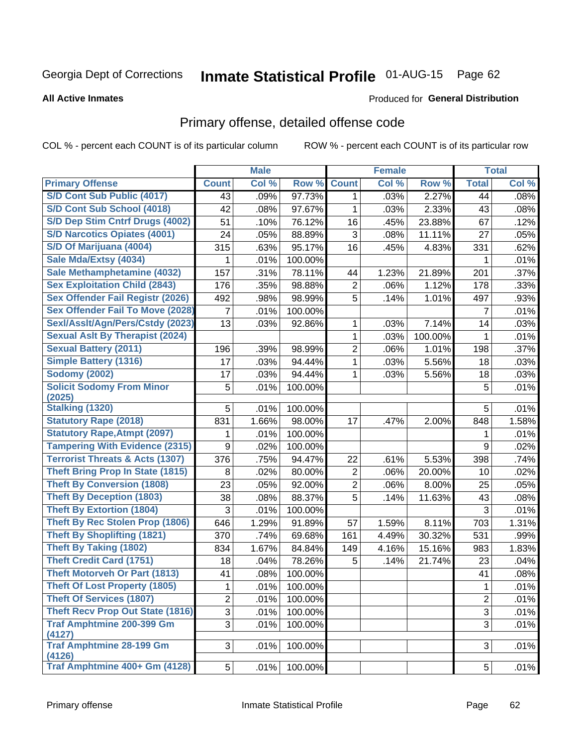Georgia Dept of Corrections **Inmate Statistical Profile** 01-AUG-15 Page 62

**All Active Inmates**

Produced for **General Distribution**

## Primary offense, detailed offense code

COL % - percent each COUNT is of its particular column ROW % - percent each COUNT is of its particular row

| | Male | | | Female | | | Total | |
|---|---|---|---|---|---|---|---|---|
| **Primary Offense** | **Count** | **Col %** | **Row %** | **Count** | **Col %** | **Row %** | **Total** | **Col %** |
| S/D Cont Sub Public (4017) | 43 | .09% | 97.73% | 1 | .03% | 2.27% | 44 | .08% |
| S/D Cont Sub School (4018) | 42 | .08% | 97.67% | 1 | .03% | 2.33% | 43 | .08% |
| S/D Dep Stim Cntrf Drugs (4002) | 51 | .10% | 76.12% | 16 | .45% | 23.88% | 67 | .12% |
| S/D Narcotics Opiates (4001) | 24 | .05% | 88.89% | 3 | .08% | 11.11% | 27 | .05% |
| S/D Of Marijuana (4004) | 315 | .63% | 95.17% | 16 | .45% | 4.83% | 331 | .62% |
| Sale Mda/Extsy (4034) | 1 | .01% | 100.00% | | | | 1 | .01% |
| Sale Methamphetamine (4032) | 157 | .31% | 78.11% | 44 | 1.23% | 21.89% | 201 | .37% |
| Sex Exploitation Child (2843) | 176 | .35% | 98.88% | 2 | .06% | 1.12% | 178 | .33% |
| Sex Offender Fail Registr (2026) | 492 | .98% | 98.99% | 5 | .14% | 1.01% | 497 | .93% |
| Sex Offender Fail To Move (2028) | 7 | .01% | 100.00% | | | | 7 | .01% |
| Sexl/Asslt/Agn/Pers/Cstdy (2023) | 13 | .03% | 92.86% | 1 | .03% | 7.14% | 14 | .03% |
| Sexual Aslt By Therapist (2024) | | | | 1 | .03% | 100.00% | 1 | .01% |
| Sexual Battery (2011) | 196 | .39% | 98.99% | 2 | .06% | 1.01% | 198 | .37% |
| Simple Battery (1316) | 17 | .03% | 94.44% | 1 | .03% | 5.56% | 18 | .03% |
| Sodomy (2002) | 17 | .03% | 94.44% | 1 | .03% | 5.56% | 18 | .03% |
| Solicit Sodomy From Minor (2025) | 5 | .01% | 100.00% | | | | 5 | .01% |
| Stalking (1320) | 5 | .01% | 100.00% | | | | 5 | .01% |
| Statutory Rape (2018) | 831 | 1.66% | 98.00% | 17 | .47% | 2.00% | 848 | 1.58% |
| Statutory Rape,Atmpt (2097) | 1 | .01% | 100.00% | | | | 1 | .01% |
| Tampering With Evidence (2315) | 9 | .02% | 100.00% | | | | 9 | .02% |
| Terrorist Threats & Acts (1307) | 376 | .75% | 94.47% | 22 | .61% | 5.53% | 398 | .74% |
| Theft Bring Prop In State (1815) | 8 | .02% | 80.00% | 2 | .06% | 20.00% | 10 | .02% |
| Theft By Conversion (1808) | 23 | .05% | 92.00% | 2 | .06% | 8.00% | 25 | .05% |
| Theft By Deception (1803) | 38 | .08% | 88.37% | 5 | .14% | 11.63% | 43 | .08% |
| Theft By Extortion (1804) | 3 | .01% | 100.00% | | | | 3 | .01% |
| Theft By Rec Stolen Prop (1806) | 646 | 1.29% | 91.89% | 57 | 1.59% | 8.11% | 703 | 1.31% |
| Theft By Shoplifting (1821) | 370 | .74% | 69.68% | 161 | 4.49% | 30.32% | 531 | .99% |
| Theft By Taking (1802) | 834 | 1.67% | 84.84% | 149 | 4.16% | 15.16% | 983 | 1.83% |
| Theft Credit Card (1751) | 18 | .04% | 78.26% | 5 | .14% | 21.74% | 23 | .04% |
| Theft Motorveh Or Part (1813) | 41 | .08% | 100.00% | | | | 41 | .08% |
| Theft Of Lost Property (1805) | 1 | .01% | 100.00% | | | | 1 | .01% |
| Theft Of Services (1807) | 2 | .01% | 100.00% | | | | 2 | .01% |
| Theft Recv Prop Out State (1816) | 3 | .01% | 100.00% | | | | 3 | .01% |
| Traf Amphtmine 200-399 Gm (4127) | 3 | .01% | 100.00% | | | | 3 | .01% |
| Traf Amphtmine 28-199 Gm (4126) | 3 | .01% | 100.00% | | | | 3 | .01% |
| Traf Amphtmine 400+ Gm (4128) | 5 | .01% | 100.00% | | | | 5 | .01% |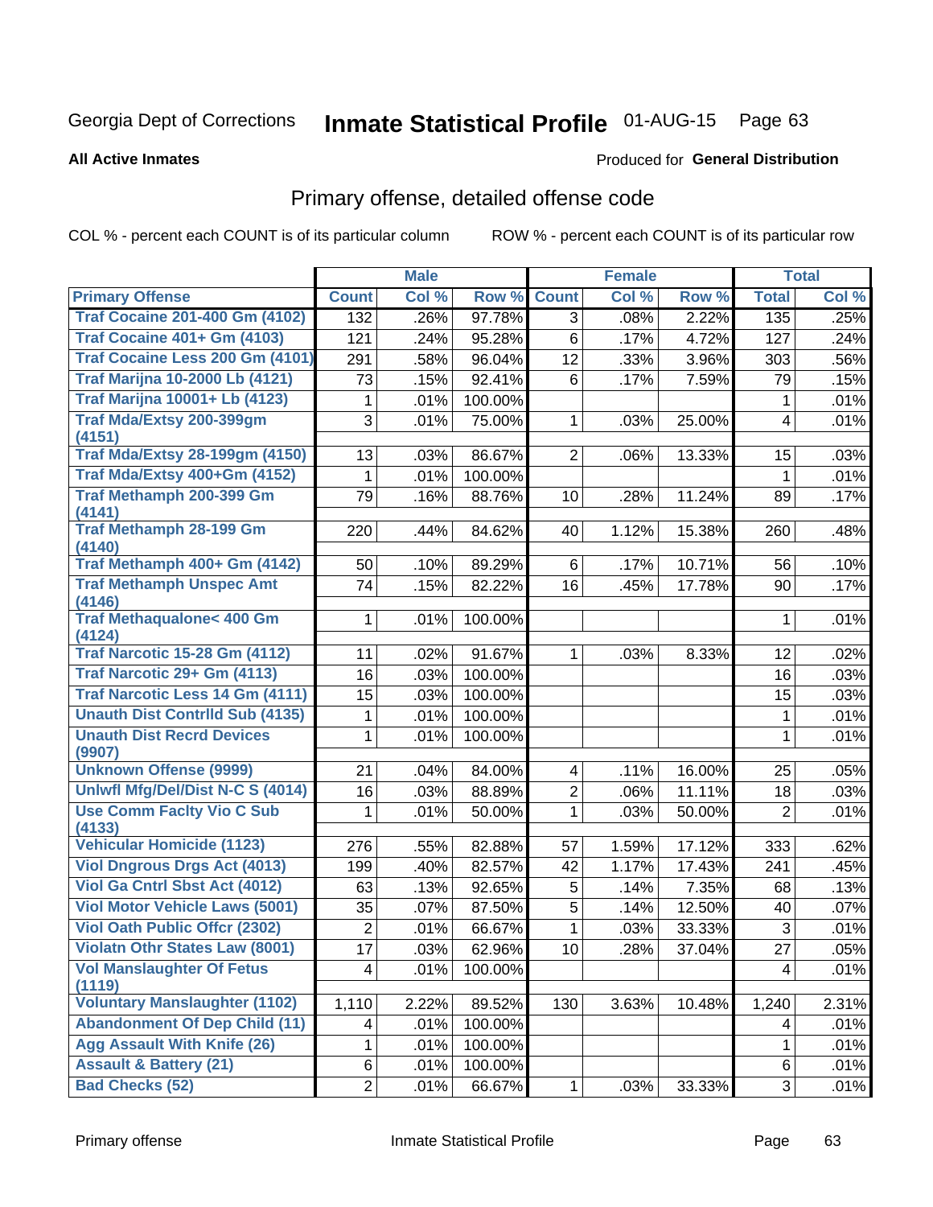Georgia Dept of Corrections **Inmate Statistical Profile** 01-AUG-15 Page 63

**All Active Inmates**

Produced for **General Distribution**

## Primary offense, detailed offense code

COL % - percent each COUNT is of its particular column ROW % - percent each COUNT is of its particular row

| | Male | | | Female | | | Total | |
|---|---|---|---|---|---|---|---|---|
| **Primary Offense** | **Count** | **Col %** | **Row %** | **Count** | **Col %** | **Row %** | **Total** | **Col %** |
| Traf Cocaine 201-400 Gm (4102) | 132 | .26% | 97.78% | 3 | .08% | 2.22% | 135 | .25% |
| Traf Cocaine 401+ Gm (4103) | 121 | .24% | 95.28% | 6 | .17% | 4.72% | 127 | .24% |
| Traf Cocaine Less 200 Gm (4101) | 291 | .58% | 96.04% | 12 | .33% | 3.96% | 303 | .56% |
| Traf Marijna 10-2000 Lb (4121) | 73 | .15% | 92.41% | 6 | .17% | 7.59% | 79 | .15% |
| Traf Marijna 10001+ Lb (4123) | 1 | .01% | 100.00% | | | | 1 | .01% |
| Traf Mda/Extsy 200-399gm (4151) | 3 | .01% | 75.00% | 1 | .03% | 25.00% | 4 | .01% |
| Traf Mda/Extsy 28-199gm (4150) | 13 | .03% | 86.67% | 2 | .06% | 13.33% | 15 | .03% |
| Traf Mda/Extsy 400+Gm (4152) | 1 | .01% | 100.00% | | | | 1 | .01% |
| Traf Methamph 200-399 Gm (4141) | 79 | .16% | 88.76% | 10 | .28% | 11.24% | 89 | .17% |
| Traf Methamph 28-199 Gm (4140) | 220 | .44% | 84.62% | 40 | 1.12% | 15.38% | 260 | .48% |
| Traf Methamph 400+ Gm (4142) | 50 | .10% | 89.29% | 6 | .17% | 10.71% | 56 | .10% |
| Traf Methamph Unspec Amt (4146) | 74 | .15% | 82.22% | 16 | .45% | 17.78% | 90 | .17% |
| Traf Methaqualone< 400 Gm (4124) | 1 | .01% | 100.00% | | | | 1 | .01% |
| Traf Narcotic 15-28 Gm (4112) | 11 | .02% | 91.67% | 1 | .03% | 8.33% | 12 | .02% |
| Traf Narcotic 29+ Gm (4113) | 16 | .03% | 100.00% | | | | 16 | .03% |
| Traf Narcotic Less 14 Gm (4111) | 15 | .03% | 100.00% | | | | 15 | .03% |
| Unauth Dist Contrlld Sub (4135) | 1 | .01% | 100.00% | | | | 1 | .01% |
| Unauth Dist Recrd Devices (9907) | 1 | .01% | 100.00% | | | | 1 | .01% |
| Unknown Offense (9999) | 21 | .04% | 84.00% | 4 | .11% | 16.00% | 25 | .05% |
| Unlwfl Mfg/Del/Dist N-C S (4014) | 16 | .03% | 88.89% | 2 | .06% | 11.11% | 18 | .03% |
| Use Comm Faclty Vio C Sub (4133) | 1 | .01% | 50.00% | 1 | .03% | 50.00% | 2 | .01% |
| Vehicular Homicide (1123) | 276 | .55% | 82.88% | 57 | 1.59% | 17.12% | 333 | .62% |
| Viol Dngrous Drgs Act (4013) | 199 | .40% | 82.57% | 42 | 1.17% | 17.43% | 241 | .45% |
| Viol Ga Cntrl Sbst Act (4012) | 63 | .13% | 92.65% | 5 | .14% | 7.35% | 68 | .13% |
| Viol Motor Vehicle Laws (5001) | 35 | .07% | 87.50% | 5 | .14% | 12.50% | 40 | .07% |
| Viol Oath Public Offcr (2302) | 2 | .01% | 66.67% | 1 | .03% | 33.33% | 3 | .01% |
| Violatn Othr States Law (8001) | 17 | .03% | 62.96% | 10 | .28% | 37.04% | 27 | .05% |
| Vol Manslaughter Of Fetus (1119) | 4 | .01% | 100.00% | | | | 4 | .01% |
| Voluntary Manslaughter (1102) | 1,110 | 2.22% | 89.52% | 130 | 3.63% | 10.48% | 1,240 | 2.31% |
| Abandonment Of Dep Child (11) | 4 | .01% | 100.00% | | | | 4 | .01% |
| Agg Assault With Knife (26) | 1 | .01% | 100.00% | | | | 1 | .01% |
| Assault & Battery (21) | 6 | .01% | 100.00% | | | | 6 | .01% |
| Bad Checks (52) | 2 | .01% | 66.67% | 1 | .03% | 33.33% | 3 | .01% |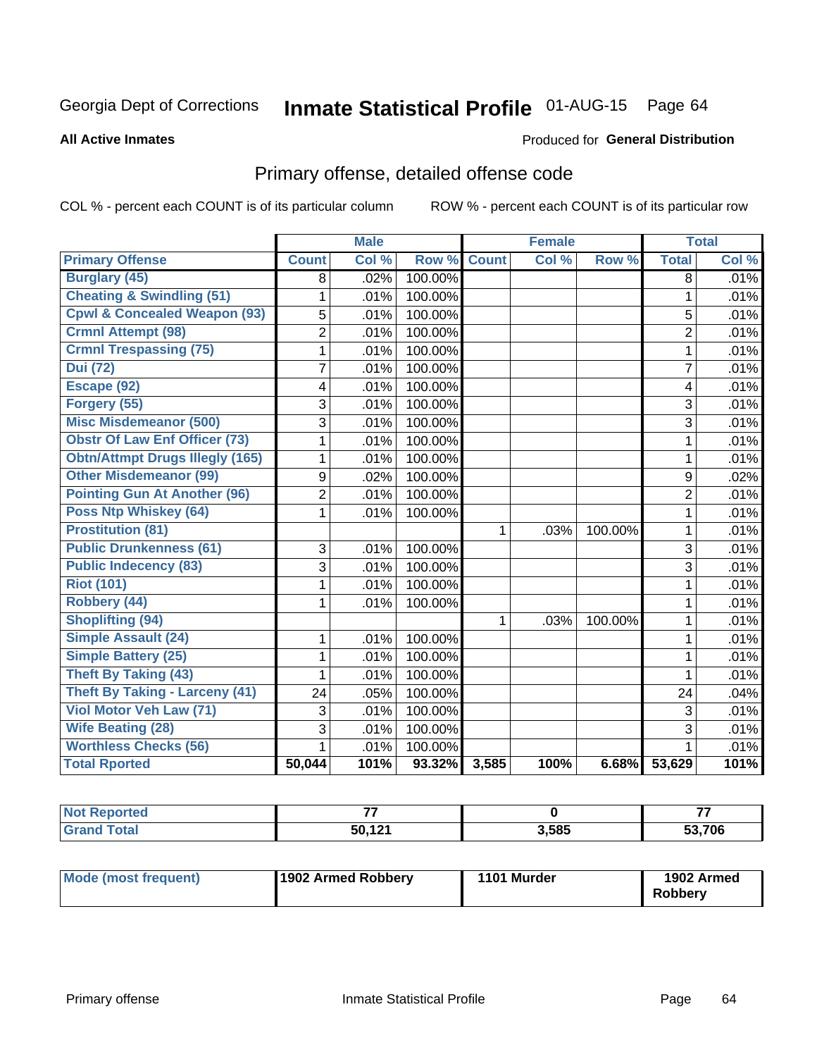Georgia Dept of Corrections **Inhmate Statistical Profile** 01-AUG-15 Page 64

**All Active Inmates** Produced for **General Distribution**

## Primary offense, detailed offense code

COL % - percent each COUNT is of its particular column ROW % - percent each COUNT is of its particular row

| | Male | | | Female | | | Total | |
|---|---|---|---|---|---|---|---|---|
| **Primary Offense** | **Count** | **Col %** | **Row %** | **Count** | **Col %** | **Row %** | **Total** | **Col %** |
| Burglary (45) | 8 | .02% | 100.00% | | | | 8 | .01% |
| Cheating & Swindling (51) | 1 | .01% | 100.00% | | | | 1 | .01% |
| Cpwl & Concealed Weapon (93) | 5 | .01% | 100.00% | | | | 5 | .01% |
| Crmnl Attempt (98) | 2 | .01% | 100.00% | | | | 2 | .01% |
| Crmnl Trespassing (75) | 1 | .01% | 100.00% | | | | 1 | .01% |
| Dui (72) | 7 | .01% | 100.00% | | | | 7 | .01% |
| Escape (92) | 4 | .01% | 100.00% | | | | 4 | .01% |
| Forgery (55) | 3 | .01% | 100.00% | | | | 3 | .01% |
| Misc Misdemeanor (500) | 3 | .01% | 100.00% | | | | 3 | .01% |
| Obstr Of Law Enf Officer (73) | 1 | .01% | 100.00% | | | | 1 | .01% |
| Obtn/Attmpt Drugs Illegly (165) | 1 | .01% | 100.00% | | | | 1 | .01% |
| Other Misdemeanor (99) | 9 | .02% | 100.00% | | | | 9 | .02% |
| Pointing Gun At Another (96) | 2 | .01% | 100.00% | | | | 2 | .01% |
| Poss Ntp Whiskey (64) | 1 | .01% | 100.00% | | | | 1 | .01% |
| Prostitution (81) | | | | 1 | .03% | 100.00% | 1 | .01% |
| Public Drunkenness (61) | 3 | .01% | 100.00% | | | | 3 | .01% |
| Public Indecency (83) | 3 | .01% | 100.00% | | | | 3 | .01% |
| Riot (101) | 1 | .01% | 100.00% | | | | 1 | .01% |
| Robbery (44) | 1 | .01% | 100.00% | | | | 1 | .01% |
| Shoplifting (94) | | | | 1 | .03% | 100.00% | 1 | .01% |
| Simple Assault (24) | 1 | .01% | 100.00% | | | | 1 | .01% |
| Simple Battery (25) | 1 | .01% | 100.00% | | | | 1 | .01% |
| Theft By Taking (43) | 1 | .01% | 100.00% | | | | 1 | .01% |
| Theft By Taking - Larceny (41) | 24 | .05% | 100.00% | | | | 24 | .04% |
| Viol Motor Veh Law (71) | 3 | .01% | 100.00% | | | | 3 | .01% |
| Wife Beating (28) | 3 | .01% | 100.00% | | | | 3 | .01% |
| Worthless Checks (56) | 1 | .01% | 100.00% | | | | 1 | .01% |
| **Total Rported** | **50,044** | **101%** | **93.32%** | **3,585** | **100%** | **6.68%** | **53,629** | **101%** |

| | Male | Female | Total |
|---|---|---|---|
| Not Reported | 77 | 0 | 77 |
| Grand Total | 50,121 | 3,585 | 53,706 |

| | Male | Female | Total |
|---|---|---|---|
| Mode (most frequent) | 1902 Armed Robbery | 1101 Murder | 1902 Armed Robbery |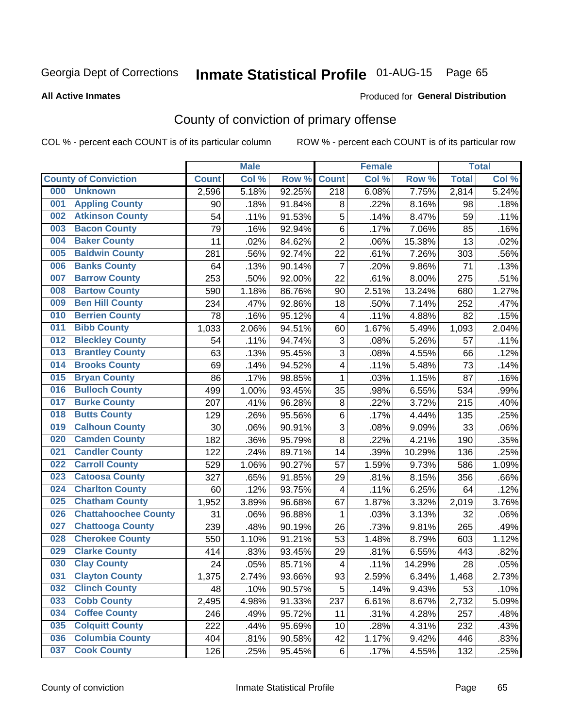Georgia Dept of Corrections **Inmate Statistical Profile** 01-AUG-15 Page 65

**All Active Inmates**

Produced for **General Distribution**

# County of conviction of primary offense

COL % - percent each COUNT is of its particular column ROW % - percent each COUNT is of its particular row

| County of Conviction | | Male | | | Female | | | Total | |
|---|---|---|---|---|---|---|---|---|---|
| | | Count | Col % | Row % | Count | Col % | Row % | Total | Col % |
| 000 | Unknown | 2,596 | 5.18% | 92.25% | 218 | 6.08% | 7.75% | 2,814 | 5.24% |
| 001 | Appling County | 90 | .18% | 91.84% | 8 | .22% | 8.16% | 98 | .18% |
| 002 | Atkinson County | 54 | .11% | 91.53% | 5 | .14% | 8.47% | 59 | .11% |
| 003 | Bacon County | 79 | .16% | 92.94% | 6 | .17% | 7.06% | 85 | .16% |
| 004 | Baker County | 11 | .02% | 84.62% | 2 | .06% | 15.38% | 13 | .02% |
| 005 | Baldwin County | 281 | .56% | 92.74% | 22 | .61% | 7.26% | 303 | .56% |
| 006 | Banks County | 64 | .13% | 90.14% | 7 | .20% | 9.86% | 71 | .13% |
| 007 | Barrow County | 253 | .50% | 92.00% | 22 | .61% | 8.00% | 275 | .51% |
| 008 | Bartow County | 590 | 1.18% | 86.76% | 90 | 2.51% | 13.24% | 680 | 1.27% |
| 009 | Ben Hill County | 234 | .47% | 92.86% | 18 | .50% | 7.14% | 252 | .47% |
| 010 | Berrien County | 78 | .16% | 95.12% | 4 | .11% | 4.88% | 82 | .15% |
| 011 | Bibb County | 1,033 | 2.06% | 94.51% | 60 | 1.67% | 5.49% | 1,093 | 2.04% |
| 012 | Bleckley County | 54 | .11% | 94.74% | 3 | .08% | 5.26% | 57 | .11% |
| 013 | Brantley County | 63 | .13% | 95.45% | 3 | .08% | 4.55% | 66 | .12% |
| 014 | Brooks County | 69 | .14% | 94.52% | 4 | .11% | 5.48% | 73 | .14% |
| 015 | Bryan County | 86 | .17% | 98.85% | 1 | .03% | 1.15% | 87 | .16% |
| 016 | Bulloch County | 499 | 1.00% | 93.45% | 35 | .98% | 6.55% | 534 | .99% |
| 017 | Burke County | 207 | .41% | 96.28% | 8 | .22% | 3.72% | 215 | .40% |
| 018 | Butts County | 129 | .26% | 95.56% | 6 | .17% | 4.44% | 135 | .25% |
| 019 | Calhoun County | 30 | .06% | 90.91% | 3 | .08% | 9.09% | 33 | .06% |
| 020 | Camden County | 182 | .36% | 95.79% | 8 | .22% | 4.21% | 190 | .35% |
| 021 | Candler County | 122 | .24% | 89.71% | 14 | .39% | 10.29% | 136 | .25% |
| 022 | Carroll County | 529 | 1.06% | 90.27% | 57 | 1.59% | 9.73% | 586 | 1.09% |
| 023 | Catoosa County | 327 | .65% | 91.85% | 29 | .81% | 8.15% | 356 | .66% |
| 024 | Charlton County | 60 | .12% | 93.75% | 4 | .11% | 6.25% | 64 | .12% |
| 025 | Chatham County | 1,952 | 3.89% | 96.68% | 67 | 1.87% | 3.32% | 2,019 | 3.76% |
| 026 | Chattahoochee County | 31 | .06% | 96.88% | 1 | .03% | 3.13% | 32 | .06% |
| 027 | Chattooga County | 239 | .48% | 90.19% | 26 | .73% | 9.81% | 265 | .49% |
| 028 | Cherokee County | 550 | 1.10% | 91.21% | 53 | 1.48% | 8.79% | 603 | 1.12% |
| 029 | Clarke County | 414 | .83% | 93.45% | 29 | .81% | 6.55% | 443 | .82% |
| 030 | Clay County | 24 | .05% | 85.71% | 4 | .11% | 14.29% | 28 | .05% |
| 031 | Clayton County | 1,375 | 2.74% | 93.66% | 93 | 2.59% | 6.34% | 1,468 | 2.73% |
| 032 | Clinch County | 48 | .10% | 90.57% | 5 | .14% | 9.43% | 53 | .10% |
| 033 | Cobb County | 2,495 | 4.98% | 91.33% | 237 | 6.61% | 8.67% | 2,732 | 5.09% |
| 034 | Coffee County | 246 | .49% | 95.72% | 11 | .31% | 4.28% | 257 | .48% |
| 035 | Colquitt County | 222 | .44% | 95.69% | 10 | .28% | 4.31% | 232 | .43% |
| 036 | Columbia County | 404 | .81% | 90.58% | 42 | 1.17% | 9.42% | 446 | .83% |
| 037 | Cook County | 126 | .25% | 95.45% | 6 | .17% | 4.55% | 132 | .25% |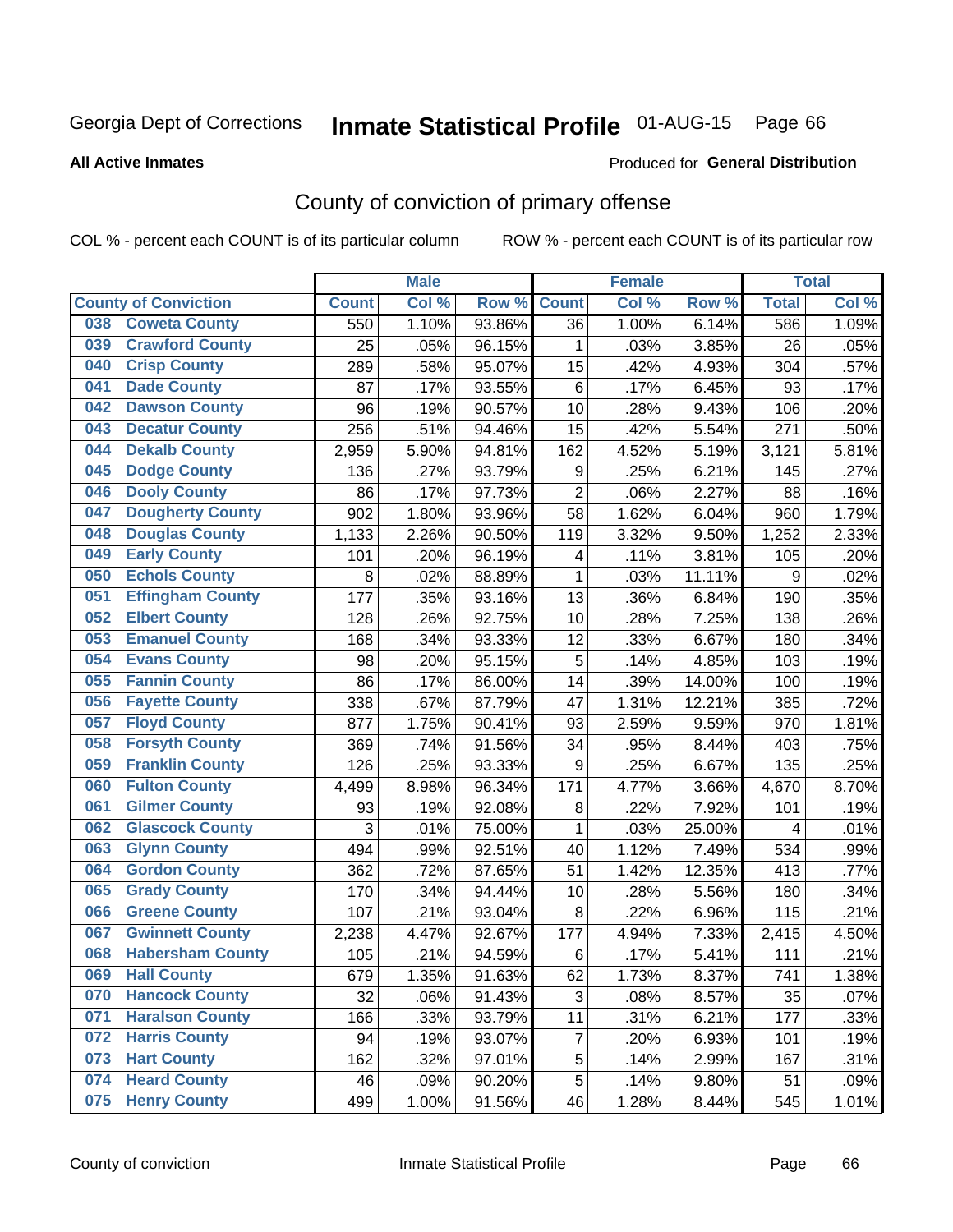Georgia Dept of Corrections **Inmate Statistical Profile** 01-AUG-15 Page 66

**All Active Inmates**

Produced for **General Distribution**

## County of conviction of primary offense

COL % - percent each COUNT is of its particular column ROW % - percent each COUNT is of its particular row

| County of Conviction | Male | | | Female | | | Total | |
|---|---|---|---|---|---|---|---|---|
| | Count | Col % | Row % | Count | Col % | Row % | Total | Col % |
| 038 Coweta County | 550 | 1.10% | 93.86% | 36 | 1.00% | 6.14% | 586 | 1.09% |
| 039 Crawford County | 25 | .05% | 96.15% | 1 | .03% | 3.85% | 26 | .05% |
| 040 Crisp County | 289 | .58% | 95.07% | 15 | .42% | 4.93% | 304 | .57% |
| 041 Dade County | 87 | .17% | 93.55% | 6 | .17% | 6.45% | 93 | .17% |
| 042 Dawson County | 96 | .19% | 90.57% | 10 | .28% | 9.43% | 106 | .20% |
| 043 Decatur County | 256 | .51% | 94.46% | 15 | .42% | 5.54% | 271 | .50% |
| 044 Dekalb County | 2,959 | 5.90% | 94.81% | 162 | 4.52% | 5.19% | 3,121 | 5.81% |
| 045 Dodge County | 136 | .27% | 93.79% | 9 | .25% | 6.21% | 145 | .27% |
| 046 Dooly County | 86 | .17% | 97.73% | 2 | .06% | 2.27% | 88 | .16% |
| 047 Dougherty County | 902 | 1.80% | 93.96% | 58 | 1.62% | 6.04% | 960 | 1.79% |
| 048 Douglas County | 1,133 | 2.26% | 90.50% | 119 | 3.32% | 9.50% | 1,252 | 2.33% |
| 049 Early County | 101 | .20% | 96.19% | 4 | .11% | 3.81% | 105 | .20% |
| 050 Echols County | 8 | .02% | 88.89% | 1 | .03% | 11.11% | 9 | .02% |
| 051 Effingham County | 177 | .35% | 93.16% | 13 | .36% | 6.84% | 190 | .35% |
| 052 Elbert County | 128 | .26% | 92.75% | 10 | .28% | 7.25% | 138 | .26% |
| 053 Emanuel County | 168 | .34% | 93.33% | 12 | .33% | 6.67% | 180 | .34% |
| 054 Evans County | 98 | .20% | 95.15% | 5 | .14% | 4.85% | 103 | .19% |
| 055 Fannin County | 86 | .17% | 86.00% | 14 | .39% | 14.00% | 100 | .19% |
| 056 Fayette County | 338 | .67% | 87.79% | 47 | 1.31% | 12.21% | 385 | .72% |
| 057 Floyd County | 877 | 1.75% | 90.41% | 93 | 2.59% | 9.59% | 970 | 1.81% |
| 058 Forsyth County | 369 | .74% | 91.56% | 34 | .95% | 8.44% | 403 | .75% |
| 059 Franklin County | 126 | .25% | 93.33% | 9 | .25% | 6.67% | 135 | .25% |
| 060 Fulton County | 4,499 | 8.98% | 96.34% | 171 | 4.77% | 3.66% | 4,670 | 8.70% |
| 061 Gilmer County | 93 | .19% | 92.08% | 8 | .22% | 7.92% | 101 | .19% |
| 062 Glascock County | 3 | .01% | 75.00% | 1 | .03% | 25.00% | 4 | .01% |
| 063 Glynn County | 494 | .99% | 92.51% | 40 | 1.12% | 7.49% | 534 | .99% |
| 064 Gordon County | 362 | .72% | 87.65% | 51 | 1.42% | 12.35% | 413 | .77% |
| 065 Grady County | 170 | .34% | 94.44% | 10 | .28% | 5.56% | 180 | .34% |
| 066 Greene County | 107 | .21% | 93.04% | 8 | .22% | 6.96% | 115 | .21% |
| 067 Gwinnett County | 2,238 | 4.47% | 92.67% | 177 | 4.94% | 7.33% | 2,415 | 4.50% |
| 068 Habersham County | 105 | .21% | 94.59% | 6 | .17% | 5.41% | 111 | .21% |
| 069 Hall County | 679 | 1.35% | 91.63% | 62 | 1.73% | 8.37% | 741 | 1.38% |
| 070 Hancock County | 32 | .06% | 91.43% | 3 | .08% | 8.57% | 35 | .07% |
| 071 Haralson County | 166 | .33% | 93.79% | 11 | .31% | 6.21% | 177 | .33% |
| 072 Harris County | 94 | .19% | 93.07% | 7 | .20% | 6.93% | 101 | .19% |
| 073 Hart County | 162 | .32% | 97.01% | 5 | .14% | 2.99% | 167 | .31% |
| 074 Heard County | 46 | .09% | 90.20% | 5 | .14% | 9.80% | 51 | .09% |
| 075 Henry County | 499 | 1.00% | 91.56% | 46 | 1.28% | 8.44% | 545 | 1.01% |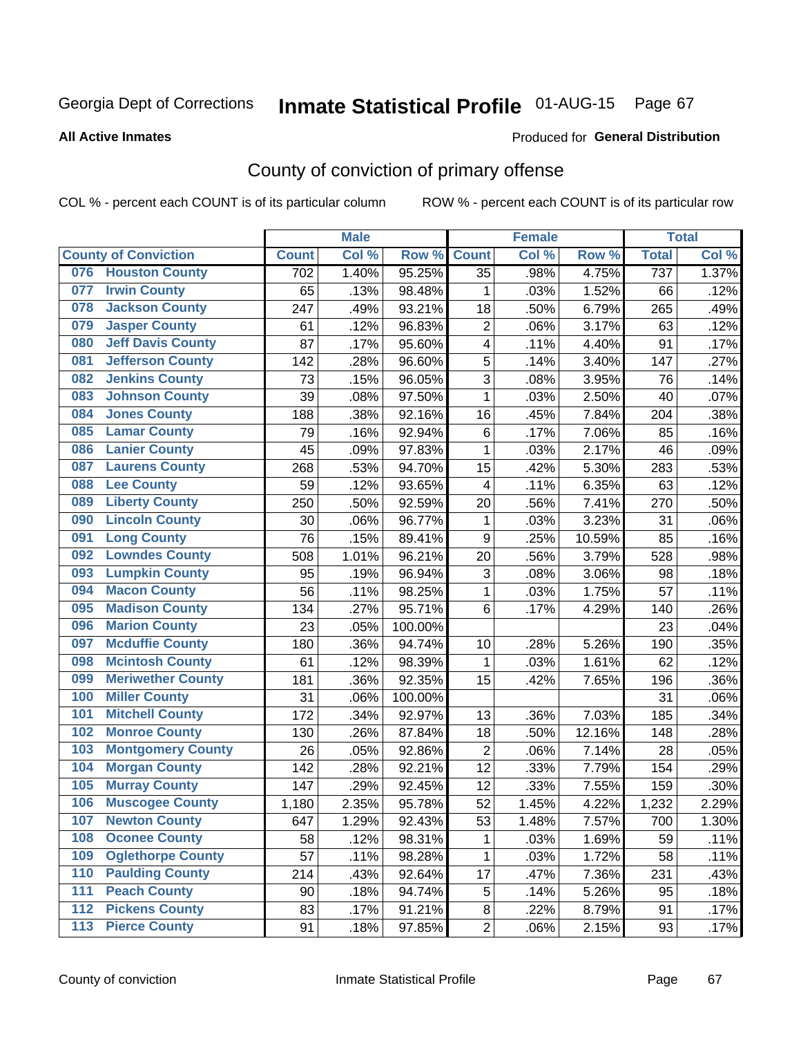Georgia Dept of Corrections **Inmate Statistical Profile** 01-AUG-15

**All Active Inmates**

Produced for **General Distribution**

## County of conviction of primary offense

COL % - percent each COUNT is of its particular column ROW % - percent each COUNT is of its particular row

| County of Conviction | Male | | | Female | | | Total | |
|---|---|---|---|---|---|---|---|---|
| | Count | Col % | Row % | Count | Col % | Row % | Total | Col % |
| 076 Houston County | 702 | 1.40% | 95.25% | 35 | .98% | 4.75% | 737 | 1.37% |
| 077 Irwin County | 65 | .13% | 98.48% | 1 | .03% | 1.52% | 66 | .12% |
| 078 Jackson County | 247 | .49% | 93.21% | 18 | .50% | 6.79% | 265 | .49% |
| 079 Jasper County | 61 | .12% | 96.83% | 2 | .06% | 3.17% | 63 | .12% |
| 080 Jeff Davis County | 87 | .17% | 95.60% | 4 | .11% | 4.40% | 91 | .17% |
| 081 Jefferson County | 142 | .28% | 96.60% | 5 | .14% | 3.40% | 147 | .27% |
| 082 Jenkins County | 73 | .15% | 96.05% | 3 | .08% | 3.95% | 76 | .14% |
| 083 Johnson County | 39 | .08% | 97.50% | 1 | .03% | 2.50% | 40 | .07% |
| 084 Jones County | 188 | .38% | 92.16% | 16 | .45% | 7.84% | 204 | .38% |
| 085 Lamar County | 79 | .16% | 92.94% | 6 | .17% | 7.06% | 85 | .16% |
| 086 Lanier County | 45 | .09% | 97.83% | 1 | .03% | 2.17% | 46 | .09% |
| 087 Laurens County | 268 | .53% | 94.70% | 15 | .42% | 5.30% | 283 | .53% |
| 088 Lee County | 59 | .12% | 93.65% | 4 | .11% | 6.35% | 63 | .12% |
| 089 Liberty County | 250 | .50% | 92.59% | 20 | .56% | 7.41% | 270 | .50% |
| 090 Lincoln County | 30 | .06% | 96.77% | 1 | .03% | 3.23% | 31 | .06% |
| 091 Long County | 76 | .15% | 89.41% | 9 | .25% | 10.59% | 85 | .16% |
| 092 Lowndes County | 508 | 1.01% | 96.21% | 20 | .56% | 3.79% | 528 | .98% |
| 093 Lumpkin County | 95 | .19% | 96.94% | 3 | .08% | 3.06% | 98 | .18% |
| 094 Macon County | 56 | .11% | 98.25% | 1 | .03% | 1.75% | 57 | .11% |
| 095 Madison County | 134 | .27% | 95.71% | 6 | .17% | 4.29% | 140 | .26% |
| 096 Marion County | 23 | .05% | 100.00% | | | | 23 | .04% |
| 097 Mcduffie County | 180 | .36% | 94.74% | 10 | .28% | 5.26% | 190 | .35% |
| 098 Mcintosh County | 61 | .12% | 98.39% | 1 | .03% | 1.61% | 62 | .12% |
| 099 Meriwether County | 181 | .36% | 92.35% | 15 | .42% | 7.65% | 196 | .36% |
| 100 Miller County | 31 | .06% | 100.00% | | | | 31 | .06% |
| 101 Mitchell County | 172 | .34% | 92.97% | 13 | .36% | 7.03% | 185 | .34% |
| 102 Monroe County | 130 | .26% | 87.84% | 18 | .50% | 12.16% | 148 | .28% |
| 103 Montgomery County | 26 | .05% | 92.86% | 2 | .06% | 7.14% | 28 | .05% |
| 104 Morgan County | 142 | .28% | 92.21% | 12 | .33% | 7.79% | 154 | .29% |
| 105 Murray County | 147 | .29% | 92.45% | 12 | .33% | 7.55% | 159 | .30% |
| 106 Muscogee County | 1,180 | 2.35% | 95.78% | 52 | 1.45% | 4.22% | 1,232 | 2.29% |
| 107 Newton County | 647 | 1.29% | 92.43% | 53 | 1.48% | 7.57% | 700 | 1.30% |
| 108 Oconee County | 58 | .12% | 98.31% | 1 | .03% | 1.69% | 59 | .11% |
| 109 Oglethorpe County | 57 | .11% | 98.28% | 1 | .03% | 1.72% | 58 | .11% |
| 110 Paulding County | 214 | .43% | 92.64% | 17 | .47% | 7.36% | 231 | .43% |
| 111 Peach County | 90 | .18% | 94.74% | 5 | .14% | 5.26% | 95 | .18% |
| 112 Pickens County | 83 | .17% | 91.21% | 8 | .22% | 8.79% | 91 | .17% |
| 113 Pierce County | 91 | .18% | 97.85% | 2 | .06% | 2.15% | 93 | .17% |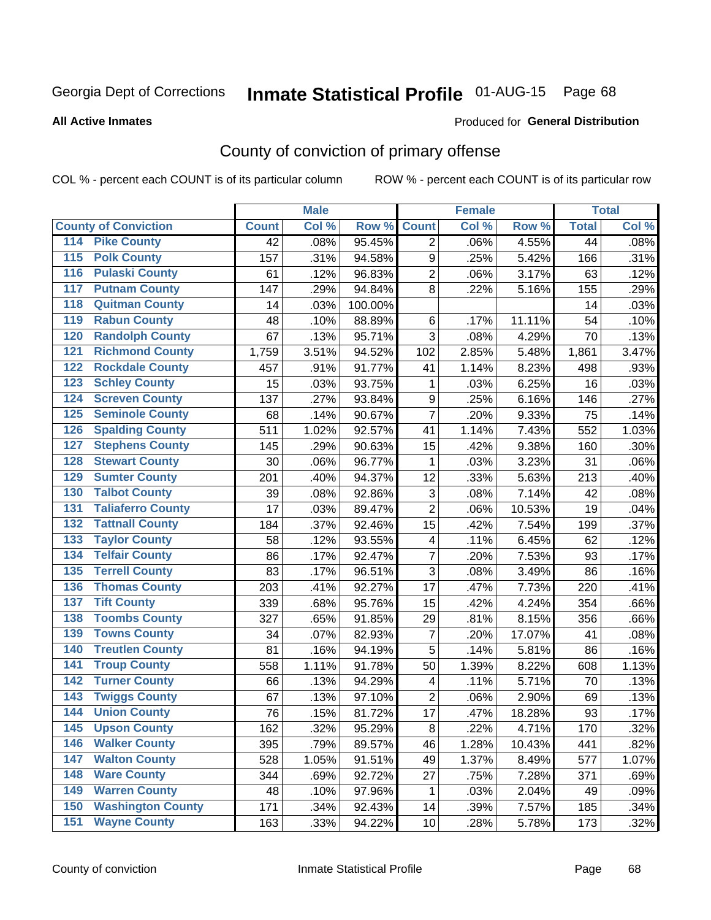Georgia Dept of Corrections **Inmate Statistical Profile** 01-AUG-15 Page 68

**All Active Inmates**

Produced for **General Distribution**

## County of conviction of primary offense

COL % - percent each COUNT is of its particular column ROW % - percent each COUNT is of its particular row

| County of Conviction | Male | | | Female | | | Total | |
|---|---|---|---|---|---|---|---|---|
| | Count | Col % | Row % | Count | Col % | Row % | Total | Col % |
| 114 Pike County | 42 | .08% | 95.45% | 2 | .06% | 4.55% | 44 | .08% |
| 115 Polk County | 157 | .31% | 94.58% | 9 | .25% | 5.42% | 166 | .31% |
| 116 Pulaski County | 61 | .12% | 96.83% | 2 | .06% | 3.17% | 63 | .12% |
| 117 Putnam County | 147 | .29% | 94.84% | 8 | .22% | 5.16% | 155 | .29% |
| 118 Quitman County | 14 | .03% | 100.00% | | | | 14 | .03% |
| 119 Rabun County | 48 | .10% | 88.89% | 6 | .17% | 11.11% | 54 | .10% |
| 120 Randolph County | 67 | .13% | 95.71% | 3 | .08% | 4.29% | 70 | .13% |
| 121 Richmond County | 1,759 | 3.51% | 94.52% | 102 | 2.85% | 5.48% | 1,861 | 3.47% |
| 122 Rockdale County | 457 | .91% | 91.77% | 41 | 1.14% | 8.23% | 498 | .93% |
| 123 Schley County | 15 | .03% | 93.75% | 1 | .03% | 6.25% | 16 | .03% |
| 124 Screven County | 137 | .27% | 93.84% | 9 | .25% | 6.16% | 146 | .27% |
| 125 Seminole County | 68 | .14% | 90.67% | 7 | .20% | 9.33% | 75 | .14% |
| 126 Spalding County | 511 | 1.02% | 92.57% | 41 | 1.14% | 7.43% | 552 | 1.03% |
| 127 Stephens County | 145 | .29% | 90.63% | 15 | .42% | 9.38% | 160 | .30% |
| 128 Stewart County | 30 | .06% | 96.77% | 1 | .03% | 3.23% | 31 | .06% |
| 129 Sumter County | 201 | .40% | 94.37% | 12 | .33% | 5.63% | 213 | .40% |
| 130 Talbot County | 39 | .08% | 92.86% | 3 | .08% | 7.14% | 42 | .08% |
| 131 Taliaferro County | 17 | .03% | 89.47% | 2 | .06% | 10.53% | 19 | .04% |
| 132 Tattnall County | 184 | .37% | 92.46% | 15 | .42% | 7.54% | 199 | .37% |
| 133 Taylor County | 58 | .12% | 93.55% | 4 | .11% | 6.45% | 62 | .12% |
| 134 Telfair County | 86 | .17% | 92.47% | 7 | .20% | 7.53% | 93 | .17% |
| 135 Terrell County | 83 | .17% | 96.51% | 3 | .08% | 3.49% | 86 | .16% |
| 136 Thomas County | 203 | .41% | 92.27% | 17 | .47% | 7.73% | 220 | .41% |
| 137 Tift County | 339 | .68% | 95.76% | 15 | .42% | 4.24% | 354 | .66% |
| 138 Toombs County | 327 | .65% | 91.85% | 29 | .81% | 8.15% | 356 | .66% |
| 139 Towns County | 34 | .07% | 82.93% | 7 | .20% | 17.07% | 41 | .08% |
| 140 Treutlen County | 81 | .16% | 94.19% | 5 | .14% | 5.81% | 86 | .16% |
| 141 Troup County | 558 | 1.11% | 91.78% | 50 | 1.39% | 8.22% | 608 | 1.13% |
| 142 Turner County | 66 | .13% | 94.29% | 4 | .11% | 5.71% | 70 | .13% |
| 143 Twiggs County | 67 | .13% | 97.10% | 2 | .06% | 2.90% | 69 | .13% |
| 144 Union County | 76 | .15% | 81.72% | 17 | .47% | 18.28% | 93 | .17% |
| 145 Upson County | 162 | .32% | 95.29% | 8 | .22% | 4.71% | 170 | .32% |
| 146 Walker County | 395 | .79% | 89.57% | 46 | 1.28% | 10.43% | 441 | .82% |
| 147 Walton County | 528 | 1.05% | 91.51% | 49 | 1.37% | 8.49% | 577 | 1.07% |
| 148 Ware County | 344 | .69% | 92.72% | 27 | .75% | 7.28% | 371 | .69% |
| 149 Warren County | 48 | .10% | 97.96% | 1 | .03% | 2.04% | 49 | .09% |
| 150 Washington County | 171 | .34% | 92.43% | 14 | .39% | 7.57% | 185 | .34% |
| 151 Wayne County | 163 | .33% | 94.22% | 10 | .28% | 5.78% | 173 | .32% |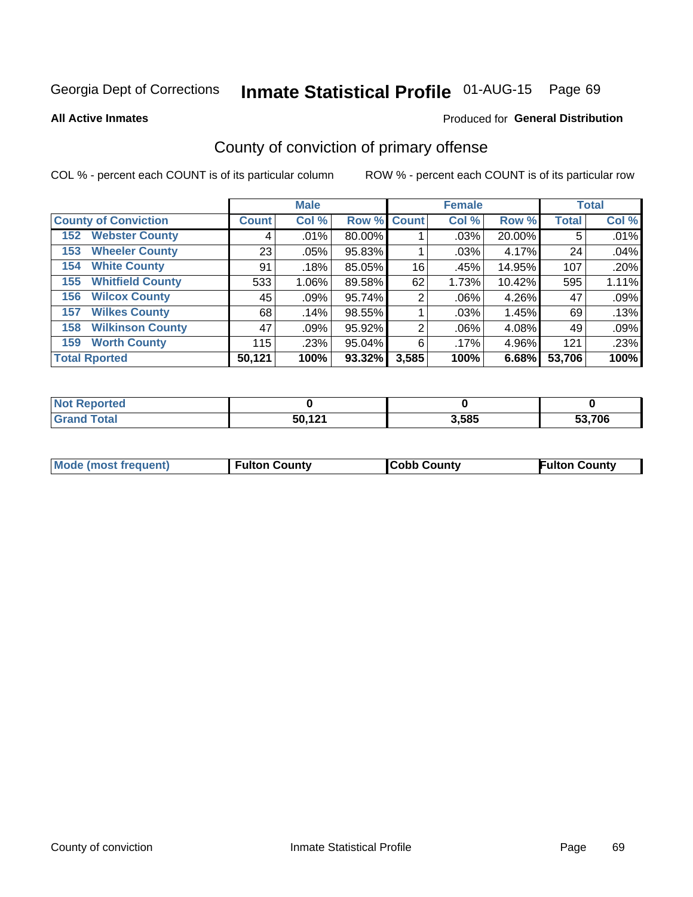Georgia Dept of Corrections **Inmate Statistical Profile** 01-AUG-15

**All Active Inmates**

Produced for **General Distribution**

## County of conviction of primary offense

COL % - percent each COUNT is of its particular column ROW % - percent each COUNT is of its particular row

| County of Conviction | Male | | | Female | | | Total | |
|---|---|---|---|---|---|---|---|---|
| | Count | Col % | Row % | Count | Col % | Row % | Total | Col % |
| 152 Webster County | 4 | .01% | 80.00% | 1 | .03% | 20.00% | 5 | .01% |
| 153 Wheeler County | 23 | .05% | 95.83% | 1 | .03% | 4.17% | 24 | .04% |
| 154 White County | 91 | .18% | 85.05% | 16 | .45% | 14.95% | 107 | .20% |
| 155 Whitfield County | 533 | 1.06% | 89.58% | 62 | 1.73% | 10.42% | 595 | 1.11% |
| 156 Wilcox County | 45 | .09% | 95.74% | 2 | .06% | 4.26% | 47 | .09% |
| 157 Wilkes County | 68 | .14% | 98.55% | 1 | .03% | 1.45% | 69 | .13% |
| 158 Wilkinson County | 47 | .09% | 95.92% | 2 | .06% | 4.08% | 49 | .09% |
| 159 Worth County | 115 | .23% | 95.04% | 6 | .17% | 4.96% | 121 | .23% |
| **Total Rported** | **50,121** | **100%** | **93.32%** | **3,585** | **100%** | **6.68%** | **53,706** | **100%** |

| | Male | Female | Total |
|---|---|---|---|
| Not Reported | 0 | 0 | 0 |
| Grand Total | 50,121 | 3,585 | 53,706 |

| | Male | Female | Total |
|---|---|---|---|
| Mode (most frequent) | Fulton County | Cobb County | Fulton County |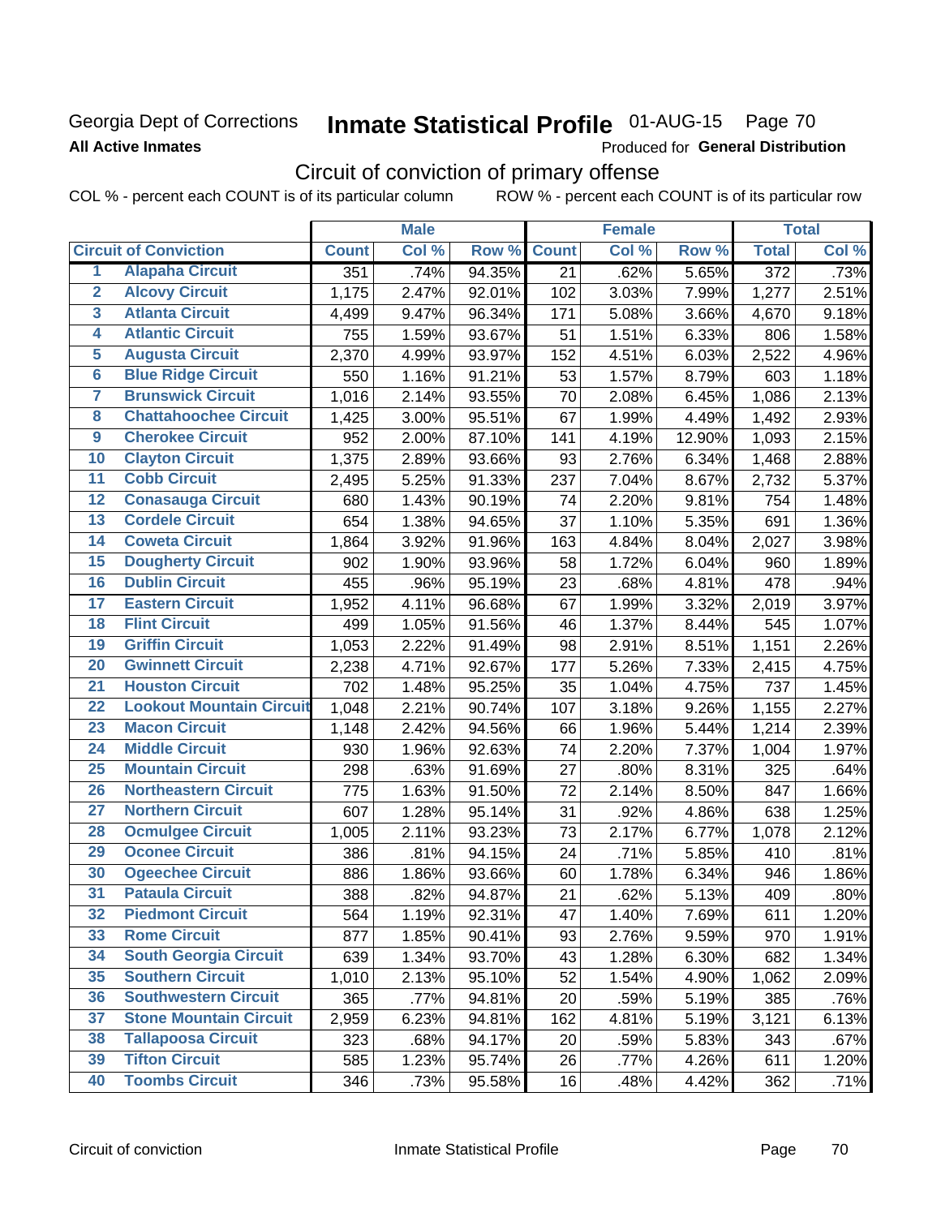Georgia Dept of Corrections
**All Active Inmates**

# Inmate Statistical Profile 01-AUG-15 Page 70

Produced for **General Distribution**

## Circuit of conviction of primary offense

COL % - percent each COUNT is of its particular column ROW % - percent each COUNT is of its particular row

| | | Male | | | Female | | | Total | |
|---|---|---|---|---|---|---|---|---|---|
| **Circuit of Conviction** | | **Count** | **Col %** | **Row %** | **Count** | **Col %** | **Row %** | **Total** | **Col %** |
| 1 | Alapaha Circuit | 351 | .74% | 94.35% | 21 | .62% | 5.65% | 372 | .73% |
| 2 | Alcovy Circuit | 1,175 | 2.47% | 92.01% | 102 | 3.03% | 7.99% | 1,277 | 2.51% |
| 3 | Atlanta Circuit | 4,499 | 9.47% | 96.34% | 171 | 5.08% | 3.66% | 4,670 | 9.18% |
| 4 | Atlantic Circuit | 755 | 1.59% | 93.67% | 51 | 1.51% | 6.33% | 806 | 1.58% |
| 5 | Augusta Circuit | 2,370 | 4.99% | 93.97% | 152 | 4.51% | 6.03% | 2,522 | 4.96% |
| 6 | Blue Ridge Circuit | 550 | 1.16% | 91.21% | 53 | 1.57% | 8.79% | 603 | 1.18% |
| 7 | Brunswick Circuit | 1,016 | 2.14% | 93.55% | 70 | 2.08% | 6.45% | 1,086 | 2.13% |
| 8 | Chattahoochee Circuit | 1,425 | 3.00% | 95.51% | 67 | 1.99% | 4.49% | 1,492 | 2.93% |
| 9 | Cherokee Circuit | 952 | 2.00% | 87.10% | 141 | 4.19% | 12.90% | 1,093 | 2.15% |
| 10 | Clayton Circuit | 1,375 | 2.89% | 93.66% | 93 | 2.76% | 6.34% | 1,468 | 2.88% |
| 11 | Cobb Circuit | 2,495 | 5.25% | 91.33% | 237 | 7.04% | 8.67% | 2,732 | 5.37% |
| 12 | Conasauga Circuit | 680 | 1.43% | 90.19% | 74 | 2.20% | 9.81% | 754 | 1.48% |
| 13 | Cordele Circuit | 654 | 1.38% | 94.65% | 37 | 1.10% | 5.35% | 691 | 1.36% |
| 14 | Coweta Circuit | 1,864 | 3.92% | 91.96% | 163 | 4.84% | 8.04% | 2,027 | 3.98% |
| 15 | Dougherty Circuit | 902 | 1.90% | 93.96% | 58 | 1.72% | 6.04% | 960 | 1.89% |
| 16 | Dublin Circuit | 455 | .96% | 95.19% | 23 | .68% | 4.81% | 478 | .94% |
| 17 | Eastern Circuit | 1,952 | 4.11% | 96.68% | 67 | 1.99% | 3.32% | 2,019 | 3.97% |
| 18 | Flint Circuit | 499 | 1.05% | 91.56% | 46 | 1.37% | 8.44% | 545 | 1.07% |
| 19 | Griffin Circuit | 1,053 | 2.22% | 91.49% | 98 | 2.91% | 8.51% | 1,151 | 2.26% |
| 20 | Gwinnett Circuit | 2,238 | 4.71% | 92.67% | 177 | 5.26% | 7.33% | 2,415 | 4.75% |
| 21 | Houston Circuit | 702 | 1.48% | 95.25% | 35 | 1.04% | 4.75% | 737 | 1.45% |
| 22 | Lookout Mountain Circuit | 1,048 | 2.21% | 90.74% | 107 | 3.18% | 9.26% | 1,155 | 2.27% |
| 23 | Macon Circuit | 1,148 | 2.42% | 94.56% | 66 | 1.96% | 5.44% | 1,214 | 2.39% |
| 24 | Middle Circuit | 930 | 1.96% | 92.63% | 74 | 2.20% | 7.37% | 1,004 | 1.97% |
| 25 | Mountain Circuit | 298 | .63% | 91.69% | 27 | .80% | 8.31% | 325 | .64% |
| 26 | Northeastern Circuit | 775 | 1.63% | 91.50% | 72 | 2.14% | 8.50% | 847 | 1.66% |
| 27 | Northern Circuit | 607 | 1.28% | 95.14% | 31 | .92% | 4.86% | 638 | 1.25% |
| 28 | Ocmulgee Circuit | 1,005 | 2.11% | 93.23% | 73 | 2.17% | 6.77% | 1,078 | 2.12% |
| 29 | Oconee Circuit | 386 | .81% | 94.15% | 24 | .71% | 5.85% | 410 | .81% |
| 30 | Ogeechee Circuit | 886 | 1.86% | 93.66% | 60 | 1.78% | 6.34% | 946 | 1.86% |
| 31 | Pataula Circuit | 388 | .82% | 94.87% | 21 | .62% | 5.13% | 409 | .80% |
| 32 | Piedmont Circuit | 564 | 1.19% | 92.31% | 47 | 1.40% | 7.69% | 611 | 1.20% |
| 33 | Rome Circuit | 877 | 1.85% | 90.41% | 93 | 2.76% | 9.59% | 970 | 1.91% |
| 34 | South Georgia Circuit | 639 | 1.34% | 93.70% | 43 | 1.28% | 6.30% | 682 | 1.34% |
| 35 | Southern Circuit | 1,010 | 2.13% | 95.10% | 52 | 1.54% | 4.90% | 1,062 | 2.09% |
| 36 | Southwestern Circuit | 365 | .77% | 94.81% | 20 | .59% | 5.19% | 385 | .76% |
| 37 | Stone Mountain Circuit | 2,959 | 6.23% | 94.81% | 162 | 4.81% | 5.19% | 3,121 | 6.13% |
| 38 | Tallapoosa Circuit | 323 | .68% | 94.17% | 20 | .59% | 5.83% | 343 | .67% |
| 39 | Tifton Circuit | 585 | 1.23% | 95.74% | 26 | .77% | 4.26% | 611 | 1.20% |
| 40 | Toombs Circuit | 346 | .73% | 95.58% | 16 | .48% | 4.42% | 362 | .71% |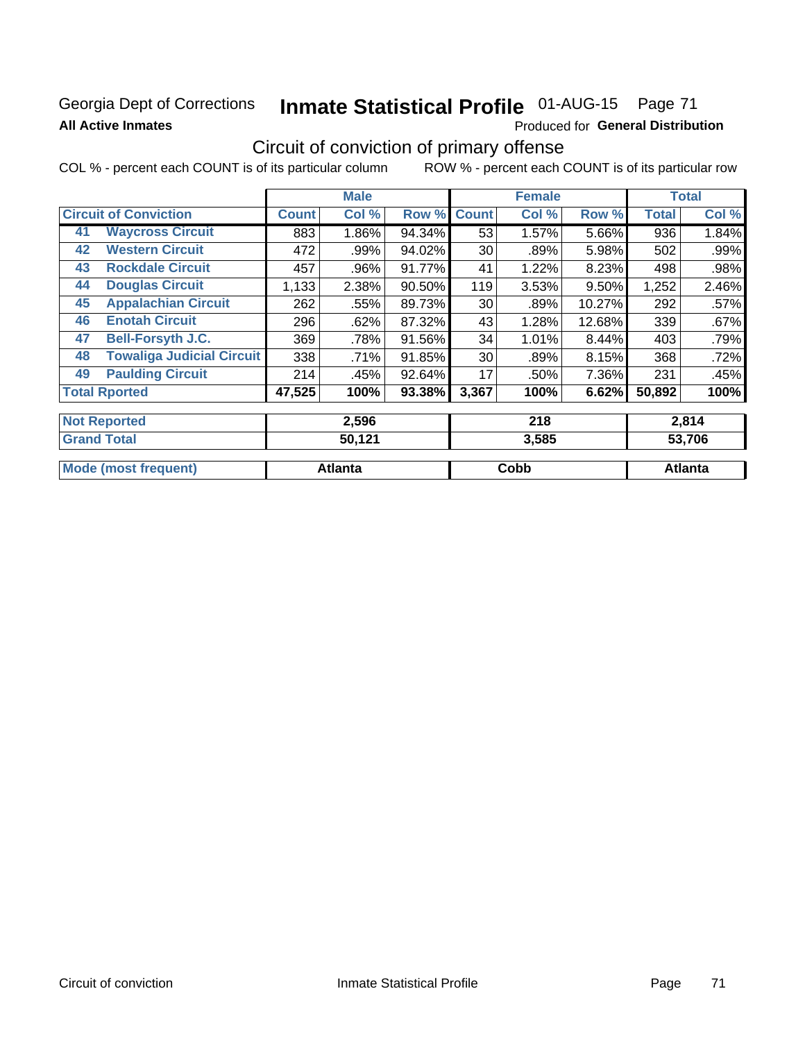Georgia Dept of Corrections **Inmate Statistical Profile** 01-AUG-15

**All Active Inmates**

Produced for **General Distribution**

## Circuit of conviction of primary offense

COL % - percent each COUNT is of its particular column ROW % - percent each COUNT is of its particular row

| Circuit of Conviction | | Male | | | Female | | | Total | |
|---|---|---|---|---|---|---|---|---|---|
| | | Count | Col % | Row % | Count | Col % | Row % | Total | Col % |
| 41 | Waycross Circuit | 883 | 1.86% | 94.34% | 53 | 1.57% | 5.66% | 936 | 1.84% |
| 42 | Western Circuit | 472 | .99% | 94.02% | 30 | .89% | 5.98% | 502 | .99% |
| 43 | Rockdale Circuit | 457 | .96% | 91.77% | 41 | 1.22% | 8.23% | 498 | .98% |
| 44 | Douglas Circuit | 1,133 | 2.38% | 90.50% | 119 | 3.53% | 9.50% | 1,252 | 2.46% |
| 45 | Appalachian Circuit | 262 | .55% | 89.73% | 30 | .89% | 10.27% | 292 | .57% |
| 46 | Enotah Circuit | 296 | .62% | 87.32% | 43 | 1.28% | 12.68% | 339 | .67% |
| 47 | Bell-Forsyth J.C. | 369 | .78% | 91.56% | 34 | 1.01% | 8.44% | 403 | .79% |
| 48 | Towaliga Judicial Circuit | 338 | .71% | 91.85% | 30 | .89% | 8.15% | 368 | .72% |
| 49 | Paulding Circuit | 214 | .45% | 92.64% | 17 | .50% | 7.36% | 231 | .45% |
| **Total Rported** | | **47,525** | **100%** | **93.38%** | **3,367** | **100%** | **6.62%** | **50,892** | **100%** |
| **Not Reported** | | **2,596** | | | **218** | | | **2,814** | |
| **Grand Total** | | **50,121** | | | **3,585** | | | **53,706** | |
| **Mode (most frequent)** | | **Atlanta** | | | **Cobb** | | | **Atlanta** | |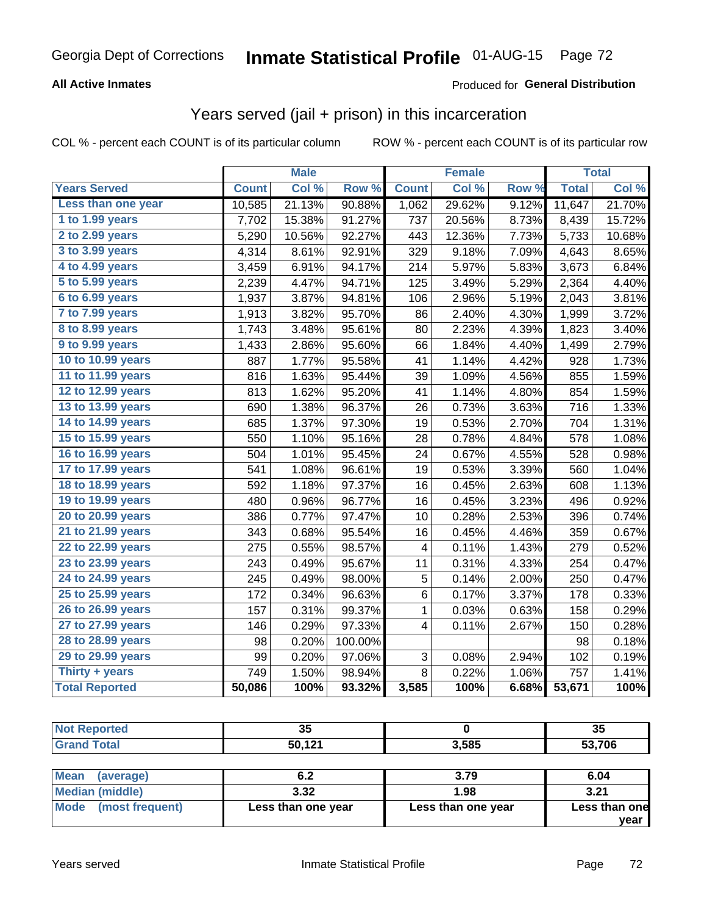Georgia Dept of Corrections **Inmate Statistical Profile** 01-AUG-15

**All Active Inmates**

Produced for **General Distribution**

## Years served (jail + prison) in this incarceration

COL % - percent each COUNT is of its particular column    ROW % - percent each COUNT is of its particular row

| | Male | | | Female | | | Total | |
|---|---|---|---|---|---|---|---|---|
| **Years Served** | **Count** | **Col %** | **Row %** | **Count** | **Col %** | **Row %** | **Total** | **Col %** |
| Less than one year | 10,585 | 21.13% | 90.88% | 1,062 | 29.62% | 9.12% | 11,647 | 21.70% |
| 1 to 1.99 years | 7,702 | 15.38% | 91.27% | 737 | 20.56% | 8.73% | 8,439 | 15.72% |
| 2 to 2.99 years | 5,290 | 10.56% | 92.27% | 443 | 12.36% | 7.73% | 5,733 | 10.68% |
| 3 to 3.99 years | 4,314 | 8.61% | 92.91% | 329 | 9.18% | 7.09% | 4,643 | 8.65% |
| 4 to 4.99 years | 3,459 | 6.91% | 94.17% | 214 | 5.97% | 5.83% | 3,673 | 6.84% |
| 5 to 5.99 years | 2,239 | 4.47% | 94.71% | 125 | 3.49% | 5.29% | 2,364 | 4.40% |
| 6 to 6.99 years | 1,937 | 3.87% | 94.81% | 106 | 2.96% | 5.19% | 2,043 | 3.81% |
| 7 to 7.99 years | 1,913 | 3.82% | 95.70% | 86 | 2.40% | 4.30% | 1,999 | 3.72% |
| 8 to 8.99 years | 1,743 | 3.48% | 95.61% | 80 | 2.23% | 4.39% | 1,823 | 3.40% |
| 9 to 9.99 years | 1,433 | 2.86% | 95.60% | 66 | 1.84% | 4.40% | 1,499 | 2.79% |
| 10 to 10.99 years | 887 | 1.77% | 95.58% | 41 | 1.14% | 4.42% | 928 | 1.73% |
| 11 to 11.99 years | 816 | 1.63% | 95.44% | 39 | 1.09% | 4.56% | 855 | 1.59% |
| 12 to 12.99 years | 813 | 1.62% | 95.20% | 41 | 1.14% | 4.80% | 854 | 1.59% |
| 13 to 13.99 years | 690 | 1.38% | 96.37% | 26 | 0.73% | 3.63% | 716 | 1.33% |
| 14 to 14.99 years | 685 | 1.37% | 97.30% | 19 | 0.53% | 2.70% | 704 | 1.31% |
| 15 to 15.99 years | 550 | 1.10% | 95.16% | 28 | 0.78% | 4.84% | 578 | 1.08% |
| 16 to 16.99 years | 504 | 1.01% | 95.45% | 24 | 0.67% | 4.55% | 528 | 0.98% |
| 17 to 17.99 years | 541 | 1.08% | 96.61% | 19 | 0.53% | 3.39% | 560 | 1.04% |
| 18 to 18.99 years | 592 | 1.18% | 97.37% | 16 | 0.45% | 2.63% | 608 | 1.13% |
| 19 to 19.99 years | 480 | 0.96% | 96.77% | 16 | 0.45% | 3.23% | 496 | 0.92% |
| 20 to 20.99 years | 386 | 0.77% | 97.47% | 10 | 0.28% | 2.53% | 396 | 0.74% |
| 21 to 21.99 years | 343 | 0.68% | 95.54% | 16 | 0.45% | 4.46% | 359 | 0.67% |
| 22 to 22.99 years | 275 | 0.55% | 98.57% | 4 | 0.11% | 1.43% | 279 | 0.52% |
| 23 to 23.99 years | 243 | 0.49% | 95.67% | 11 | 0.31% | 4.33% | 254 | 0.47% |
| 24 to 24.99 years | 245 | 0.49% | 98.00% | 5 | 0.14% | 2.00% | 250 | 0.47% |
| 25 to 25.99 years | 172 | 0.34% | 96.63% | 6 | 0.17% | 3.37% | 178 | 0.33% |
| 26 to 26.99 years | 157 | 0.31% | 99.37% | 1 | 0.03% | 0.63% | 158 | 0.29% |
| 27 to 27.99 years | 146 | 0.29% | 97.33% | 4 | 0.11% | 2.67% | 150 | 0.28% |
| 28 to 28.99 years | 98 | 0.20% | 100.00% | | | | 98 | 0.18% |
| 29 to 29.99 years | 99 | 0.20% | 97.06% | 3 | 0.08% | 2.94% | 102 | 0.19% |
| Thirty + years | 749 | 1.50% | 98.94% | 8 | 0.22% | 1.06% | 757 | 1.41% |
| **Total Reported** | **50,086** | **100%** | **93.32%** | **3,585** | **100%** | **6.68%** | **53,671** | **100%** |

| | Male | Female | Total |
|---|---|---|---|
| Not Reported | 35 | 0 | 35 |
| Grand Total | 50,121 | 3,585 | 53,706 |

| | Male | Female | Total |
|---|---|---|---|
| Mean (average) | 6.2 | 3.79 | 6.04 |
| Median (middle) | 3.32 | 1.98 | 3.21 |
| Mode (most frequent) | Less than one year | Less than one year | Less than one year |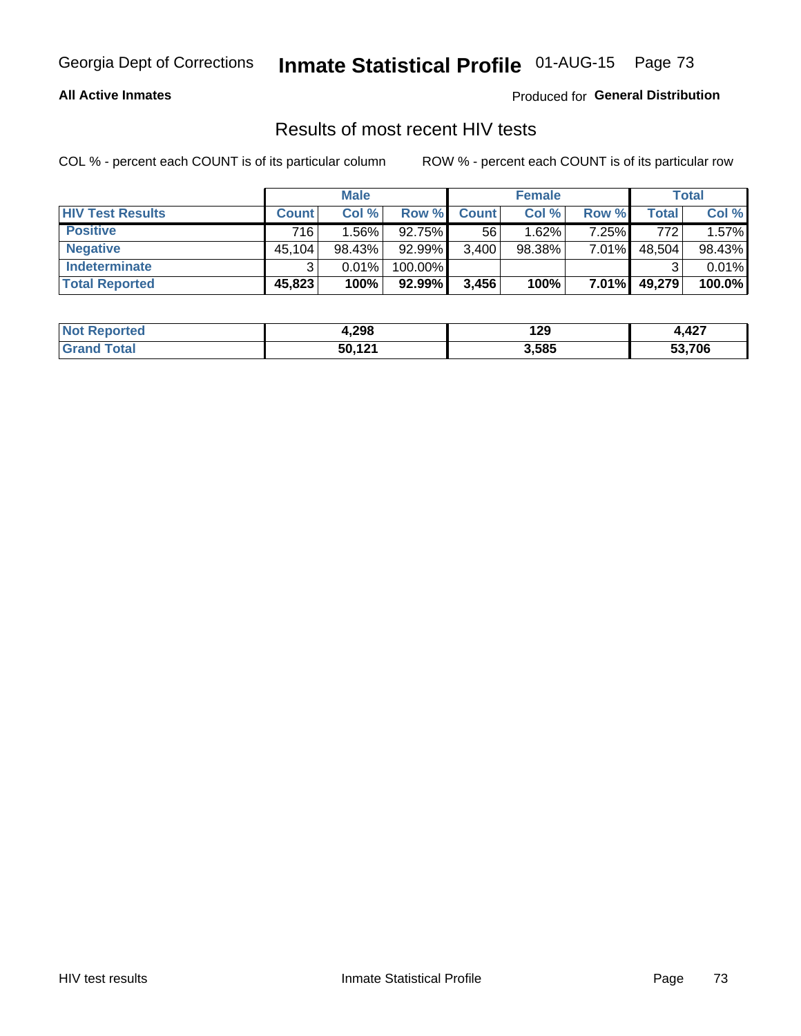# Georgia Dept of Corrections — Inmate Statistical Profile — 01-AUG-15

**All Active Inmates**

Produced for **General Distribution**

## Results of most recent HIV tests

COL % - percent each COUNT is of its particular column

ROW % - percent each COUNT is of its particular row

| | Male | | | Female | | | Total | |
|---|---|---|---|---|---|---|---|---|
| **HIV Test Results** | **Count** | **Col %** | **Row %** | **Count** | **Col %** | **Row %** | **Total** | **Col %** |
| **Positive** | 716 | 1.56% | 92.75% | 56 | 1.62% | 7.25% | 772 | 1.57% |
| **Negative** | 45,104 | 98.43% | 92.99% | 3,400 | 98.38% | 7.01% | 48,504 | 98.43% |
| **Indeterminate** | 3 | 0.01% | 100.00% | | | | 3 | 0.01% |
| **Total Reported** | **45,823** | **100%** | **92.99%** | **3,456** | **100%** | **7.01%** | **49,279** | **100.0%** |

| | Male | Female | Total |
|---|---|---|---|
| **Not Reported** | **4,298** | **129** | **4,427** |
| **Grand Total** | **50,121** | **3,585** | **53,706** |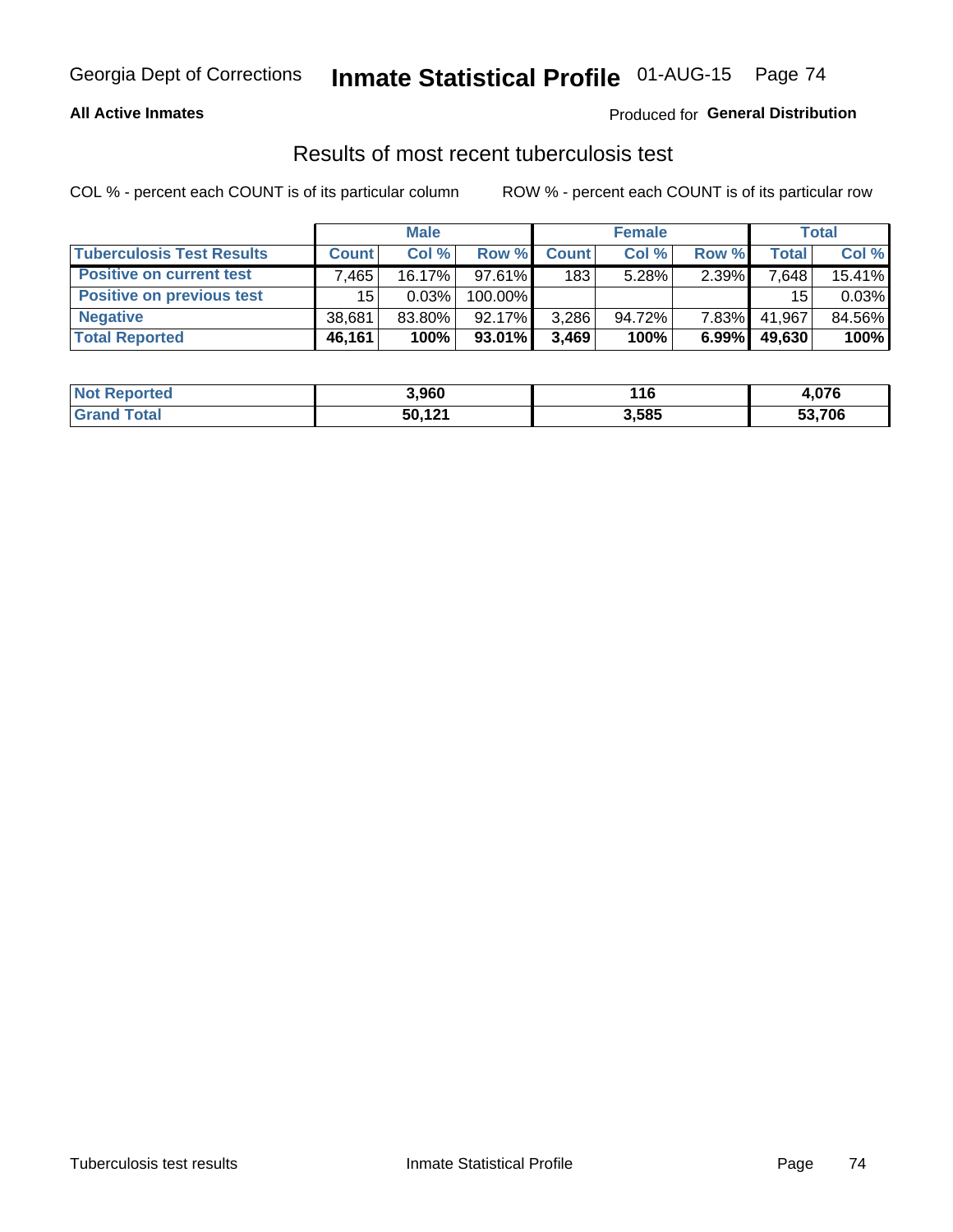Georgia Dept of Corrections **Inmate Statistical Profile** 01-AUG-15

**All Active Inmates**

Produced for **General Distribution**

## Results of most recent tuberculosis test

COL % - percent each COUNT is of its particular column

ROW % - percent each COUNT is of its particular row

| | Male | | | Female | | | Total | |
|---|---|---|---|---|---|---|---|---|
| **Tuberculosis Test Results** | **Count** | **Col %** | **Row %** | **Count** | **Col %** | **Row %** | **Total** | **Col %** |
| **Positive on current test** | 7,465 | 16.17% | 97.61% | 183 | 5.28% | 2.39% | 7,648 | 15.41% |
| **Positive on previous test** | 15 | 0.03% | 100.00% | | | | 15 | 0.03% |
| **Negative** | 38,681 | 83.80% | 92.17% | 3,286 | 94.72% | 7.83% | 41,967 | 84.56% |
| **Total Reported** | **46,161** | **100%** | **93.01%** | **3,469** | **100%** | **6.99%** | **49,630** | **100%** |

| | Male | Female | Total |
|---|---|---|---|
| **Not Reported** | **3,960** | **116** | **4,076** |
| **Grand Total** | **50,121** | **3,585** | **53,706** |

Tuberculosis test results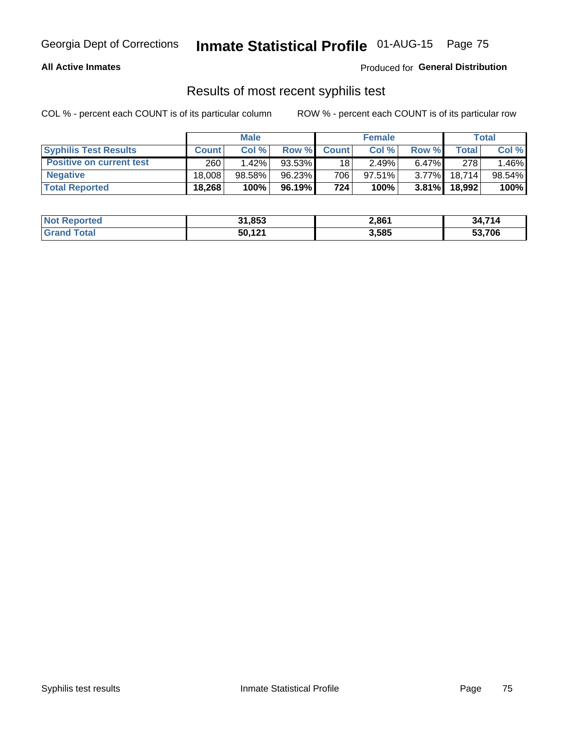Georgia Dept of Corrections **Inmate Statistical Profile** 01-AUG-15

**All Active Inmates**

Produced for **General Distribution**

## Results of most recent syphilis test

COL % - percent each COUNT is of its particular column ROW % - percent each COUNT is of its particular row

| | Male | | | Female | | | Total | |
|---|---|---|---|---|---|---|---|---|
| **Syphilis Test Results** | **Count** | **Col %** | **Row %** | **Count** | **Col %** | **Row %** | **Total** | **Col %** |
| **Positive on current test** | 260 | 1.42% | 93.53% | 18 | 2.49% | 6.47% | 278 | 1.46% |
| **Negative** | 18,008 | 98.58% | 96.23% | 706 | 97.51% | 3.77% | 18,714 | 98.54% |
| **Total Reported** | **18,268** | **100%** | **96.19%** | **724** | **100%** | **3.81%** | **18,992** | **100%** |

| | Male | Female | Total |
|---|---|---|---|
| **Not Reported** | **31,853** | **2,861** | **34,714** |
| **Grand Total** | **50,121** | **3,585** | **53,706** |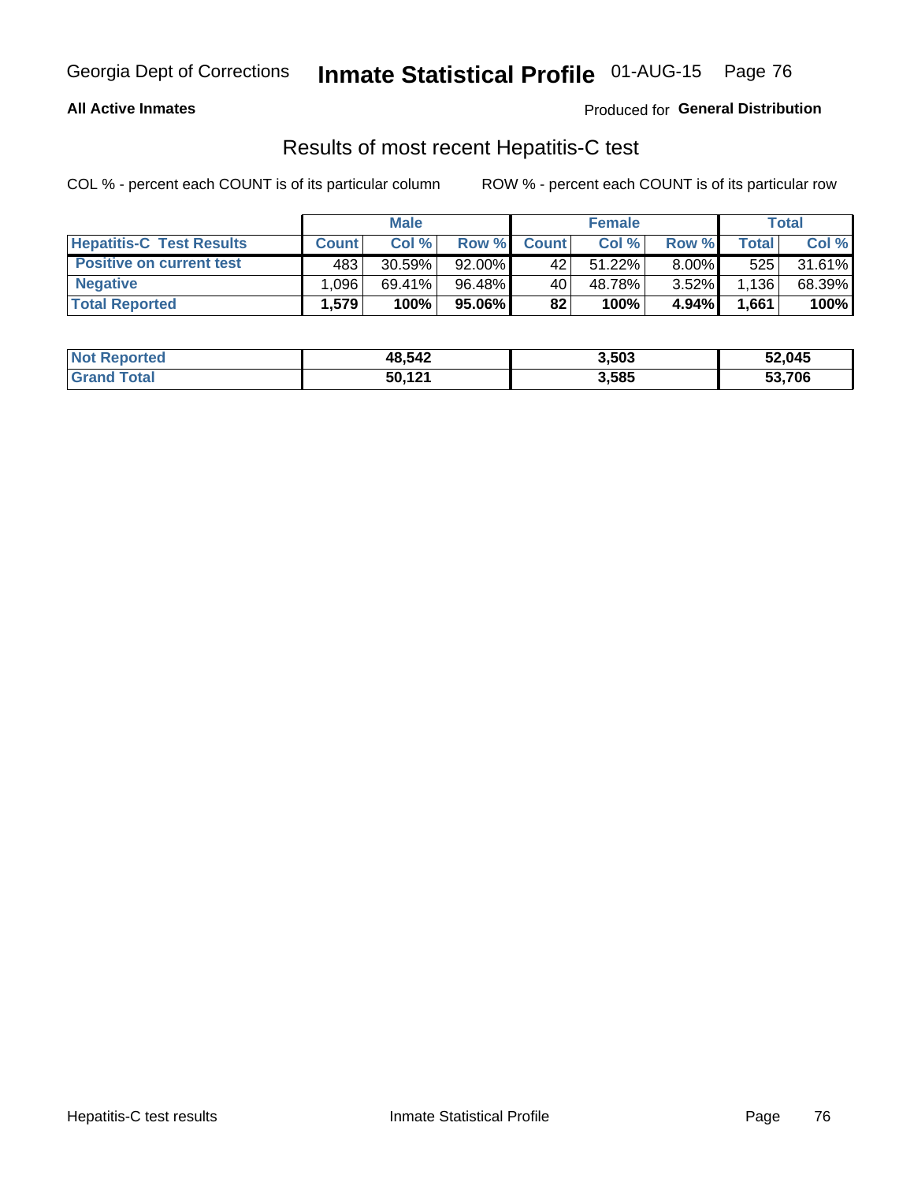Georgia Dept of Corrections **Inmate Statistical Profile** 01-AUG-15

**All Active Inmates**

Produced for **General Distribution**

## Results of most recent Hepatitis-C test

COL % - percent each COUNT is of its particular column ROW % - percent each COUNT is of its particular row

| | Male | | | Female | | | Total | |
|---|---|---|---|---|---|---|---|---|
| **Hepatitis-C Test Results** | **Count** | **Col %** | **Row %** | **Count** | **Col %** | **Row %** | **Total** | **Col %** |
| **Positive on current test** | 483 | 30.59% | 92.00% | 42 | 51.22% | 8.00% | 525 | 31.61% |
| **Negative** | 1,096 | 69.41% | 96.48% | 40 | 48.78% | 3.52% | 1,136 | 68.39% |
| **Total Reported** | **1,579** | **100%** | **95.06%** | **82** | **100%** | **4.94%** | **1,661** | **100%** |

| | Male | Female | Total |
|---|---|---|---|
| **Not Reported** | **48,542** | **3,503** | **52,045** |
| **Grand Total** | **50,121** | **3,585** | **53,706** |